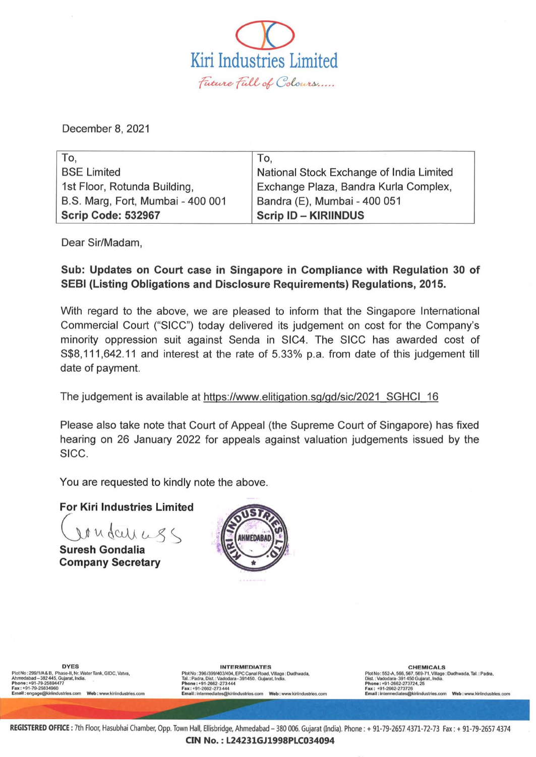Kiri Industries Limited

*Future Full of Colours.....*

December 8, 2021

| To, | To, |
|---|---|
| BSE Limited | National Stock Exchange of India Limited |
| 1st Floor, Rotunda Building, | Exchange Plaza, Bandra Kurla Complex, |
| B.S. Marg, Fort, Mumbai - 400 001 | Bandra (E), Mumbai - 400 051 |
| **Scrip Code: 532967** | **Scrip ID – KIRIINDUS** |

Dear Sir/Madam,

**Sub: Updates on Court case in Singapore in Compliance with Regulation 30 of SEBI (Listing Obligations and Disclosure Requirements) Regulations, 2015.**

With regard to the above, we are pleased to inform that the Singapore International Commercial Court ("SICC") today delivered its judgement on cost for the Company's minority oppression suit against Senda in SIC4. The SICC has awarded cost of S$8,111,642.11 and interest at the rate of 5.33% p.a. from date of this judgement till date of payment.

The judgement is available at https://www.elitigation.sg/gd/sic/2021_SGHCI_16

Please also take note that Court of Appeal (the Supreme Court of Singapore) has fixed hearing on 26 January 2022 for appeals against valuation judgements issued by the SICC.

You are requested to kindly note the above.

**For Kiri Industries Limited**

**Suresh Gondalia**
**Company Secretary**

**DYES**
Plot No: 299/1/A&B, Phase-II, Nr. Water Tank, GIDC, Vatva, Ahmedabad – 382 445, Gujarat, India.
Phone: +91-79-25894477
Fax: +91-79-25834960
Email: engage@kiriindustries.com Web: www.kiriindustries.com

**INTERMEDIATES**
Plot No: 396/399/403/404, EPC Canal Road, Village: Dudhwada, Tal.: Padra, Dist.: Vadodara - 391450. Gujarat, India.
Phone: +91-2662-273444
Fax: +91-2662-273444
Email: intermediates@kiriindustries.com Web: www.kiriindustries.com

**CHEMICALS**
Plot No: 552-A, 566, 567, 569-71, Village: Dudhwada, Tal.: Padra, Dist.: Vadodara- 391 450 Gujarat, India.
Phone: +91-2662-273724, 25
Fax: +91-2662-273726
Email: intermediates@kiriindustries.com Web: www.kiriindustries.com

**REGISTERED OFFICE:** 7th Floor, Hasubhai Chamber, Opp. Town Hall, Ellisbridge, Ahmedabad – 380 006. Gujarat (India). Phone: + 91-79-2657 4371-72-73 Fax: + 91-79-2657 4374

**CIN No.: L24231GJ1998PLC034094**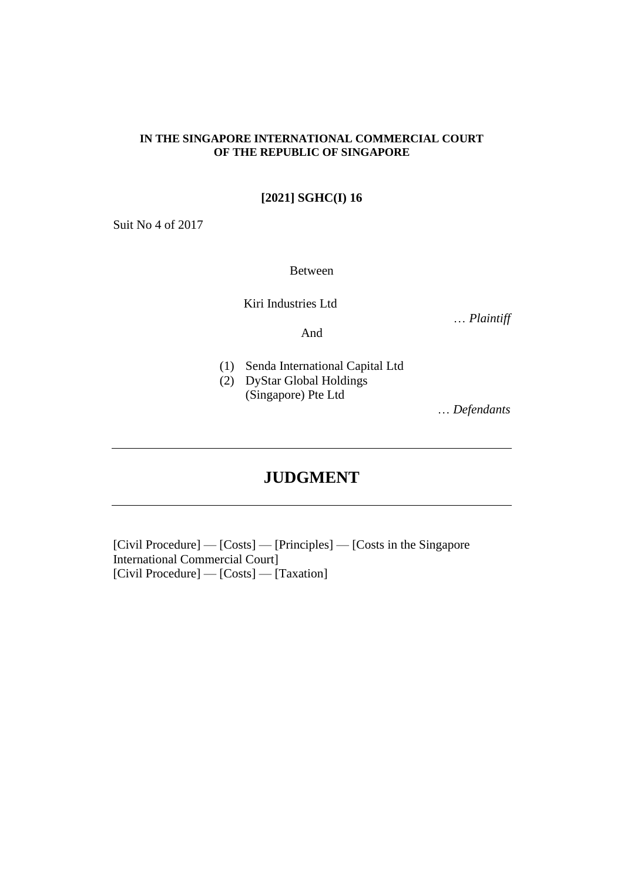**IN THE SINGAPORE INTERNATIONAL COMMERCIAL COURT OF THE REPUBLIC OF SINGAPORE**

**[2021] SGHC(I) 16**

Suit No 4 of 2017

Between

Kiri Industries Ltd

… *Plaintiff*

And

(1) Senda International Capital Ltd
(2) DyStar Global Holdings (Singapore) Pte Ltd

… *Defendants*

---

# JUDGMENT

---

[Civil Procedure] — [Costs] — [Principles] — [Costs in the Singapore International Commercial Court]
[Civil Procedure] — [Costs] — [Taxation]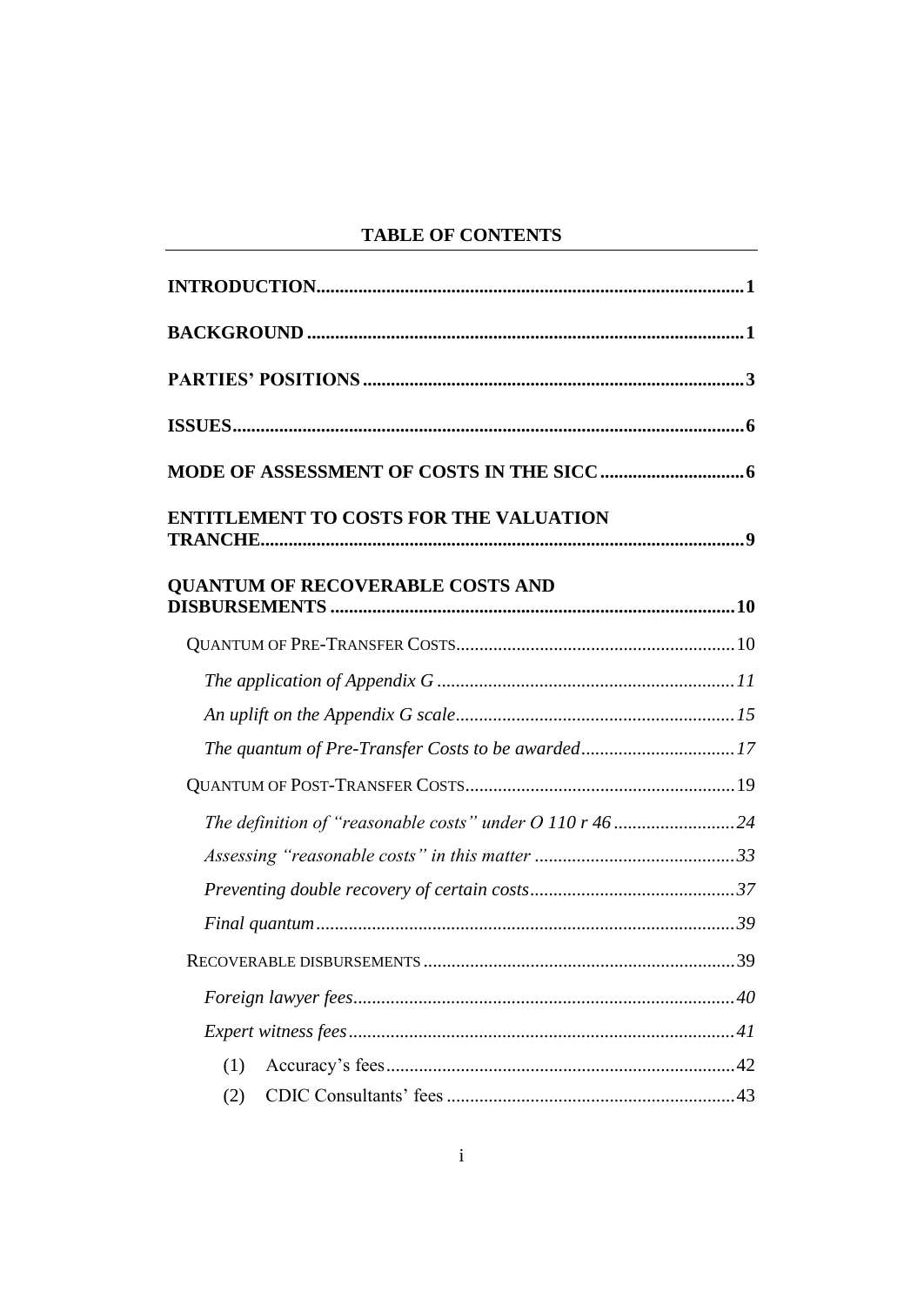## TABLE OF CONTENTS

**INTRODUCTION** ........................................................................................... **1**

**BACKGROUND** ........................................................................................... **1**

**PARTIES' POSITIONS** ................................................................................. **3**

**ISSUES** ......................................................................................................... **6**

**MODE OF ASSESSMENT OF COSTS IN THE SICC** ..................................... **6**

**ENTITLEMENT TO COSTS FOR THE VALUATION TRANCHE** .......................................................................................................... **9**

**QUANTUM OF RECOVERABLE COSTS AND DISBURSEMENTS** ................................................................................... **10**

- QUANTUM OF PRE-TRANSFER COSTS ........................................................ 10
  - *The application of Appendix G* ........................................................... *11*
  - *An uplift on the Appendix G scale* ....................................................... *15*
  - *The quantum of Pre-Transfer Costs to be awarded* ................................ *17*
- QUANTUM OF POST-TRANSFER COSTS ....................................................... 19
  - *The definition of "reasonable costs" under O 110 r 46* ......................... *24*
  - *Assessing "reasonable costs" in this matter* .......................................... *33*
  - *Preventing double recovery of certain costs* .......................................... *37*
  - *Final quantum* ....................................................................................... *39*
- RECOVERABLE DISBURSEMENTS ................................................................ 39
  - *Foreign lawyer fees* ............................................................................... *40*
  - *Expert witness fees* ............................................................................... *41*
    - (1) Accuracy's fees ............................................................................ 42
    - (2) CDIC Consultants' fees ................................................................ 43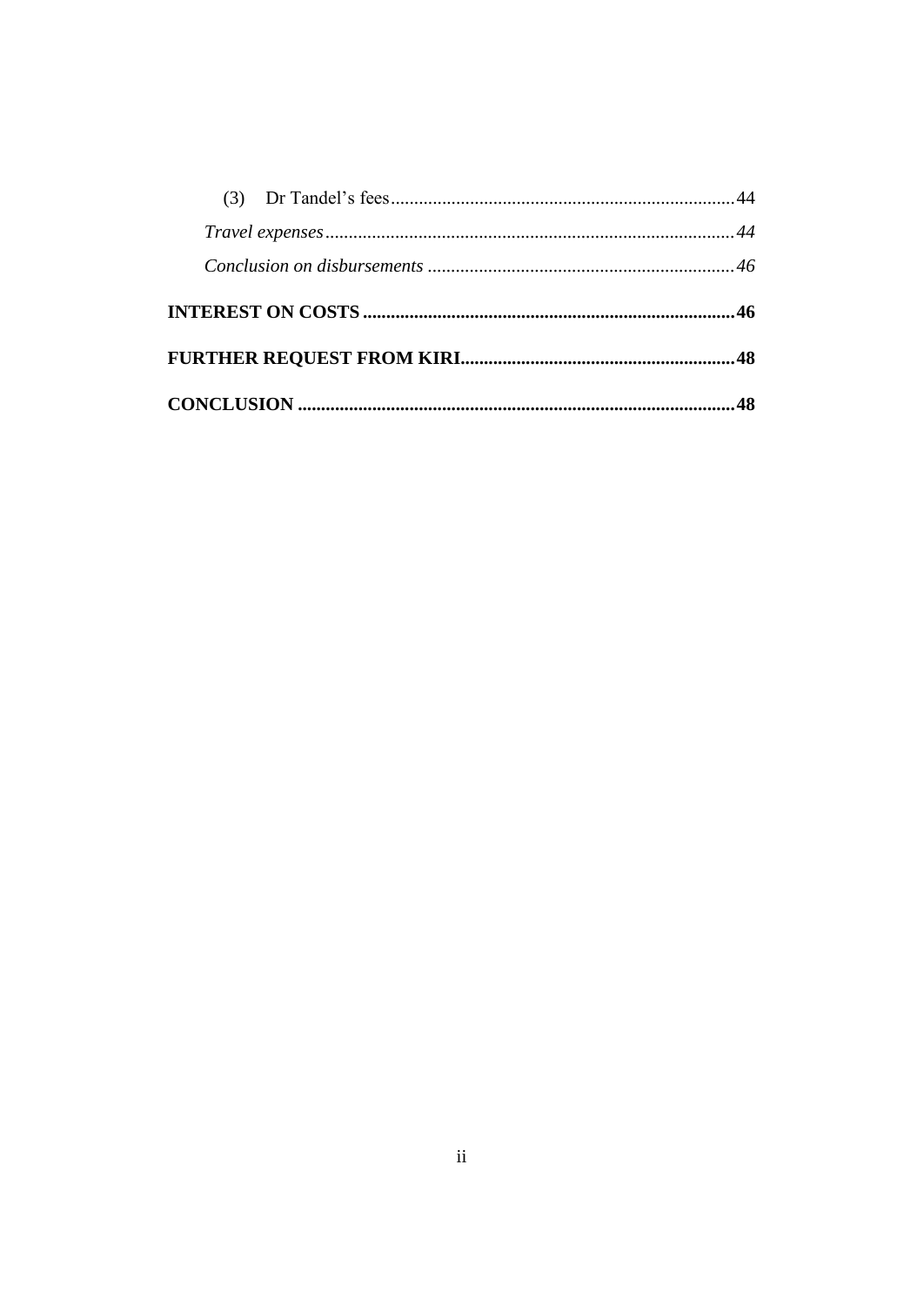(3) Dr Tandel's fees .......... 44

*Travel expenses* .......... 44

*Conclusion on disbursements* .......... 46

**INTEREST ON COSTS .......... 46**

**FURTHER REQUEST FROM KIRI .......... 48**

**CONCLUSION .......... 48**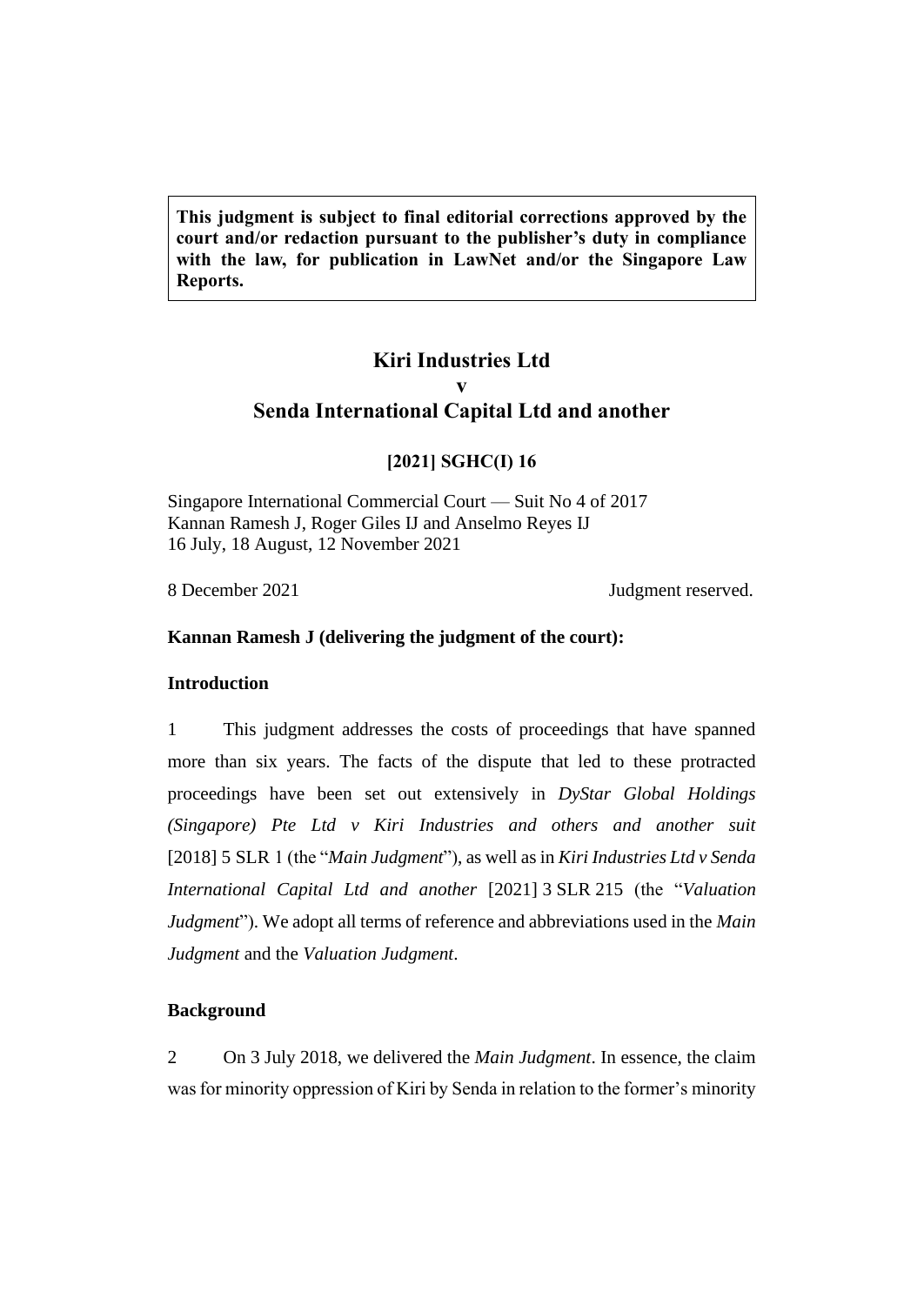**This judgment is subject to final editorial corrections approved by the court and/or redaction pursuant to the publisher's duty in compliance with the law, for publication in LawNet and/or the Singapore Law Reports.**

# Kiri Industries Ltd
# v
# Senda International Capital Ltd and another

**[2021] SGHC(I) 16**

Singapore International Commercial Court — Suit No 4 of 2017
Kannan Ramesh J, Roger Giles IJ and Anselmo Reyes IJ
16 July, 18 August, 12 November 2021

8 December 2021 Judgment reserved.

**Kannan Ramesh J (delivering the judgment of the court):**

## Introduction

1 This judgment addresses the costs of proceedings that have spanned more than six years. The facts of the dispute that led to these protracted proceedings have been set out extensively in *DyStar Global Holdings (Singapore) Pte Ltd v Kiri Industries and others and another suit* [2018] 5 SLR 1 (the "*Main Judgment*"), as well as in *Kiri Industries Ltd v Senda International Capital Ltd and another* [2021] 3 SLR 215 (the "*Valuation Judgment*"). We adopt all terms of reference and abbreviations used in the *Main Judgment* and the *Valuation Judgment*.

## Background

2 On 3 July 2018, we delivered the *Main Judgment*. In essence, the claim was for minority oppression of Kiri by Senda in relation to the former's minority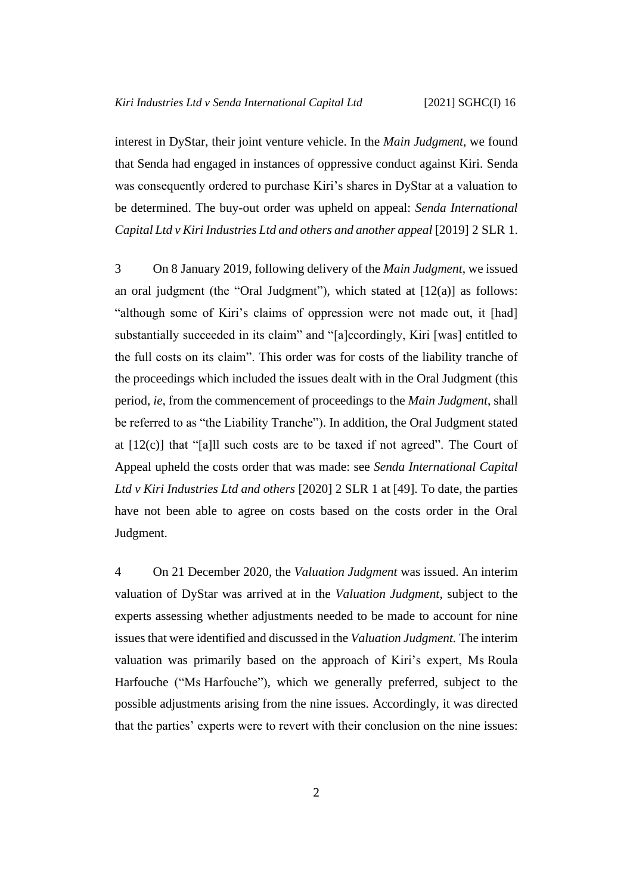interest in DysStar, their joint venture vehicle. In the *Main Judgment*, we found that Senda had engaged in instances of oppressive conduct against Kiri. Senda was consequently ordered to purchase Kiri's shares in DyStar at a valuation to be determined. The buy-out order was upheld on appeal: *Senda International Capital Ltd v Kiri Industries Ltd and others and another appeal* [2019] 2 SLR 1.

3 On 8 January 2019, following delivery of the *Main Judgment*, we issued an oral judgment (the "Oral Judgment"), which stated at [12(a)] as follows: "although some of Kiri's claims of oppression were not made out, it [had] substantially succeeded in its claim" and "[a]ccordingly, Kiri [was] entitled to the full costs on its claim". This order was for costs of the liability tranche of the proceedings which included the issues dealt with in the Oral Judgment (this period, *ie*, from the commencement of proceedings to the *Main Judgment*, shall be referred to as "the Liability Tranche"). In addition, the Oral Judgment stated at [12(c)] that "[a]ll such costs are to be taxed if not agreed". The Court of Appeal upheld the costs order that was made: see *Senda International Capital Ltd v Kiri Industries Ltd and others* [2020] 2 SLR 1 at [49]. To date, the parties have not been able to agree on costs based on the costs order in the Oral Judgment.

4 On 21 December 2020, the *Valuation Judgment* was issued. An interim valuation of DyStar was arrived at in the *Valuation Judgment*, subject to the experts assessing whether adjustments needed to be made to account for nine issues that were identified and discussed in the *Valuation Judgment.* The interim valuation was primarily based on the approach of Kiri's expert, Ms Roula Harfouche ("Ms Harfouche"), which we generally preferred, subject to the possible adjustments arising from the nine issues. Accordingly, it was directed that the parties' experts were to revert with their conclusion on the nine issues: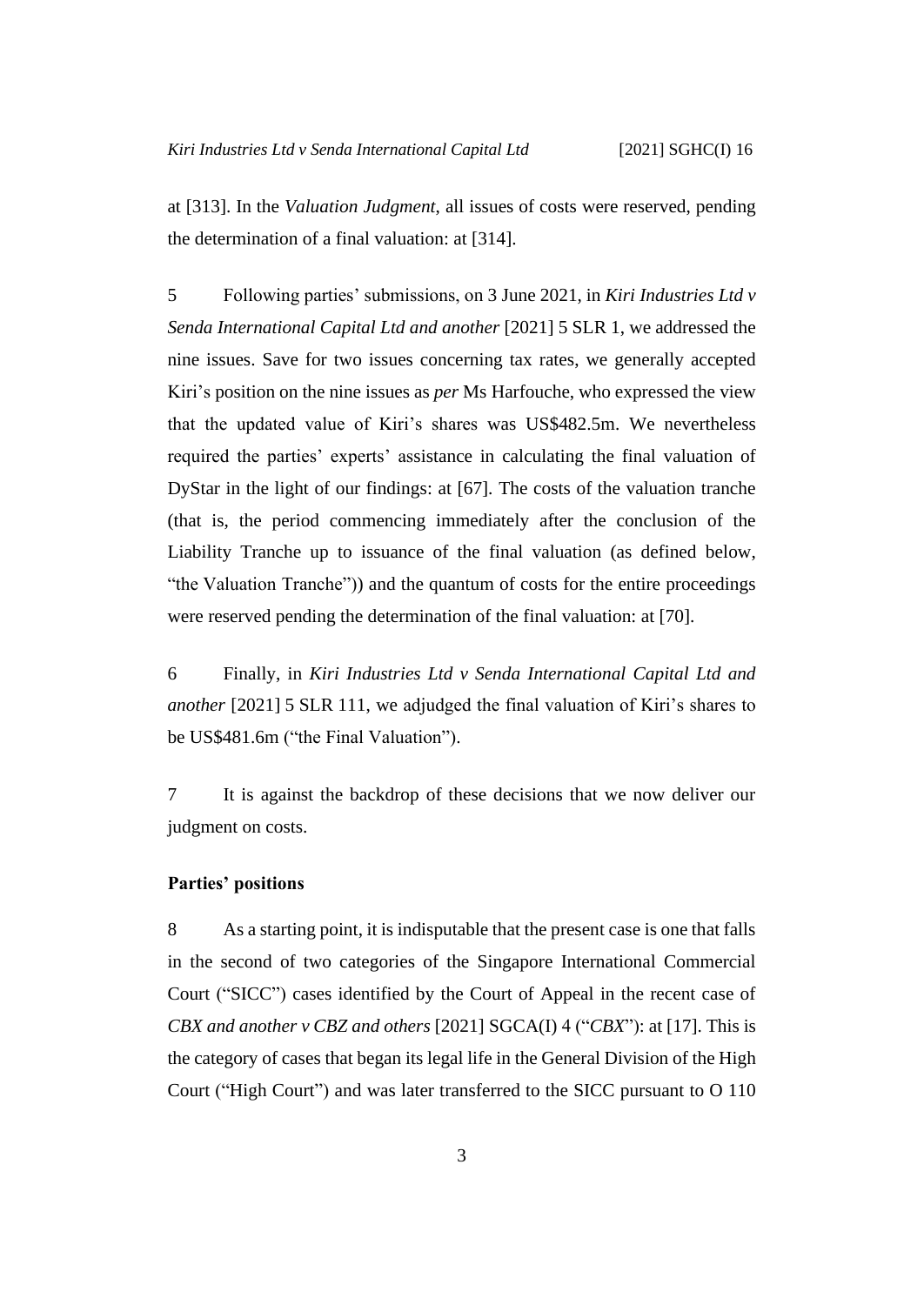at [313]. In the *Valuation Judgment*, all issues of costs were reserved, pending the determination of a final valuation: at [314].

5 Following parties' submissions, on 3 June 2021, in *Kiri Industries Ltd v Senda International Capital Ltd and another* [2021] 5 SLR 1, we addressed the nine issues. Save for two issues concerning tax rates, we generally accepted Kiri's position on the nine issues as *per* Ms Harfouche, who expressed the view that the updated value of Kiri's shares was US$482.5m. We nevertheless required the parties' experts' assistance in calculating the final valuation of DyStar in the light of our findings: at [67]. The costs of the valuation tranche (that is, the period commencing immediately after the conclusion of the Liability Tranche up to issuance of the final valuation (as defined below, "the Valuation Tranche")) and the quantum of costs for the entire proceedings were reserved pending the determination of the final valuation: at [70].

6 Finally, in *Kiri Industries Ltd v Senda International Capital Ltd and another* [2021] 5 SLR 111, we adjudged the final valuation of Kiri's shares to be US$481.6m ("the Final Valuation").

7 It is against the backdrop of these decisions that we now deliver our judgment on costs.

### Parties' positions

8 As a starting point, it is indisputable that the present case is one that falls in the second of two categories of the Singapore International Commercial Court ("SICC") cases identified by the Court of Appeal in the recent case of *CBX and another v CBZ and others* [2021] SGCA(I) 4 ("*CBX*"): at [17]. This is the category of cases that began its legal life in the General Division of the High Court ("High Court") and was later transferred to the SICC pursuant to O 110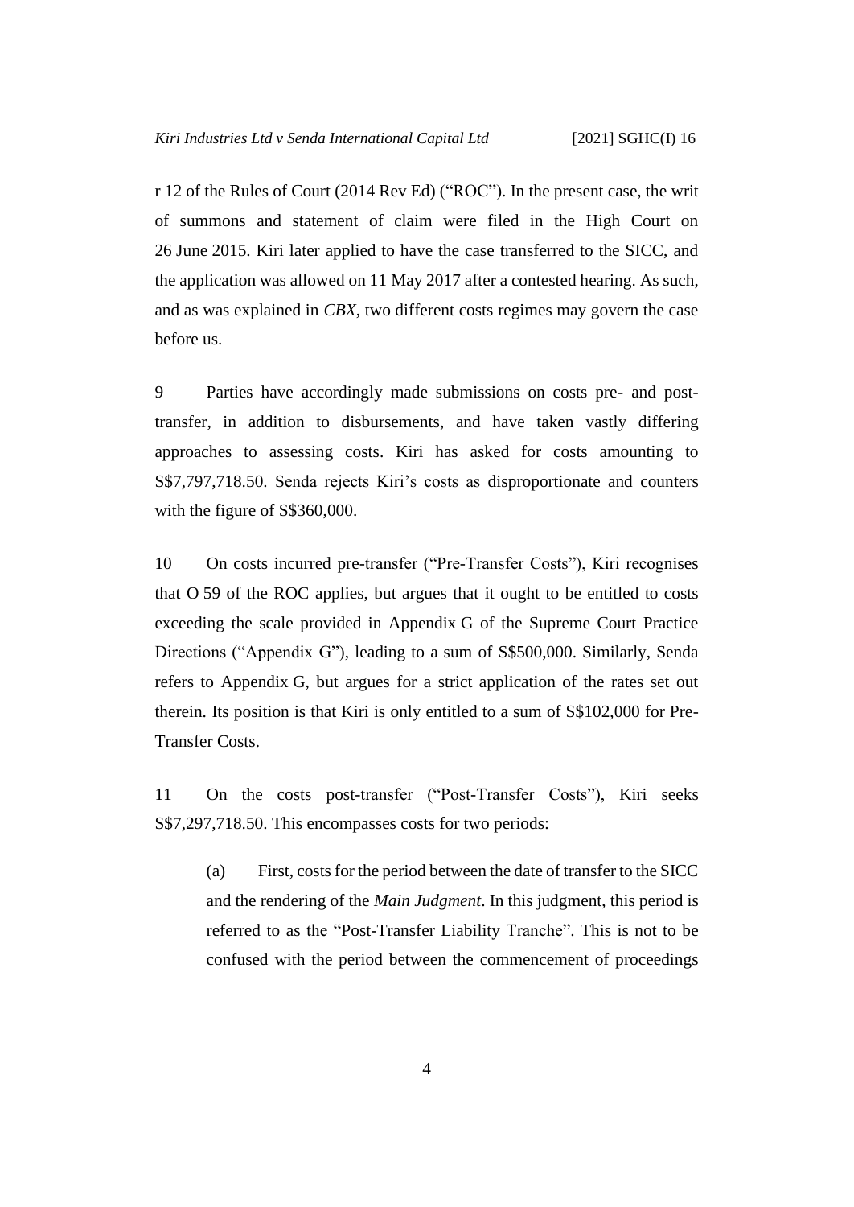r 12 of the Rules of Court (2014 Rev Ed) ("ROC"). In the present case, the writ of summons and statement of claim were filed in the High Court on 26 June 2015. Kiri later applied to have the case transferred to the SICC, and the application was allowed on 11 May 2017 after a contested hearing. As such, and as was explained in *CBX*, two different costs regimes may govern the case before us.

9 Parties have accordingly made submissions on costs pre- and post-transfer, in addition to disbursements, and have taken vastly differing approaches to assessing costs. Kiri has asked for costs amounting to S$7,797,718.50. Senda rejects Kiri's costs as disproportionate and counters with the figure of S$360,000.

10 On costs incurred pre-transfer ("Pre-Transfer Costs"), Kiri recognises that O 59 of the ROC applies, but argues that it ought to be entitled to costs exceeding the scale provided in Appendix G of the Supreme Court Practice Directions ("Appendix G"), leading to a sum of S$500,000. Similarly, Senda refers to Appendix G, but argues for a strict application of the rates set out therein. Its position is that Kiri is only entitled to a sum of S$102,000 for Pre-Transfer Costs.

11 On the costs post-transfer ("Post-Transfer Costs"), Kiri seeks S$7,297,718.50. This encompasses costs for two periods:

(a) First, costs for the period between the date of transfer to the SICC and the rendering of the *Main Judgment*. In this judgment, this period is referred to as the "Post-Transfer Liability Tranche". This is not to be confused with the period between the commencement of proceedings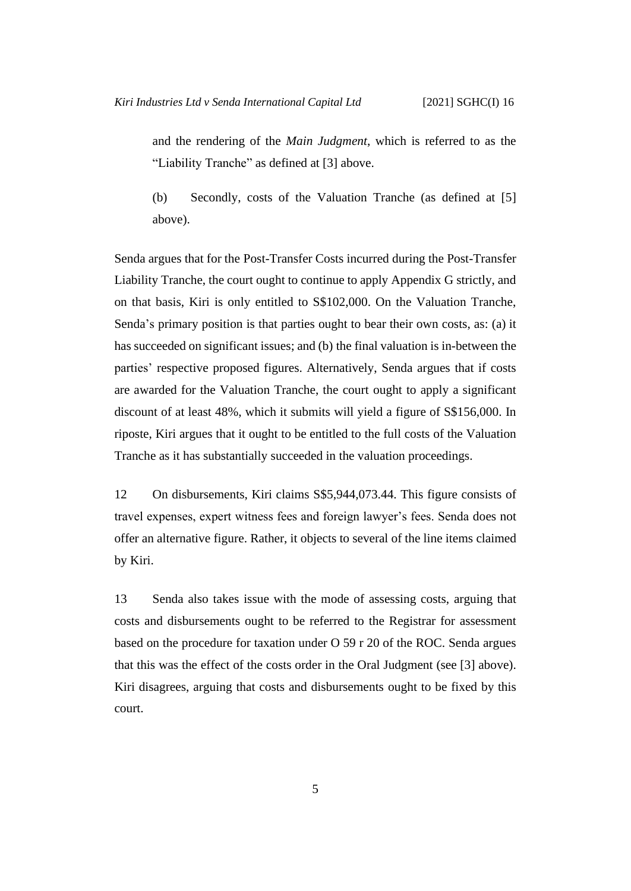and the rendering of the *Main Judgment*, which is referred to as the "Liability Tranche" as defined at [3] above.

(b) Secondly, costs of the Valuation Tranche (as defined at [5] above).

Senda argues that for the Post-Transfer Costs incurred during the Post-Transfer Liability Tranche, the court ought to continue to apply Appendix G strictly, and on that basis, Kiri is only entitled to S$102,000. On the Valuation Tranche, Senda's primary position is that parties ought to bear their own costs, as: (a) it has succeeded on significant issues; and (b) the final valuation is in-between the parties' respective proposed figures. Alternatively, Senda argues that if costs are awarded for the Valuation Tranche, the court ought to apply a significant discount of at least 48%, which it submits will yield a figure of S$156,000. In riposte, Kiri argues that it ought to be entitled to the full costs of the Valuation Tranche as it has substantially succeeded in the valuation proceedings.

12 On disbursements, Kiri claims S$5,944,073.44. This figure consists of travel expenses, expert witness fees and foreign lawyer's fees. Senda does not offer an alternative figure. Rather, it objects to several of the line items claimed by Kiri.

13 Senda also takes issue with the mode of assessing costs, arguing that costs and disbursements ought to be referred to the Registrar for assessment based on the procedure for taxation under O 59 r 20 of the ROC. Senda argues that this was the effect of the costs order in the Oral Judgment (see [3] above). Kiri disagrees, arguing that costs and disbursements ought to be fixed by this court.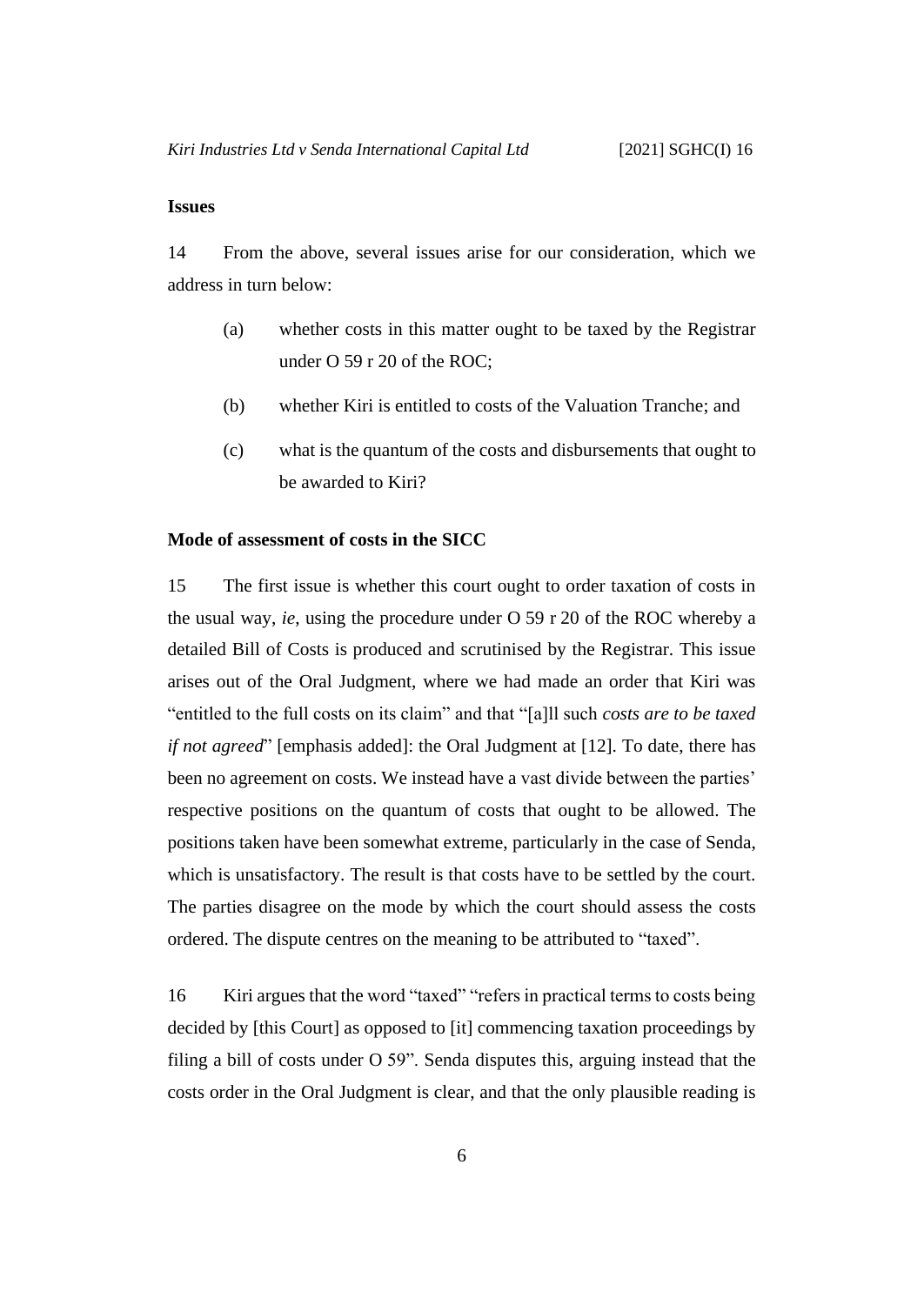**Issues**

14 From the above, several issues arise for our consideration, which we address in turn below:

(a) whether costs in this matter ought to be taxed by the Registrar under O 59 r 20 of the ROC;

(b) whether Kiri is entitled to costs of the Valuation Tranche; and

(c) what is the quantum of the costs and disbursements that ought to be awarded to Kiri?

**Mode of assessment of costs in the SICC**

15 The first issue is whether this court ought to order taxation of costs in the usual way, *ie*, using the procedure under O 59 r 20 of the ROC whereby a detailed Bill of Costs is produced and scrutinised by the Registrar. This issue arises out of the Oral Judgment, where we had made an order that Kiri was "entitled to the full costs on its claim" and that "[a]ll such *costs are to be taxed if not agreed*" [emphasis added]: the Oral Judgment at [12]. To date, there has been no agreement on costs. We instead have a vast divide between the parties' respective positions on the quantum of costs that ought to be allowed. The positions taken have been somewhat extreme, particularly in the case of Senda, which is unsatisfactory. The result is that costs have to be settled by the court. The parties disagree on the mode by which the court should assess the costs ordered. The dispute centres on the meaning to be attributed to "taxed".

16 Kiri argues that the word "taxed" "refers in practical terms to costs being decided by [this Court] as opposed to [it] commencing taxation proceedings by filing a bill of costs under O 59". Senda disputes this, arguing instead that the costs order in the Oral Judgment is clear, and that the only plausible reading is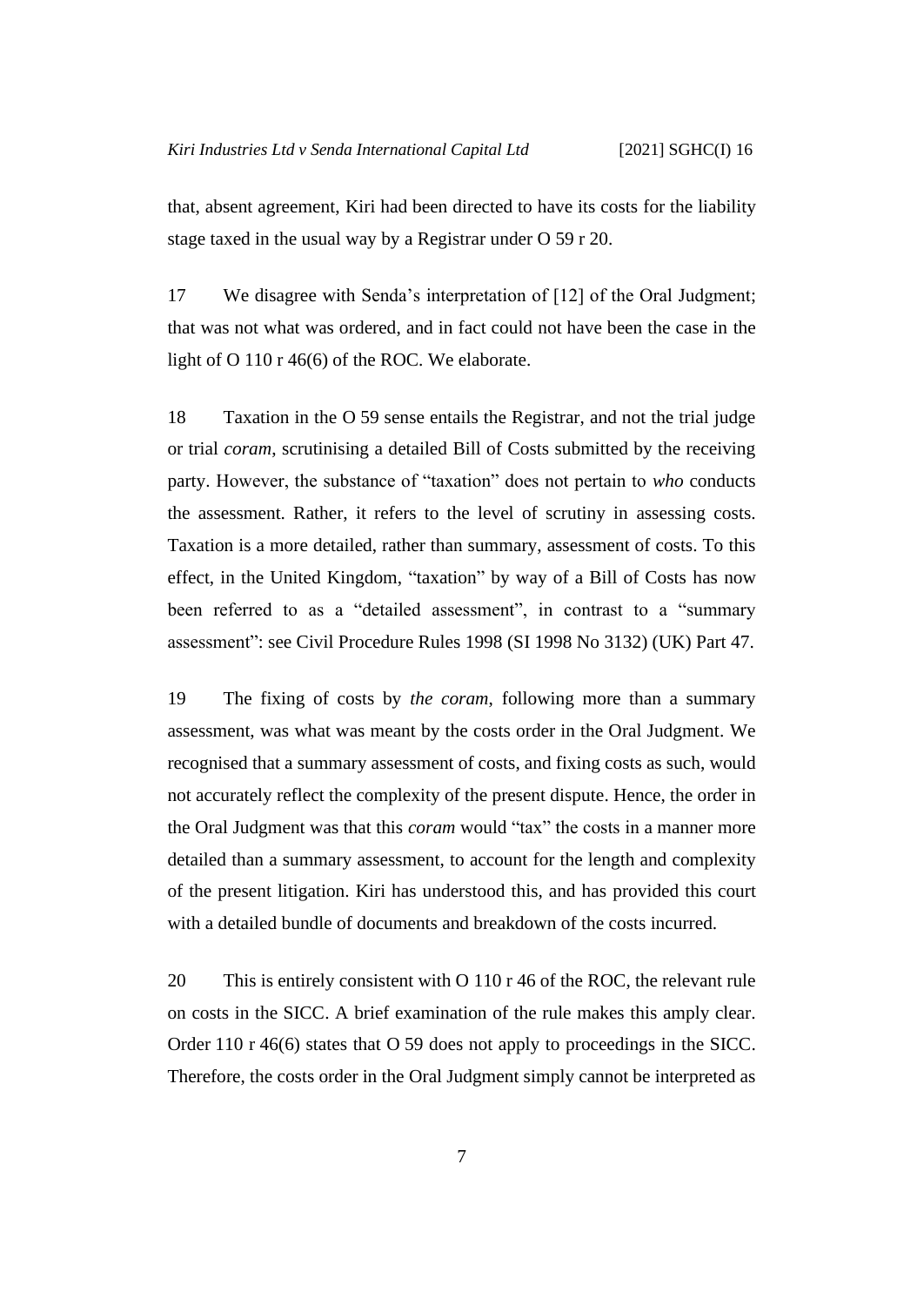that, absent agreement, Kiri had been directed to have its costs for the liability stage taxed in the usual way by a Registrar under O 59 r 20.

17 We disagree with Senda's interpretation of [12] of the Oral Judgment; that was not what was ordered, and in fact could not have been the case in the light of O 110 r 46(6) of the ROC. We elaborate.

18 Taxation in the O 59 sense entails the Registrar, and not the trial judge or trial *coram*, scrutinising a detailed Bill of Costs submitted by the receiving party. However, the substance of "taxation" does not pertain to *who* conducts the assessment. Rather, it refers to the level of scrutiny in assessing costs. Taxation is a more detailed, rather than summary, assessment of costs. To this effect, in the United Kingdom, "taxation" by way of a Bill of Costs has now been referred to as a "detailed assessment", in contrast to a "summary assessment": see Civil Procedure Rules 1998 (SI 1998 No 3132) (UK) Part 47.

19 The fixing of costs by *the coram*, following more than a summary assessment, was what was meant by the costs order in the Oral Judgment. We recognised that a summary assessment of costs, and fixing costs as such, would not accurately reflect the complexity of the present dispute. Hence, the order in the Oral Judgment was that this *coram* would "tax" the costs in a manner more detailed than a summary assessment, to account for the length and complexity of the present litigation. Kiri has understood this, and has provided this court with a detailed bundle of documents and breakdown of the costs incurred.

20 This is entirely consistent with O 110 r 46 of the ROC, the relevant rule on costs in the SICC. A brief examination of the rule makes this amply clear. Order 110 r 46(6) states that O 59 does not apply to proceedings in the SICC. Therefore, the costs order in the Oral Judgment simply cannot be interpreted as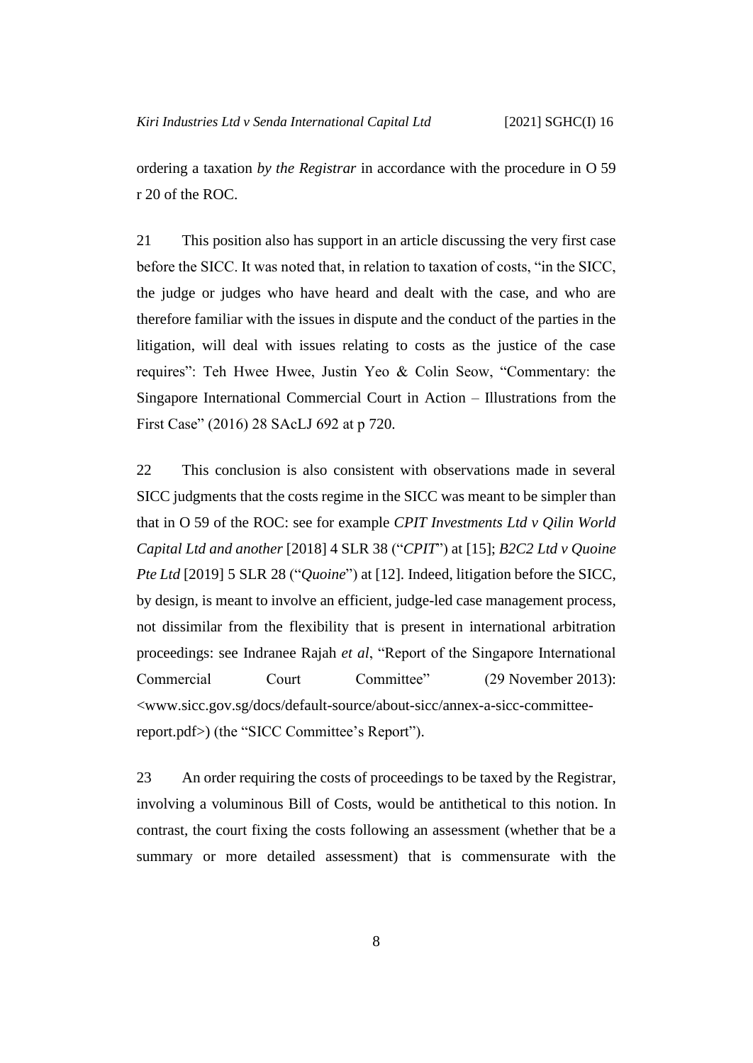ordering a taxation *by the Registrar* in accordance with the procedure in O 59 r 20 of the ROC.

21 This position also has support in an article discussing the very first case before the SICC. It was noted that, in relation to taxation of costs, "in the SICC, the judge or judges who have heard and dealt with the case, and who are therefore familiar with the issues in dispute and the conduct of the parties in the litigation, will deal with issues relating to costs as the justice of the case requires": Teh Hwee Hwee, Justin Yeo & Colin Seow, "Commentary: the Singapore International Commercial Court in Action – Illustrations from the First Case" (2016) 28 SAcLJ 692 at p 720.

22 This conclusion is also consistent with observations made in several SICC judgments that the costs regime in the SICC was meant to be simpler than that in O 59 of the ROC: see for example *CPIT Investments Ltd v Qilin World Capital Ltd and another* [2018] 4 SLR 38 ("*CPIT*") at [15]; *B2C2 Ltd v Quoine Pte Ltd* [2019] 5 SLR 28 ("*Quoine*") at [12]. Indeed, litigation before the SICC, by design, is meant to involve an efficient, judge-led case management process, not dissimilar from the flexibility that is present in international arbitration proceedings: see Indranee Rajah *et al*, "Report of the Singapore International Commercial Court Committee" (29 November 2013): <www.sicc.gov.sg/docs/default-source/about-sicc/annex-a-sicc-committee-report.pdf>) (the "SICC Committee's Report").

23 An order requiring the costs of proceedings to be taxed by the Registrar, involving a voluminous Bill of Costs, would be antithetical to this notion. In contrast, the court fixing the costs following an assessment (whether that be a summary or more detailed assessment) that is commensurate with the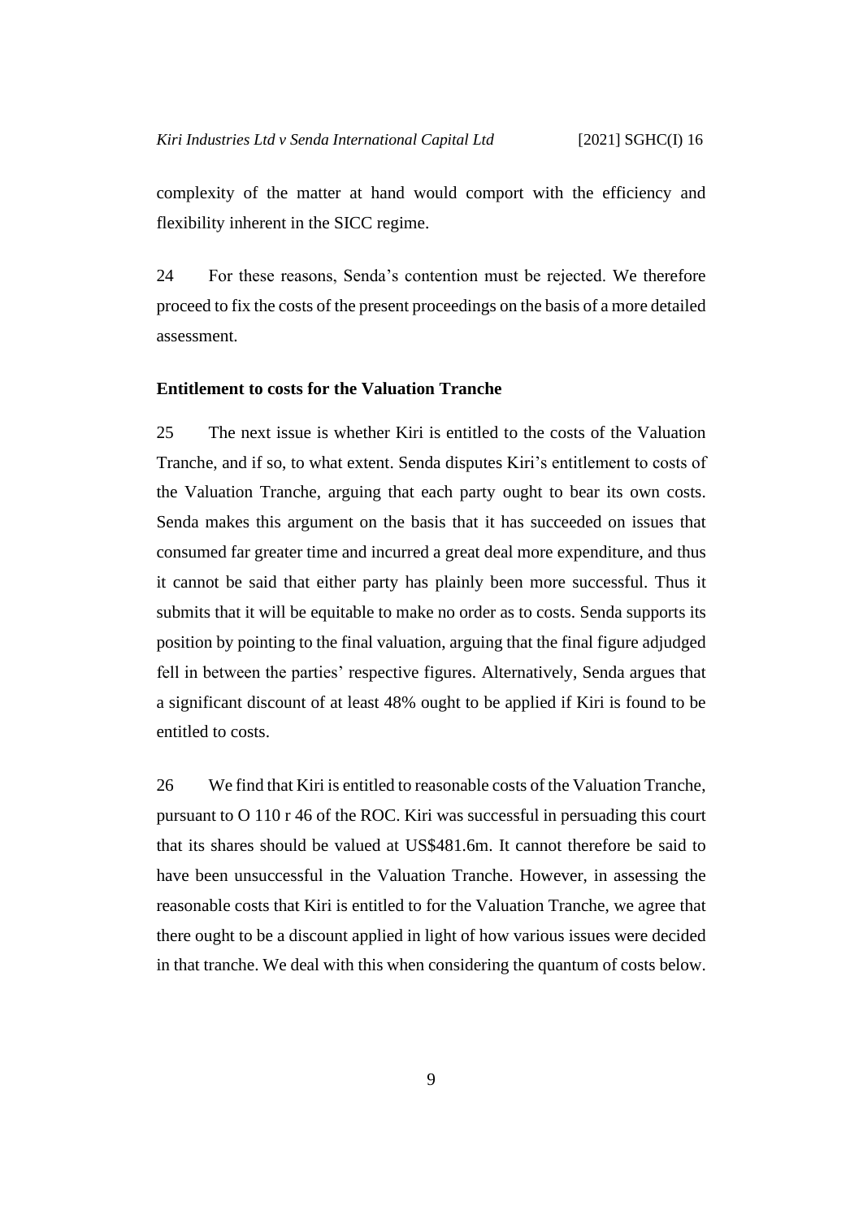complexity of the matter at hand would comport with the efficiency and flexibility inherent in the SICC regime.

24 For these reasons, Senda's contention must be rejected. We therefore proceed to fix the costs of the present proceedings on the basis of a more detailed assessment.

**Entitlement to costs for the Valuation Tranche**

25 The next issue is whether Kiri is entitled to the costs of the Valuation Tranche, and if so, to what extent. Senda disputes Kiri's entitlement to costs of the Valuation Tranche, arguing that each party ought to bear its own costs. Senda makes this argument on the basis that it has succeeded on issues that consumed far greater time and incurred a great deal more expenditure, and thus it cannot be said that either party has plainly been more successful. Thus it submits that it will be equitable to make no order as to costs. Senda supports its position by pointing to the final valuation, arguing that the final figure adjudged fell in between the parties' respective figures. Alternatively, Senda argues that a significant discount of at least 48% ought to be applied if Kiri is found to be entitled to costs.

26 We find that Kiri is entitled to reasonable costs of the Valuation Tranche, pursuant to O 110 r 46 of the ROC. Kiri was successful in persuading this court that its shares should be valued at US$481.6m. It cannot therefore be said to have been unsuccessful in the Valuation Tranche. However, in assessing the reasonable costs that Kiri is entitled to for the Valuation Tranche, we agree that there ought to be a discount applied in light of how various issues were decided in that tranche. We deal with this when considering the quantum of costs below.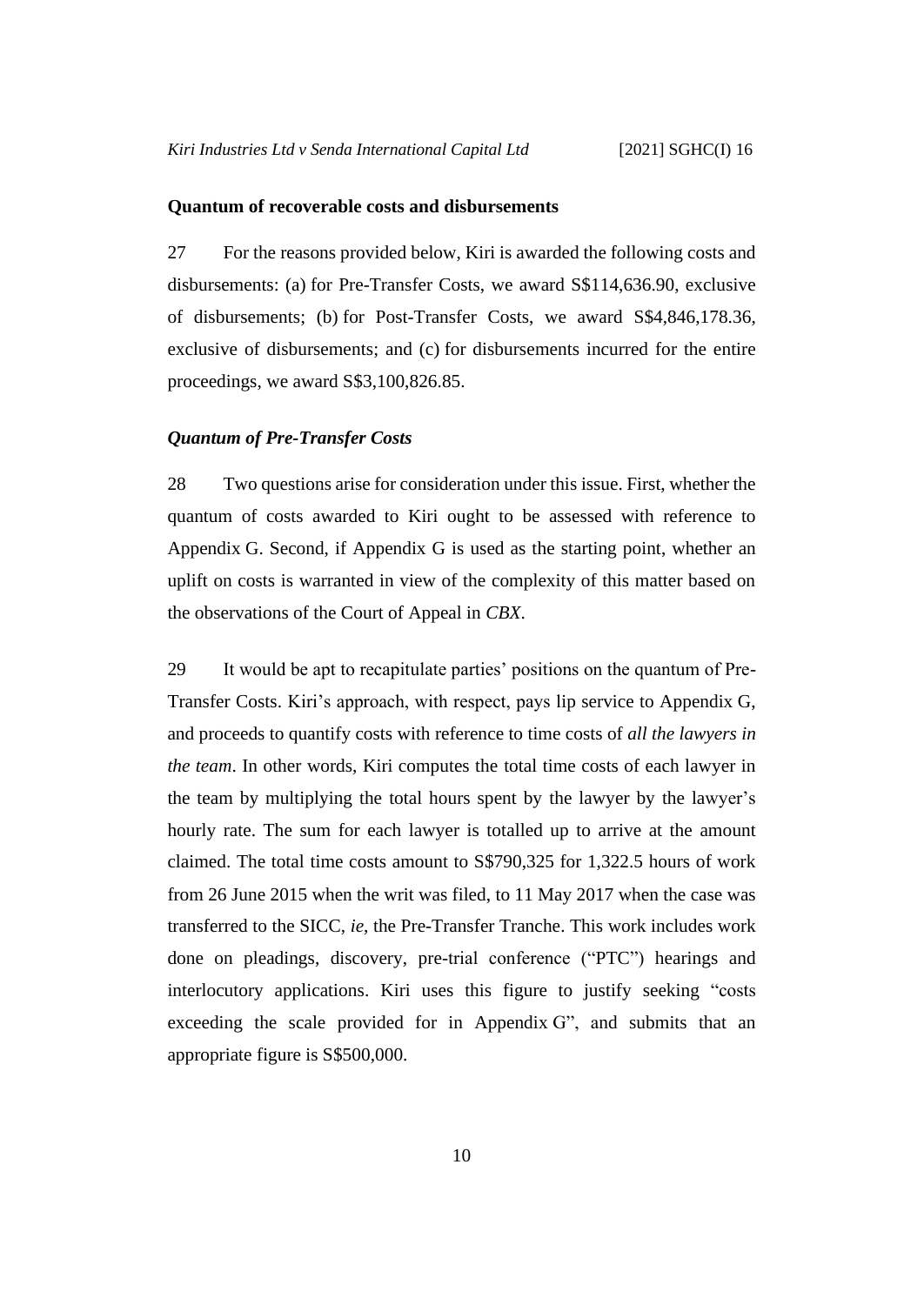**Quantum of recoverable costs and disbursements**

27 For the reasons provided below, Kiri is awarded the following costs and disbursements: (a) for Pre-Transfer Costs, we award S$114,636.90, exclusive of disbursements; (b) for Post-Transfer Costs, we award S$4,846,178.36, exclusive of disbursements; and (c) for disbursements incurred for the entire proceedings, we award S$3,100,826.85.

***Quantum of Pre-Transfer Costs***

28 Two questions arise for consideration under this issue. First, whether the quantum of costs awarded to Kiri ought to be assessed with reference to Appendix G. Second, if Appendix G is used as the starting point, whether an uplift on costs is warranted in view of the complexity of this matter based on the observations of the Court of Appeal in *CBX*.

29 It would be apt to recapitulate parties' positions on the quantum of Pre-Transfer Costs. Kiri's approach, with respect, pays lip service to Appendix G, and proceeds to quantify costs with reference to time costs of *all the lawyers in the team*. In other words, Kiri computes the total time costs of each lawyer in the team by multiplying the total hours spent by the lawyer by the lawyer's hourly rate. The sum for each lawyer is totalled up to arrive at the amount claimed. The total time costs amount to S$790,325 for 1,322.5 hours of work from 26 June 2015 when the writ was filed, to 11 May 2017 when the case was transferred to the SICC, *ie*, the Pre-Transfer Tranche. This work includes work done on pleadings, discovery, pre-trial conference ("PTC") hearings and interlocutory applications. Kiri uses this figure to justify seeking "costs exceeding the scale provided for in Appendix G", and submits that an appropriate figure is S$500,000.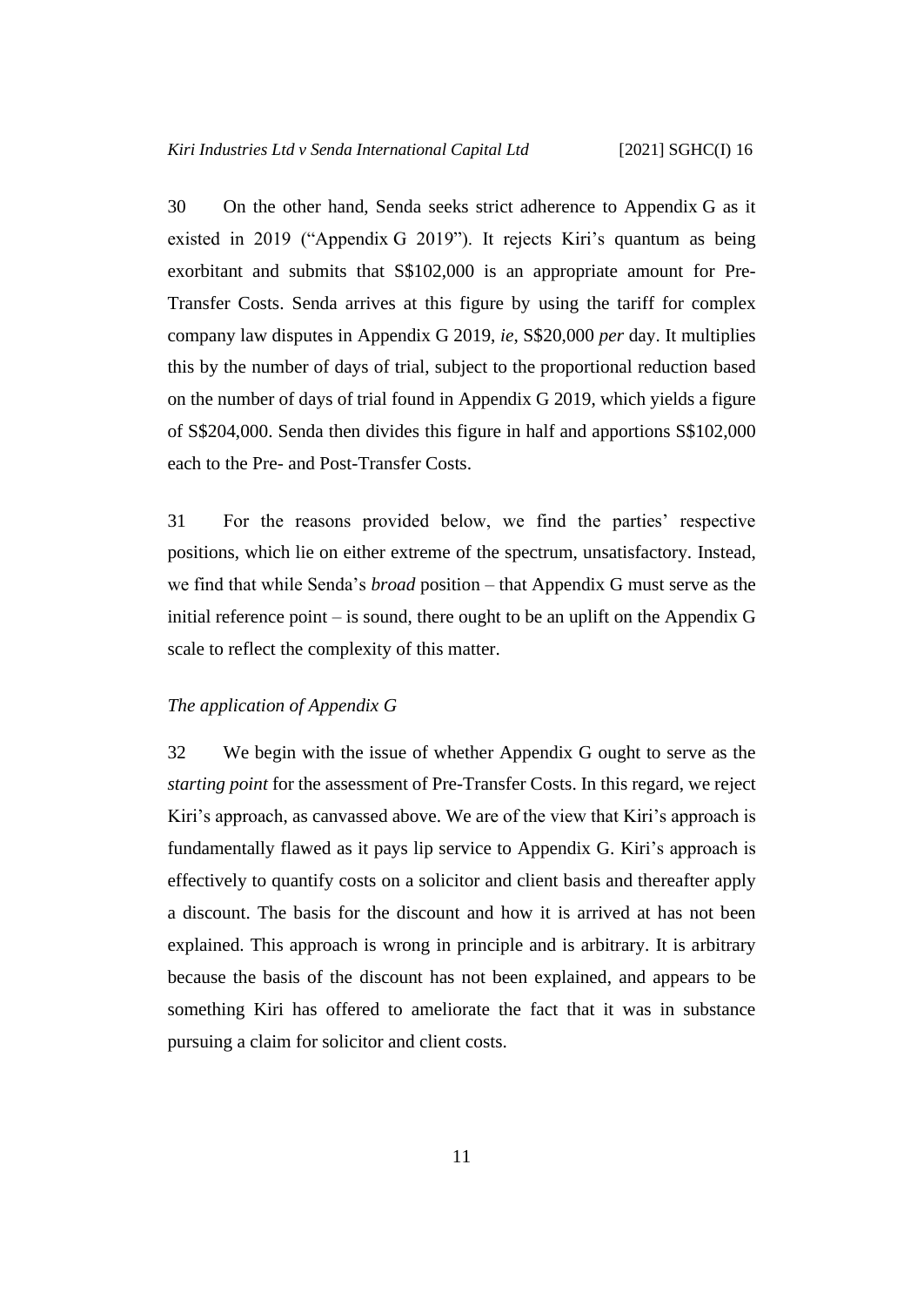30 On the other hand, Senda seeks strict adherence to Appendix G as it existed in 2019 ("Appendix G 2019"). It rejects Kiri's quantum as being exorbitant and submits that S$102,000 is an appropriate amount for Pre-Transfer Costs. Senda arrives at this figure by using the tariff for complex company law disputes in Appendix G 2019, *ie*, S$20,000 *per* day. It multiplies this by the number of days of trial, subject to the proportional reduction based on the number of days of trial found in Appendix G 2019, which yields a figure of S$204,000. Senda then divides this figure in half and apportions S$102,000 each to the Pre- and Post-Transfer Costs.

31 For the reasons provided below, we find the parties' respective positions, which lie on either extreme of the spectrum, unsatisfactory. Instead, we find that while Senda's *broad* position – that Appendix G must serve as the initial reference point – is sound, there ought to be an uplift on the Appendix G scale to reflect the complexity of this matter.

*The application of Appendix G*

32 We begin with the issue of whether Appendix G ought to serve as the *starting point* for the assessment of Pre-Transfer Costs. In this regard, we reject Kiri's approach, as canvassed above. We are of the view that Kiri's approach is fundamentally flawed as it pays lip service to Appendix G. Kiri's approach is effectively to quantify costs on a solicitor and client basis and thereafter apply a discount. The basis for the discount and how it is arrived at has not been explained. This approach is wrong in principle and is arbitrary. It is arbitrary because the basis of the discount has not been explained, and appears to be something Kiri has offered to ameliorate the fact that it was in substance pursuing a claim for solicitor and client costs.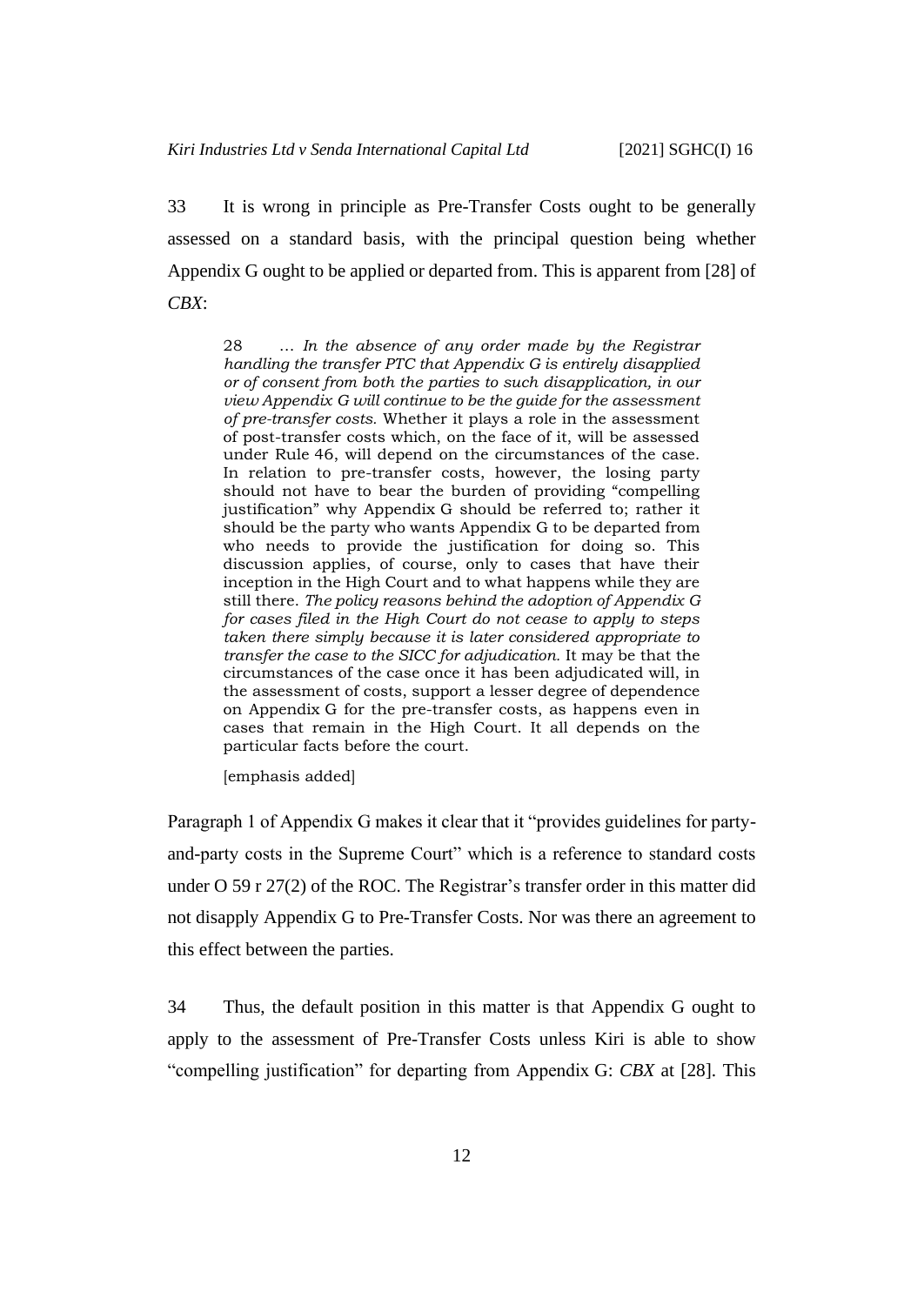33 It is wrong in principle as Pre-Transfer Costs ought to be generally assessed on a standard basis, with the principal question being whether Appendix G ought to be applied or departed from. This is apparent from [28] of *CBX*:

> 28 … *In the absence of any order made by the Registrar handling the transfer PTC that Appendix G is entirely disapplied or of consent from both the parties to such disapplication, in our view Appendix G will continue to be the guide for the assessment of pre-transfer costs.* Whether it plays a role in the assessment of post-transfer costs which, on the face of it, will be assessed under Rule 46, will depend on the circumstances of the case. In relation to pre-transfer costs, however, the losing party should not have to bear the burden of providing "compelling justification" why Appendix G should be referred to; rather it should be the party who wants Appendix G to be departed from who needs to provide the justification for doing so. This discussion applies, of course, only to cases that have their inception in the High Court and to what happens while they are still there. *The policy reasons behind the adoption of Appendix G for cases filed in the High Court do not cease to apply to steps taken there simply because it is later considered appropriate to transfer the case to the SICC for adjudication.* It may be that the circumstances of the case once it has been adjudicated will, in the assessment of costs, support a lesser degree of dependence on Appendix G for the pre-transfer costs, as happens even in cases that remain in the High Court. It all depends on the particular facts before the court.
>
> [emphasis added]

Paragraph 1 of Appendix G makes it clear that it "provides guidelines for party-and-party costs in the Supreme Court" which is a reference to standard costs under O 59 r 27(2) of the ROC. The Registrar's transfer order in this matter did not disapply Appendix G to Pre-Transfer Costs. Nor was there an agreement to this effect between the parties.

34 Thus, the default position in this matter is that Appendix G ought to apply to the assessment of Pre-Transfer Costs unless Kiri is able to show "compelling justification" for departing from Appendix G: *CBX* at [28]. This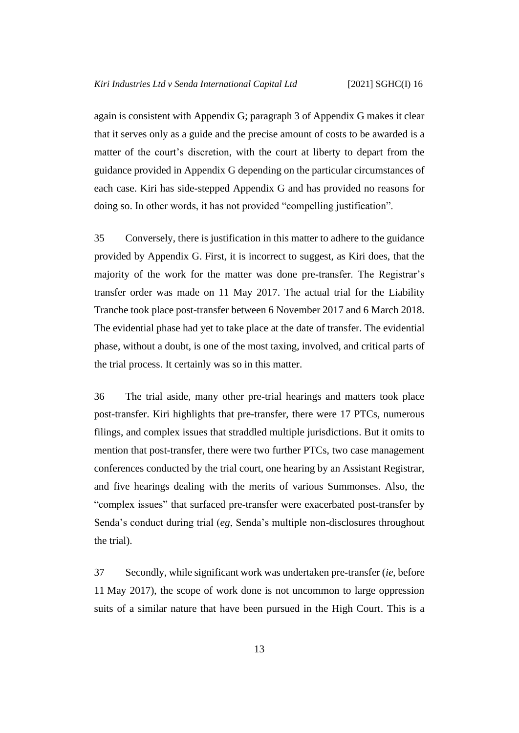again is consistent with Appendix G; paragraph 3 of Appendix G makes it clear that it serves only as a guide and the precise amount of costs to be awarded is a matter of the court's discretion, with the court at liberty to depart from the guidance provided in Appendix G depending on the particular circumstances of each case. Kiri has side-stepped Appendix G and has provided no reasons for doing so. In other words, it has not provided "compelling justification".

35 Conversely, there is justification in this matter to adhere to the guidance provided by Appendix G. First, it is incorrect to suggest, as Kiri does, that the majority of the work for the matter was done pre-transfer. The Registrar's transfer order was made on 11 May 2017. The actual trial for the Liability Tranche took place post-transfer between 6 November 2017 and 6 March 2018. The evidential phase had yet to take place at the date of transfer. The evidential phase, without a doubt, is one of the most taxing, involved, and critical parts of the trial process. It certainly was so in this matter.

36 The trial aside, many other pre-trial hearings and matters took place post-transfer. Kiri highlights that pre-transfer, there were 17 PTCs, numerous filings, and complex issues that straddled multiple jurisdictions. But it omits to mention that post-transfer, there were two further PTCs, two case management conferences conducted by the trial court, one hearing by an Assistant Registrar, and five hearings dealing with the merits of various Summonses. Also, the "complex issues" that surfaced pre-transfer were exacerbated post-transfer by Senda's conduct during trial (*eg*, Senda's multiple non-disclosures throughout the trial).

37 Secondly, while significant work was undertaken pre-transfer (*ie*, before 11 May 2017), the scope of work done is not uncommon to large oppression suits of a similar nature that have been pursued in the High Court. This is a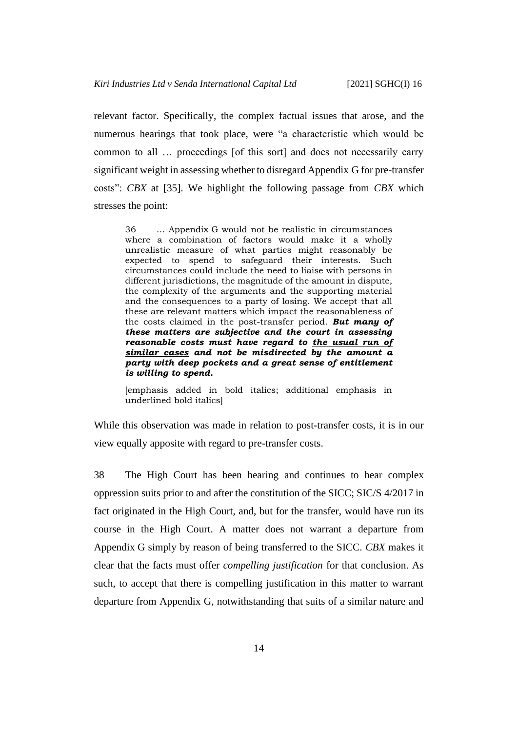relevant factor. Specifically, the complex factual issues that arose, and the numerous hearings that took place, were "a characteristic which would be common to all … proceedings [of this sort] and does not necessarily carry significant weight in assessing whether to disregard Appendix G for pre-transfer costs": *CBX* at [35]. We highlight the following passage from *CBX* which stresses the point:

> 36 … Appendix G would not be realistic in circumstances where a combination of factors would make it a wholly unrealistic measure of what parties might reasonably be expected to spend to safeguard their interests. Such circumstances could include the need to liaise with persons in different jurisdictions, the magnitude of the amount in dispute, the complexity of the arguments and the supporting material and the consequences to a party of losing. We accept that all these are relevant matters which impact the reasonableness of the costs claimed in the post-transfer period. ***But many of these matters are subjective and the court in assessing reasonable costs must have regard to <u>the usual run of similar cases</u> and not be misdirected by the amount a party with deep pockets and a great sense of entitlement is willing to spend.***
>
> [emphasis added in bold italics; additional emphasis in underlined bold italics]

While this observation was made in relation to post-transfer costs, it is in our view equally apposite with regard to pre-transfer costs.

38 The High Court has been hearing and continues to hear complex oppression suits prior to and after the constitution of the SICC; SIC/S 4/2017 in fact originated in the High Court, and, but for the transfer, would have run its course in the High Court. A matter does not warrant a departure from Appendix G simply by reason of being transferred to the SICC. *CBX* makes it clear that the facts must offer *compelling justification* for that conclusion. As such, to accept that there is compelling justification in this matter to warrant departure from Appendix G, notwithstanding that suits of a similar nature and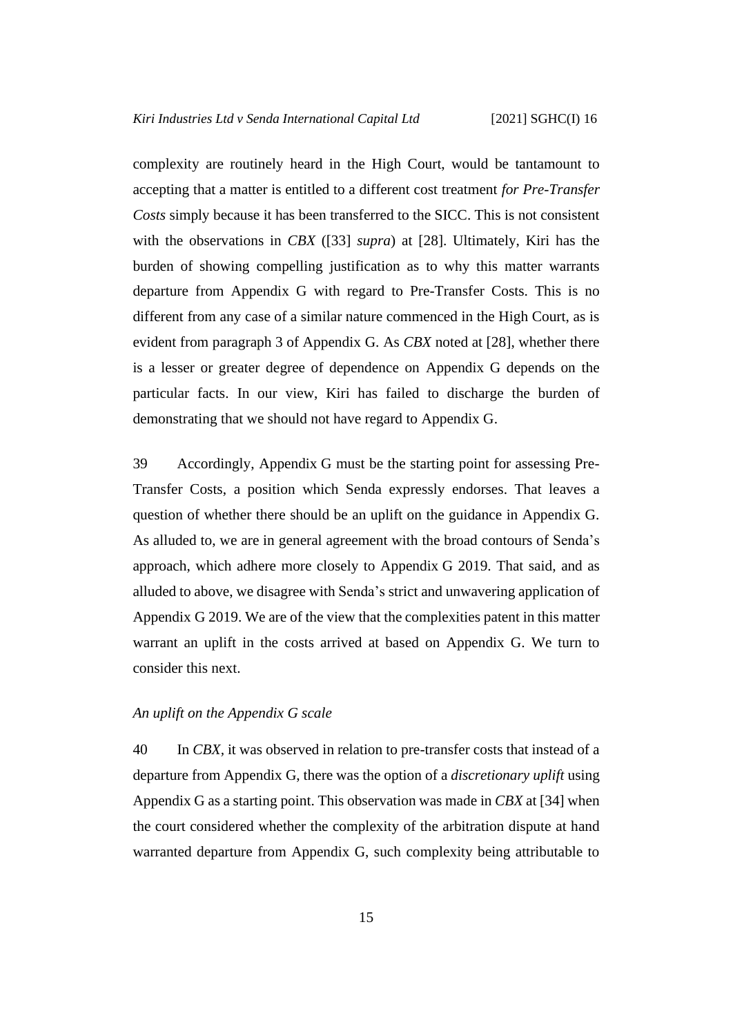complexity are routinely heard in the High Court, would be tantamount to accepting that a matter is entitled to a different cost treatment *for Pre-Transfer Costs* simply because it has been transferred to the SICC. This is not consistent with the observations in *CBX* ([33] *supra*) at [28]. Ultimately, Kiri has the burden of showing compelling justification as to why this matter warrants departure from Appendix G with regard to Pre-Transfer Costs. This is no different from any case of a similar nature commenced in the High Court, as is evident from paragraph 3 of Appendix G. As *CBX* noted at [28], whether there is a lesser or greater degree of dependence on Appendix G depends on the particular facts. In our view, Kiri has failed to discharge the burden of demonstrating that we should not have regard to Appendix G.

39 Accordingly, Appendix G must be the starting point for assessing Pre-Transfer Costs, a position which Senda expressly endorses. That leaves a question of whether there should be an uplift on the guidance in Appendix G. As alluded to, we are in general agreement with the broad contours of Senda's approach, which adhere more closely to Appendix G 2019. That said, and as alluded to above, we disagree with Senda's strict and unwavering application of Appendix G 2019. We are of the view that the complexities patent in this matter warrant an uplift in the costs arrived at based on Appendix G. We turn to consider this next.

*An uplift on the Appendix G scale*

40 In *CBX*, it was observed in relation to pre-transfer costs that instead of a departure from Appendix G, there was the option of a *discretionary uplift* using Appendix G as a starting point. This observation was made in *CBX* at [34] when the court considered whether the complexity of the arbitration dispute at hand warranted departure from Appendix G, such complexity being attributable to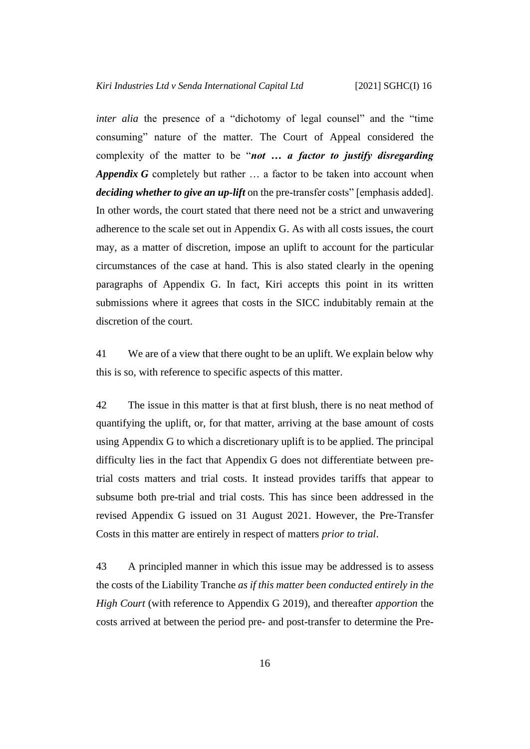*inter alia* the presence of a "dichotomy of legal counsel" and the "time consuming" nature of the matter. The Court of Appeal considered the complexity of the matter to be "***not … a factor to justify disregarding Appendix G*** completely but rather … a factor to be taken into account when ***deciding whether to give an up-lift*** on the pre-transfer costs" [emphasis added]. In other words, the court stated that there need not be a strict and unwavering adherence to the scale set out in Appendix G. As with all costs issues, the court may, as a matter of discretion, impose an uplift to account for the particular circumstances of the case at hand. This is also stated clearly in the opening paragraphs of Appendix G. In fact, Kiri accepts this point in its written submissions where it agrees that costs in the SICC indubitably remain at the discretion of the court.

41 We are of a view that there ought to be an uplift. We explain below why this is so, with reference to specific aspects of this matter.

42 The issue in this matter is that at first blush, there is no neat method of quantifying the uplift, or, for that matter, arriving at the base amount of costs using Appendix G to which a discretionary uplift is to be applied. The principal difficulty lies in the fact that Appendix G does not differentiate between pre-trial costs matters and trial costs. It instead provides tariffs that appear to subsume both pre-trial and trial costs. This has since been addressed in the revised Appendix G issued on 31 August 2021. However, the Pre-Transfer Costs in this matter are entirely in respect of matters *prior to trial*.

43 A principled manner in which this issue may be addressed is to assess the costs of the Liability Tranche *as if this matter been conducted entirely in the High Court* (with reference to Appendix G 2019), and thereafter *apportion* the costs arrived at between the period pre- and post-transfer to determine the Pre-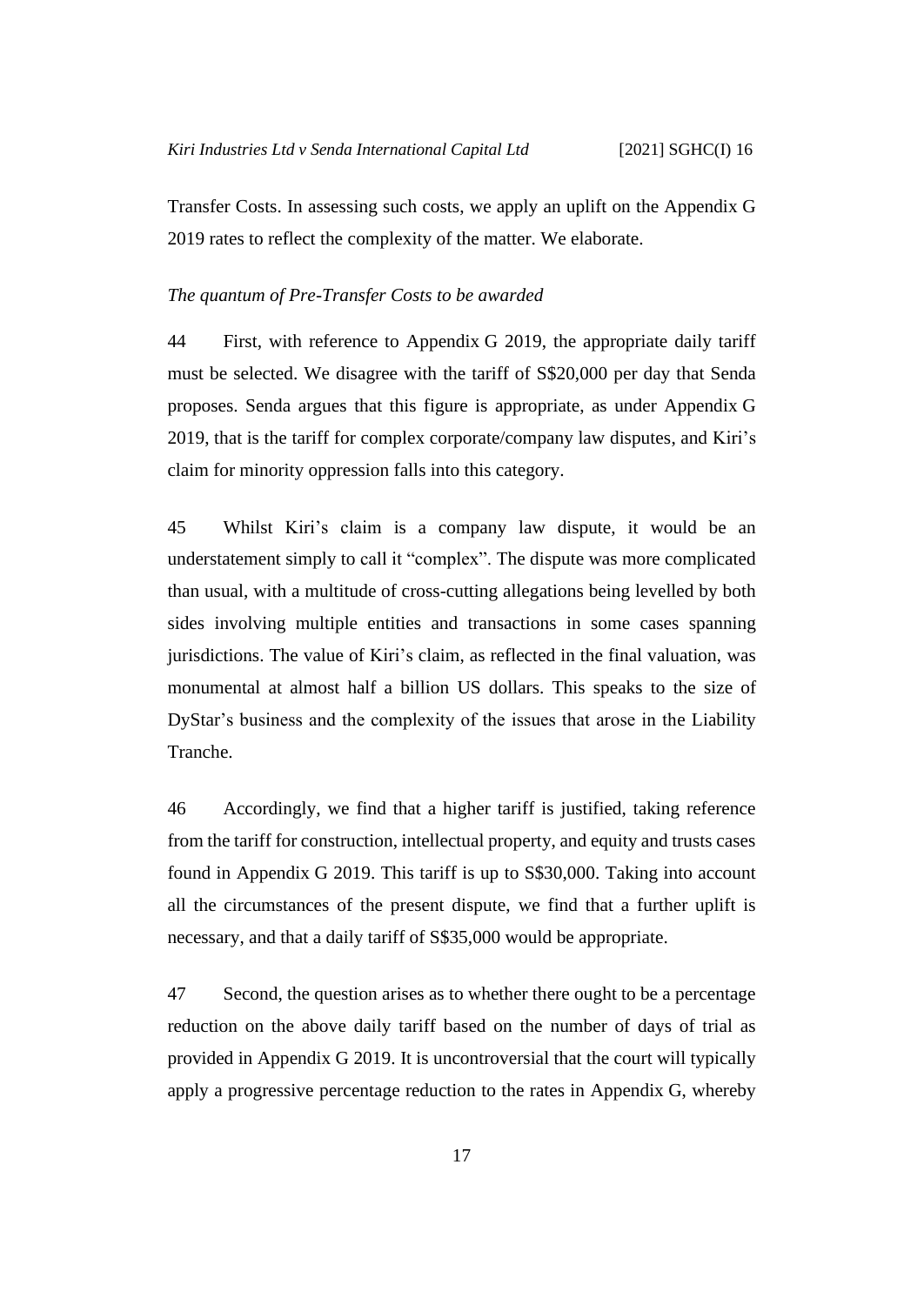Transfer Costs. In assessing such costs, we apply an uplift on the Appendix G 2019 rates to reflect the complexity of the matter. We elaborate.

*The quantum of Pre-Transfer Costs to be awarded*

44 First, with reference to Appendix G 2019, the appropriate daily tariff must be selected. We disagree with the tariff of S$20,000 per day that Senda proposes. Senda argues that this figure is appropriate, as under Appendix G 2019, that is the tariff for complex corporate/company law disputes, and Kiri's claim for minority oppression falls into this category.

45 Whilst Kiri's claim is a company law dispute, it would be an understatement simply to call it "complex". The dispute was more complicated than usual, with a multitude of cross-cutting allegations being levelled by both sides involving multiple entities and transactions in some cases spanning jurisdictions. The value of Kiri's claim, as reflected in the final valuation, was monumental at almost half a billion US dollars. This speaks to the size of DyStar's business and the complexity of the issues that arose in the Liability Tranche.

46 Accordingly, we find that a higher tariff is justified, taking reference from the tariff for construction, intellectual property, and equity and trusts cases found in Appendix G 2019. This tariff is up to S$30,000. Taking into account all the circumstances of the present dispute, we find that a further uplift is necessary, and that a daily tariff of S$35,000 would be appropriate.

47 Second, the question arises as to whether there ought to be a percentage reduction on the above daily tariff based on the number of days of trial as provided in Appendix G 2019. It is uncontroversial that the court will typically apply a progressive percentage reduction to the rates in Appendix G, whereby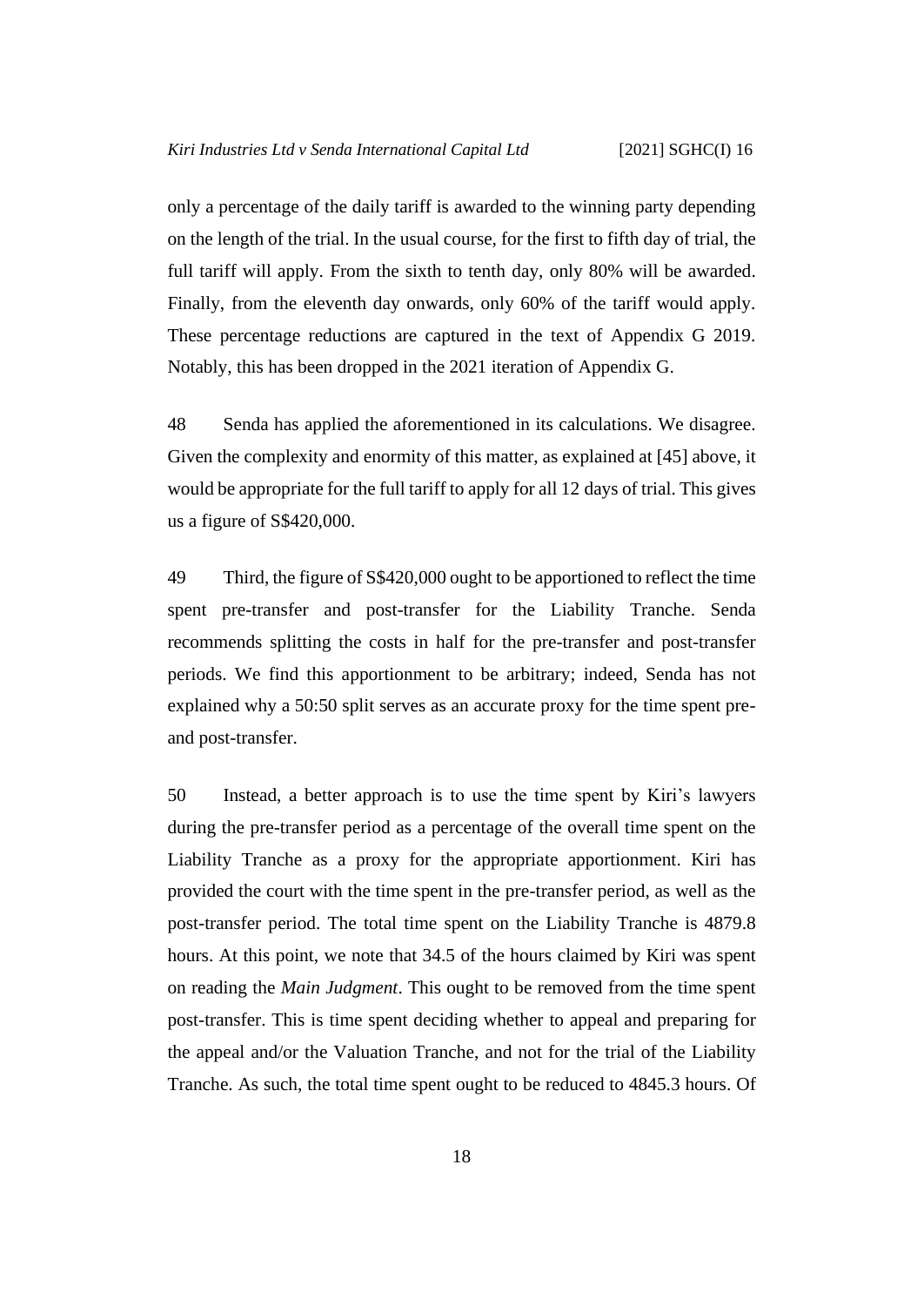only a percentage of the daily tariff is awarded to the winning party depending on the length of the trial. In the usual course, for the first to fifth day of trial, the full tariff will apply. From the sixth to tenth day, only 80% will be awarded. Finally, from the eleventh day onwards, only 60% of the tariff would apply. These percentage reductions are captured in the text of Appendix G 2019. Notably, this has been dropped in the 2021 iteration of Appendix G.

48 Senda has applied the aforementioned in its calculations. We disagree. Given the complexity and enormity of this matter, as explained at [45] above, it would be appropriate for the full tariff to apply for all 12 days of trial. This gives us a figure of S$420,000.

49 Third, the figure of S$420,000 ought to be apportioned to reflect the time spent pre-transfer and post-transfer for the Liability Tranche. Senda recommends splitting the costs in half for the pre-transfer and post-transfer periods. We find this apportionment to be arbitrary; indeed, Senda has not explained why a 50:50 split serves as an accurate proxy for the time spent pre- and post-transfer.

50 Instead, a better approach is to use the time spent by Kiri's lawyers during the pre-transfer period as a percentage of the overall time spent on the Liability Tranche as a proxy for the appropriate apportionment. Kiri has provided the court with the time spent in the pre-transfer period, as well as the post-transfer period. The total time spent on the Liability Tranche is 4879.8 hours. At this point, we note that 34.5 of the hours claimed by Kiri was spent on reading the *Main Judgment*. This ought to be removed from the time spent post-transfer. This is time spent deciding whether to appeal and preparing for the appeal and/or the Valuation Tranche, and not for the trial of the Liability Tranche. As such, the total time spent ought to be reduced to 4845.3 hours. Of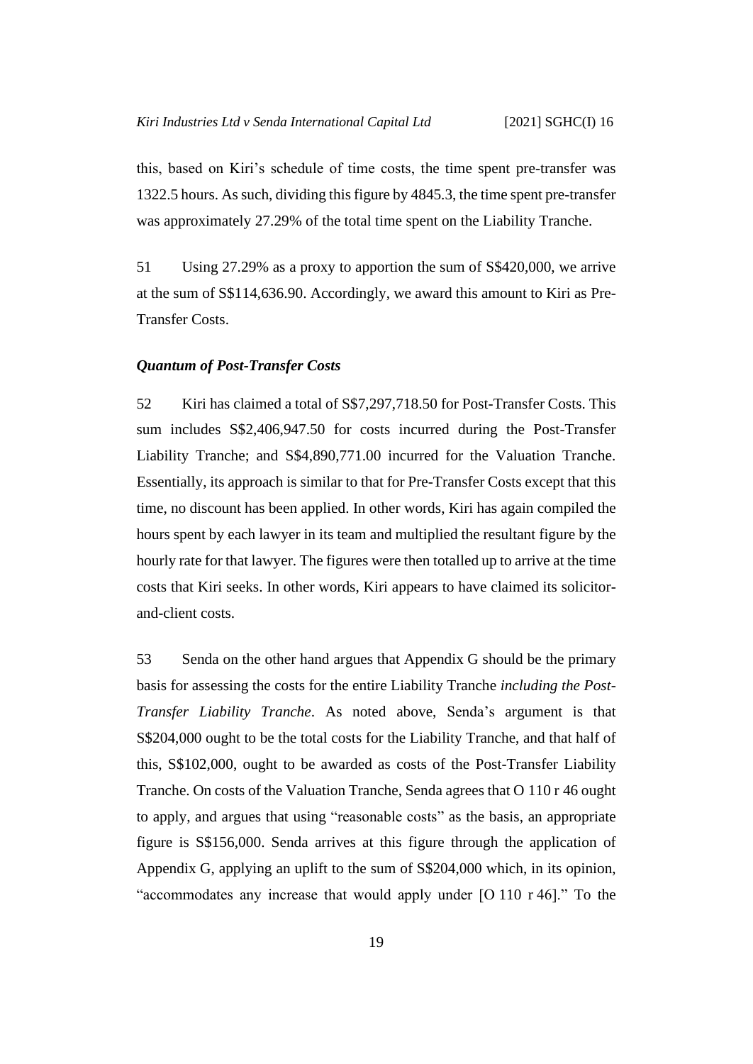this, based on Kiri's schedule of time costs, the time spent pre-transfer was 1322.5 hours. As such, dividing this figure by 4845.3, the time spent pre-transfer was approximately 27.29% of the total time spent on the Liability Tranche.

51 Using 27.29% as a proxy to apportion the sum of S$420,000, we arrive at the sum of S$114,636.90. Accordingly, we award this amount to Kiri as Pre-Transfer Costs.

### *Quantum of Post-Transfer Costs*

52 Kiri has claimed a total of S$7,297,718.50 for Post-Transfer Costs. This sum includes S$2,406,947.50 for costs incurred during the Post-Transfer Liability Tranche; and S$4,890,771.00 incurred for the Valuation Tranche. Essentially, its approach is similar to that for Pre-Transfer Costs except that this time, no discount has been applied. In other words, Kiri has again compiled the hours spent by each lawyer in its team and multiplied the resultant figure by the hourly rate for that lawyer. The figures were then totalled up to arrive at the time costs that Kiri seeks. In other words, Kiri appears to have claimed its solicitor-and-client costs.

53 Senda on the other hand argues that Appendix G should be the primary basis for assessing the costs for the entire Liability Tranche *including the Post-Transfer Liability Tranche*. As noted above, Senda's argument is that S$204,000 ought to be the total costs for the Liability Tranche, and that half of this, S$102,000, ought to be awarded as costs of the Post-Transfer Liability Tranche. On costs of the Valuation Tranche, Senda agrees that O 110 r 46 ought to apply, and argues that using "reasonable costs" as the basis, an appropriate figure is S$156,000. Senda arrives at this figure through the application of Appendix G, applying an uplift to the sum of S$204,000 which, in its opinion, "accommodates any increase that would apply under [O 110 r 46]." To the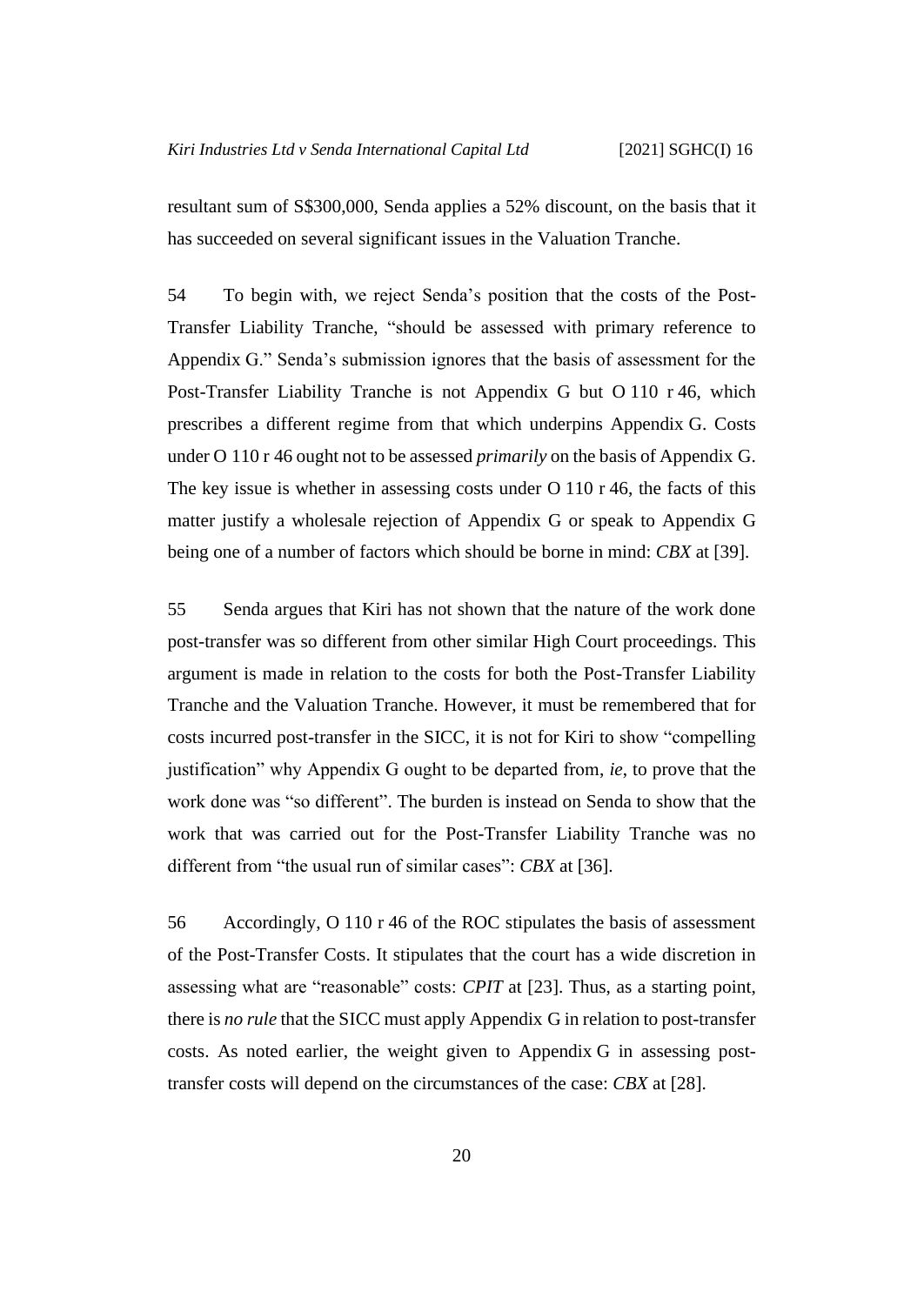resultant sum of S$300,000, Senda applies a 52% discount, on the basis that it has succeeded on several significant issues in the Valuation Tranche.

54 To begin with, we reject Senda's position that the costs of the Post-Transfer Liability Tranche, "should be assessed with primary reference to Appendix G." Senda's submission ignores that the basis of assessment for the Post-Transfer Liability Tranche is not Appendix G but O 110 r 46, which prescribes a different regime from that which underpins Appendix G. Costs under O 110 r 46 ought not to be assessed *primarily* on the basis of Appendix G. The key issue is whether in assessing costs under O 110 r 46, the facts of this matter justify a wholesale rejection of Appendix G or speak to Appendix G being one of a number of factors which should be borne in mind: *CBX* at [39].

55 Senda argues that Kiri has not shown that the nature of the work done post-transfer was so different from other similar High Court proceedings. This argument is made in relation to the costs for both the Post-Transfer Liability Tranche and the Valuation Tranche. However, it must be remembered that for costs incurred post-transfer in the SICC, it is not for Kiri to show "compelling justification" why Appendix G ought to be departed from, *ie*, to prove that the work done was "so different". The burden is instead on Senda to show that the work that was carried out for the Post-Transfer Liability Tranche was no different from "the usual run of similar cases": *CBX* at [36].

56 Accordingly, O 110 r 46 of the ROC stipulates the basis of assessment of the Post-Transfer Costs. It stipulates that the court has a wide discretion in assessing what are "reasonable" costs: *CPIT* at [23]. Thus, as a starting point, there is *no rule* that the SICC must apply Appendix G in relation to post-transfer costs. As noted earlier, the weight given to Appendix G in assessing post-transfer costs will depend on the circumstances of the case: *CBX* at [28].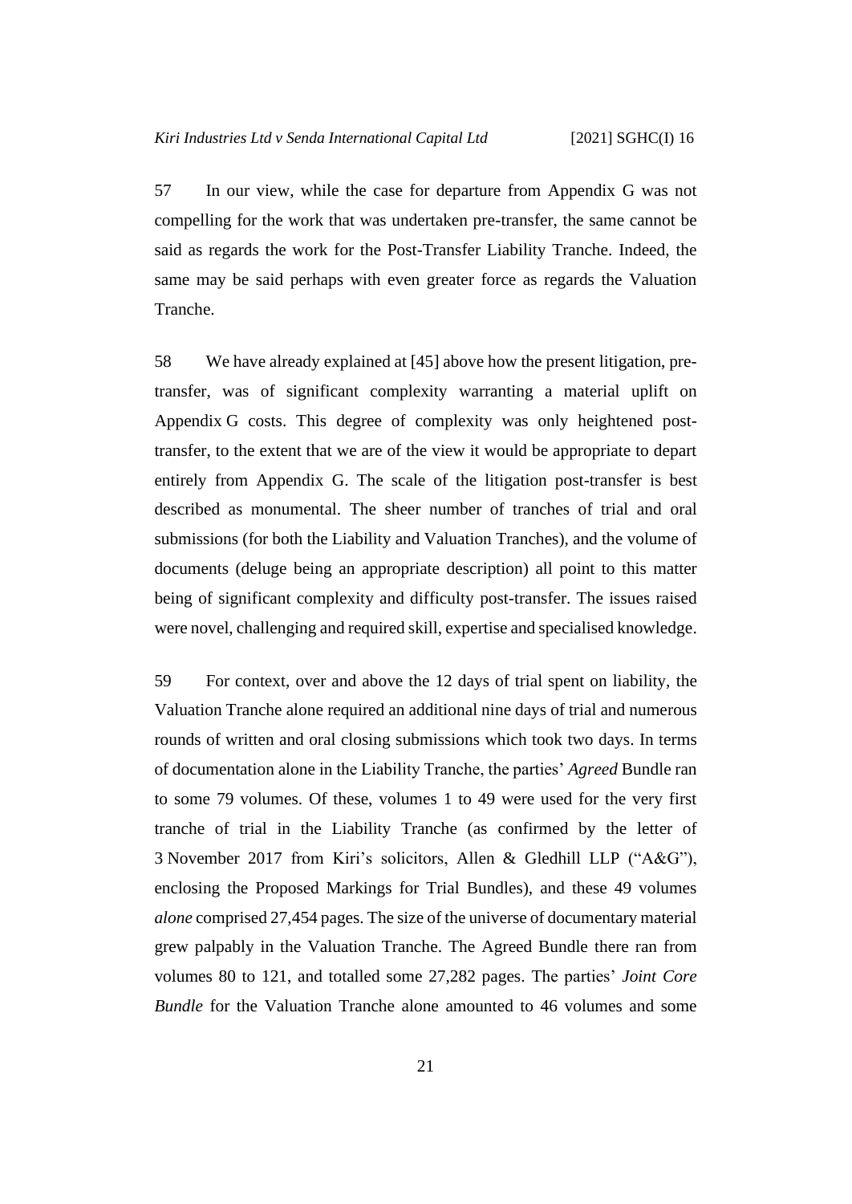57 In our view, while the case for departure from Appendix G was not compelling for the work that was undertaken pre-transfer, the same cannot be said as regards the work for the Post-Transfer Liability Tranche. Indeed, the same may be said perhaps with even greater force as regards the Valuation Tranche.

58 We have already explained at [45] above how the present litigation, pre-transfer, was of significant complexity warranting a material uplift on Appendix G costs. This degree of complexity was only heightened post-transfer, to the extent that we are of the view it would be appropriate to depart entirely from Appendix G. The scale of the litigation post-transfer is best described as monumental. The sheer number of tranches of trial and oral submissions (for both the Liability and Valuation Tranches), and the volume of documents (deluge being an appropriate description) all point to this matter being of significant complexity and difficulty post-transfer. The issues raised were novel, challenging and required skill, expertise and specialised knowledge.

59 For context, over and above the 12 days of trial spent on liability, the Valuation Tranche alone required an additional nine days of trial and numerous rounds of written and oral closing submissions which took two days. In terms of documentation alone in the Liability Tranche, the parties' *Agreed* Bundle ran to some 79 volumes. Of these, volumes 1 to 49 were used for the very first tranche of trial in the Liability Tranche (as confirmed by the letter of 3 November 2017 from Kiri's solicitors, Allen & Gledhill LLP ("A&G"), enclosing the Proposed Markings for Trial Bundles), and these 49 volumes *alone* comprised 27,454 pages. The size of the universe of documentary material grew palpably in the Valuation Tranche. The Agreed Bundle there ran from volumes 80 to 121, and totalled some 27,282 pages. The parties' *Joint Core Bundle* for the Valuation Tranche alone amounted to 46 volumes and some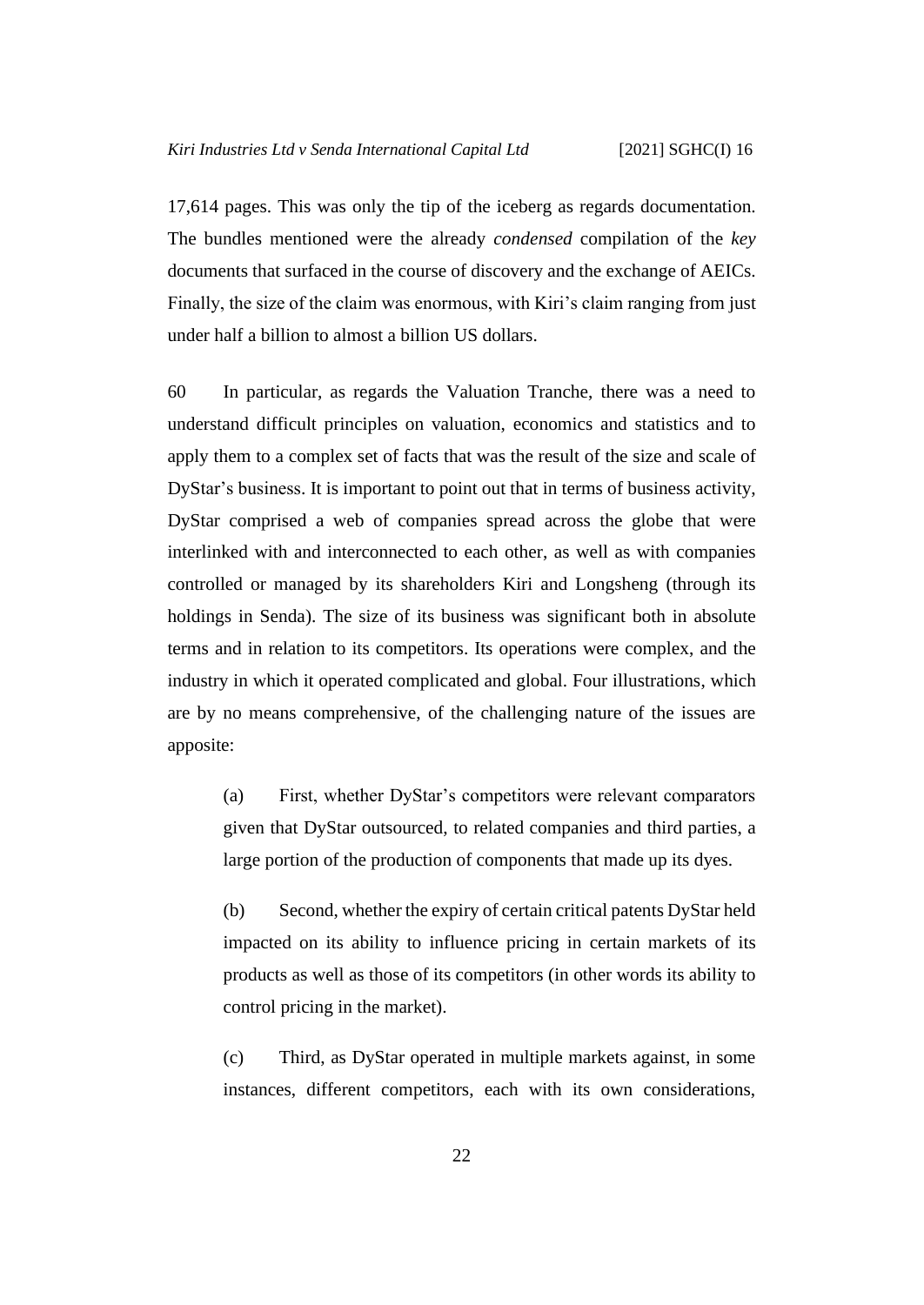17,614 pages. This was only the tip of the iceberg as regards documentation. The bundles mentioned were the already *condensed* compilation of the *key* documents that surfaced in the course of discovery and the exchange of AEICs. Finally, the size of the claim was enormous, with Kiri's claim ranging from just under half a billion to almost a billion US dollars.

60 In particular, as regards the Valuation Tranche, there was a need to understand difficult principles on valuation, economics and statistics and to apply them to a complex set of facts that was the result of the size and scale of DyStar's business. It is important to point out that in terms of business activity, DyStar comprised a web of companies spread across the globe that were interlinked with and interconnected to each other, as well as with companies controlled or managed by its shareholders Kiri and Longsheng (through its holdings in Senda). The size of its business was significant both in absolute terms and in relation to its competitors. Its operations were complex, and the industry in which it operated complicated and global. Four illustrations, which are by no means comprehensive, of the challenging nature of the issues are apposite:

> (a) First, whether DyStar's competitors were relevant comparators given that DyStar outsourced, to related companies and third parties, a large portion of the production of components that made up its dyes.
>
> (b) Second, whether the expiry of certain critical patents DyStar held impacted on its ability to influence pricing in certain markets of its products as well as those of its competitors (in other words its ability to control pricing in the market).
>
> (c) Third, as DyStar operated in multiple markets against, in some instances, different competitors, each with its own considerations,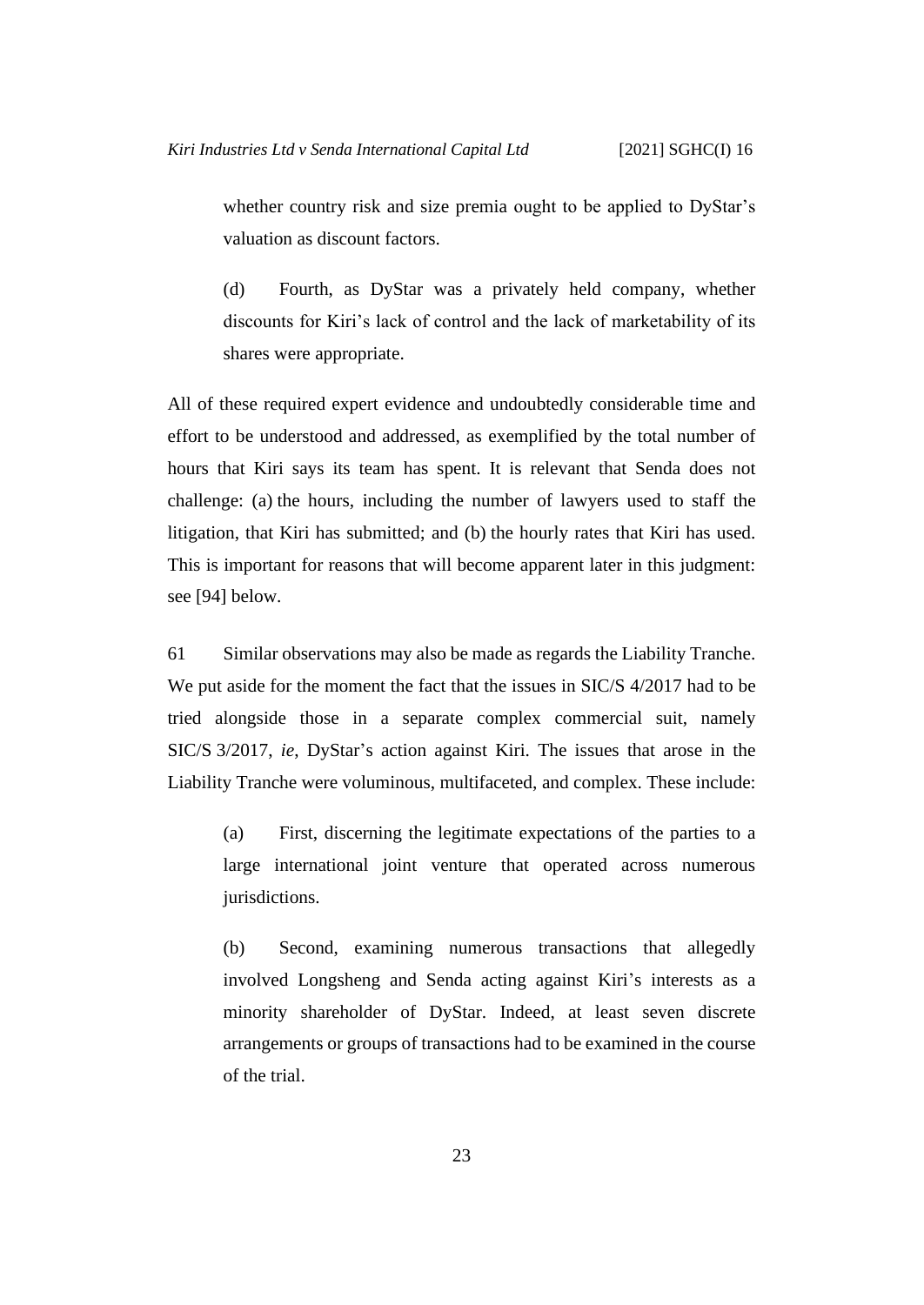whether country risk and size premia ought to be applied to DyStar's valuation as discount factors.

(d) Fourth, as DyStar was a privately held company, whether discounts for Kiri's lack of control and the lack of marketability of its shares were appropriate.

All of these required expert evidence and undoubtedly considerable time and effort to be understood and addressed, as exemplified by the total number of hours that Kiri says its team has spent. It is relevant that Senda does not challenge: (a) the hours, including the number of lawyers used to staff the litigation, that Kiri has submitted; and (b) the hourly rates that Kiri has used. This is important for reasons that will become apparent later in this judgment: see [94] below.

61 Similar observations may also be made as regards the Liability Tranche. We put aside for the moment the fact that the issues in SIC/S 4/2017 had to be tried alongside those in a separate complex commercial suit, namely SIC/S 3/2017, *ie*, DyStar's action against Kiri. The issues that arose in the Liability Tranche were voluminous, multifaceted, and complex. These include:

(a) First, discerning the legitimate expectations of the parties to a large international joint venture that operated across numerous jurisdictions.

(b) Second, examining numerous transactions that allegedly involved Longsheng and Senda acting against Kiri's interests as a minority shareholder of DyStar. Indeed, at least seven discrete arrangements or groups of transactions had to be examined in the course of the trial.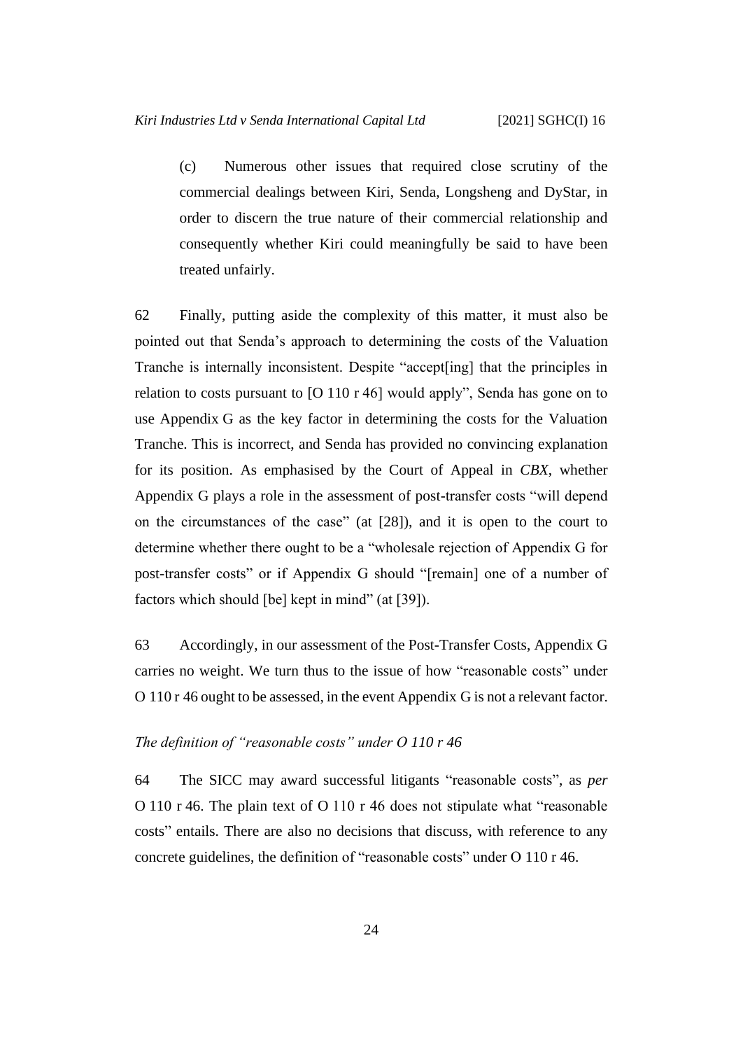(c) Numerous other issues that required close scrutiny of the commercial dealings between Kiri, Senda, Longsheng and DyStar, in order to discern the true nature of their commercial relationship and consequently whether Kiri could meaningfully be said to have been treated unfairly.

62 Finally, putting aside the complexity of this matter, it must also be pointed out that Senda's approach to determining the costs of the Valuation Tranche is internally inconsistent. Despite "accept[ing] that the principles in relation to costs pursuant to [O 110 r 46] would apply", Senda has gone on to use Appendix G as the key factor in determining the costs for the Valuation Tranche. This is incorrect, and Senda has provided no convincing explanation for its position. As emphasised by the Court of Appeal in *CBX*, whether Appendix G plays a role in the assessment of post-transfer costs "will depend on the circumstances of the case" (at [28]), and it is open to the court to determine whether there ought to be a "wholesale rejection of Appendix G for post-transfer costs" or if Appendix G should "[remain] one of a number of factors which should [be] kept in mind" (at [39]).

63 Accordingly, in our assessment of the Post-Transfer Costs, Appendix G carries no weight. We turn thus to the issue of how "reasonable costs" under O 110 r 46 ought to be assessed, in the event Appendix G is not a relevant factor.

*The definition of "reasonable costs" under O 110 r 46*

64 The SICC may award successful litigants "reasonable costs", as *per* O 110 r 46. The plain text of O 110 r 46 does not stipulate what "reasonable costs" entails. There are also no decisions that discuss, with reference to any concrete guidelines, the definition of "reasonable costs" under O 110 r 46.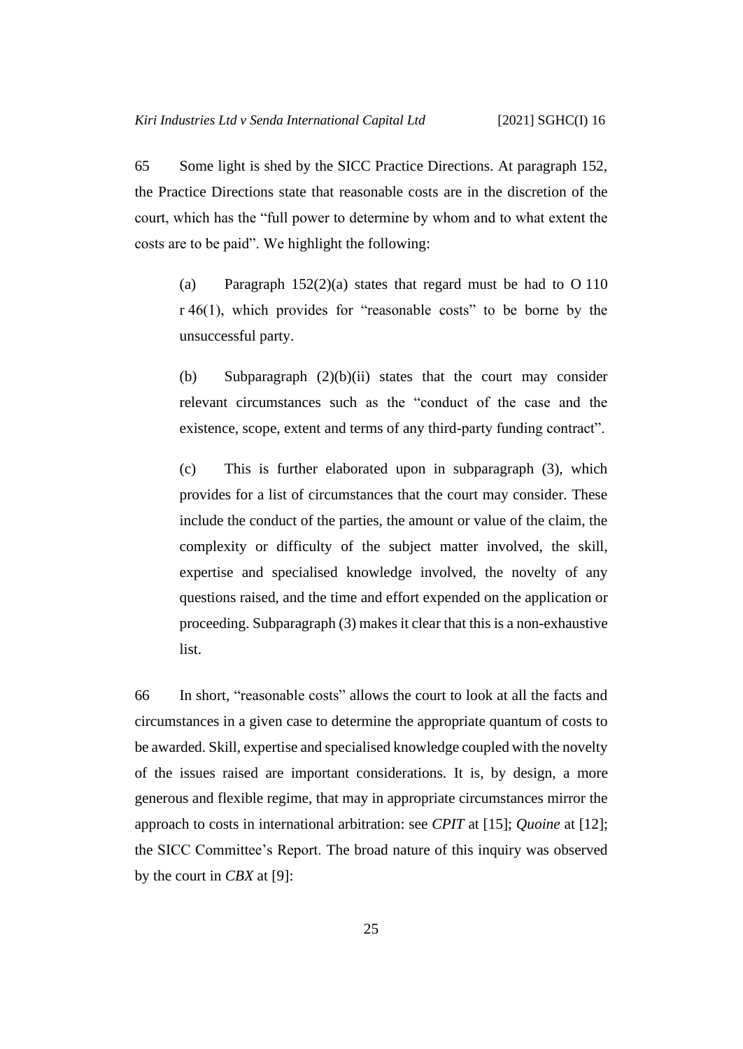65 Some light is shed by the SICC Practice Directions. At paragraph 152, the Practice Directions state that reasonable costs are in the discretion of the court, which has the "full power to determine by whom and to what extent the costs are to be paid". We highlight the following:

> (a) Paragraph 152(2)(a) states that regard must be had to O 110 r 46(1), which provides for "reasonable costs" to be borne by the unsuccessful party.
>
> (b) Subparagraph (2)(b)(ii) states that the court may consider relevant circumstances such as the "conduct of the case and the existence, scope, extent and terms of any third-party funding contract".
>
> (c) This is further elaborated upon in subparagraph (3), which provides for a list of circumstances that the court may consider. These include the conduct of the parties, the amount or value of the claim, the complexity or difficulty of the subject matter involved, the skill, expertise and specialised knowledge involved, the novelty of any questions raised, and the time and effort expended on the application or proceeding. Subparagraph (3) makes it clear that this is a non-exhaustive list.

66 In short, "reasonable costs" allows the court to look at all the facts and circumstances in a given case to determine the appropriate quantum of costs to be awarded. Skill, expertise and specialised knowledge coupled with the novelty of the issues raised are important considerations. It is, by design, a more generous and flexible regime, that may in appropriate circumstances mirror the approach to costs in international arbitration: see *CPIT* at [15]; *Quoine* at [12]; the SICC Committee's Report. The broad nature of this inquiry was observed by the court in *CBX* at [9]: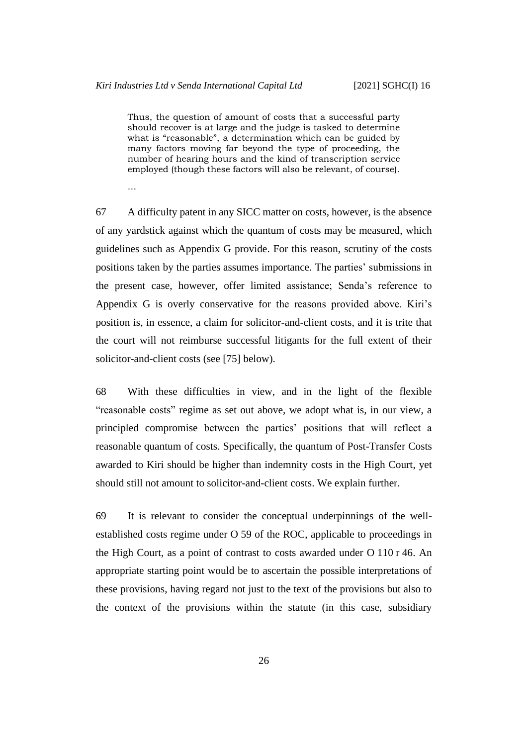> Thus, the question of amount of costs that a successful party should recover is at large and the judge is tasked to determine what is "reasonable", a determination which can be guided by many factors moving far beyond the type of proceeding, the number of hearing hours and the kind of transcription service employed (though these factors will also be relevant, of course).
>
> …

67 A difficulty patent in any SICC matter on costs, however, is the absence of any yardstick against which the quantum of costs may be measured, which guidelines such as Appendix G provide. For this reason, scrutiny of the costs positions taken by the parties assumes importance. The parties' submissions in the present case, however, offer limited assistance; Senda's reference to Appendix G is overly conservative for the reasons provided above. Kiri's position is, in essence, a claim for solicitor-and-client costs, and it is trite that the court will not reimburse successful litigants for the full extent of their solicitor-and-client costs (see [75] below).

68 With these difficulties in view, and in the light of the flexible "reasonable costs" regime as set out above, we adopt what is, in our view, a principled compromise between the parties' positions that will reflect a reasonable quantum of costs. Specifically, the quantum of Post-Transfer Costs awarded to Kiri should be higher than indemnity costs in the High Court, yet should still not amount to solicitor-and-client costs. We explain further.

69 It is relevant to consider the conceptual underpinnings of the well-established costs regime under O 59 of the ROC, applicable to proceedings in the High Court, as a point of contrast to costs awarded under O 110 r 46. An appropriate starting point would be to ascertain the possible interpretations of these provisions, having regard not just to the text of the provisions but also to the context of the provisions within the statute (in this case, subsidiary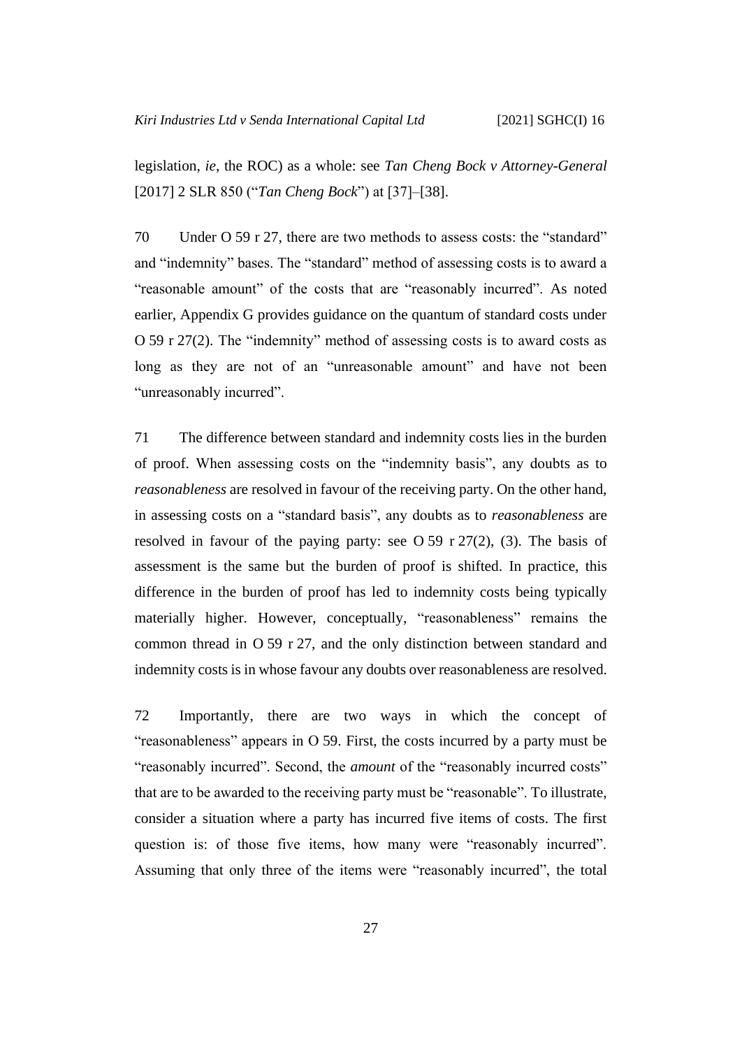legislation, *ie*, the ROC) as a whole: see *Tan Cheng Bock v Attorney-General* [2017] 2 SLR 850 ("*Tan Cheng Bock*") at [37]–[38].

70 Under O 59 r 27, there are two methods to assess costs: the "standard" and "indemnity" bases. The "standard" method of assessing costs is to award a "reasonable amount" of the costs that are "reasonably incurred". As noted earlier, Appendix G provides guidance on the quantum of standard costs under O 59 r 27(2). The "indemnity" method of assessing costs is to award costs as long as they are not of an "unreasonable amount" and have not been "unreasonably incurred".

71 The difference between standard and indemnity costs lies in the burden of proof. When assessing costs on the "indemnity basis", any doubts as to *reasonableness* are resolved in favour of the receiving party. On the other hand, in assessing costs on a "standard basis", any doubts as to *reasonableness* are resolved in favour of the paying party: see O 59 r 27(2), (3). The basis of assessment is the same but the burden of proof is shifted. In practice, this difference in the burden of proof has led to indemnity costs being typically materially higher. However, conceptually, "reasonableness" remains the common thread in O 59 r 27, and the only distinction between standard and indemnity costs is in whose favour any doubts over reasonableness are resolved.

72 Importantly, there are two ways in which the concept of "reasonableness" appears in O 59. First, the costs incurred by a party must be "reasonably incurred". Second, the *amount* of the "reasonably incurred costs" that are to be awarded to the receiving party must be "reasonable". To illustrate, consider a situation where a party has incurred five items of costs. The first question is: of those five items, how many were "reasonably incurred". Assuming that only three of the items were "reasonably incurred", the total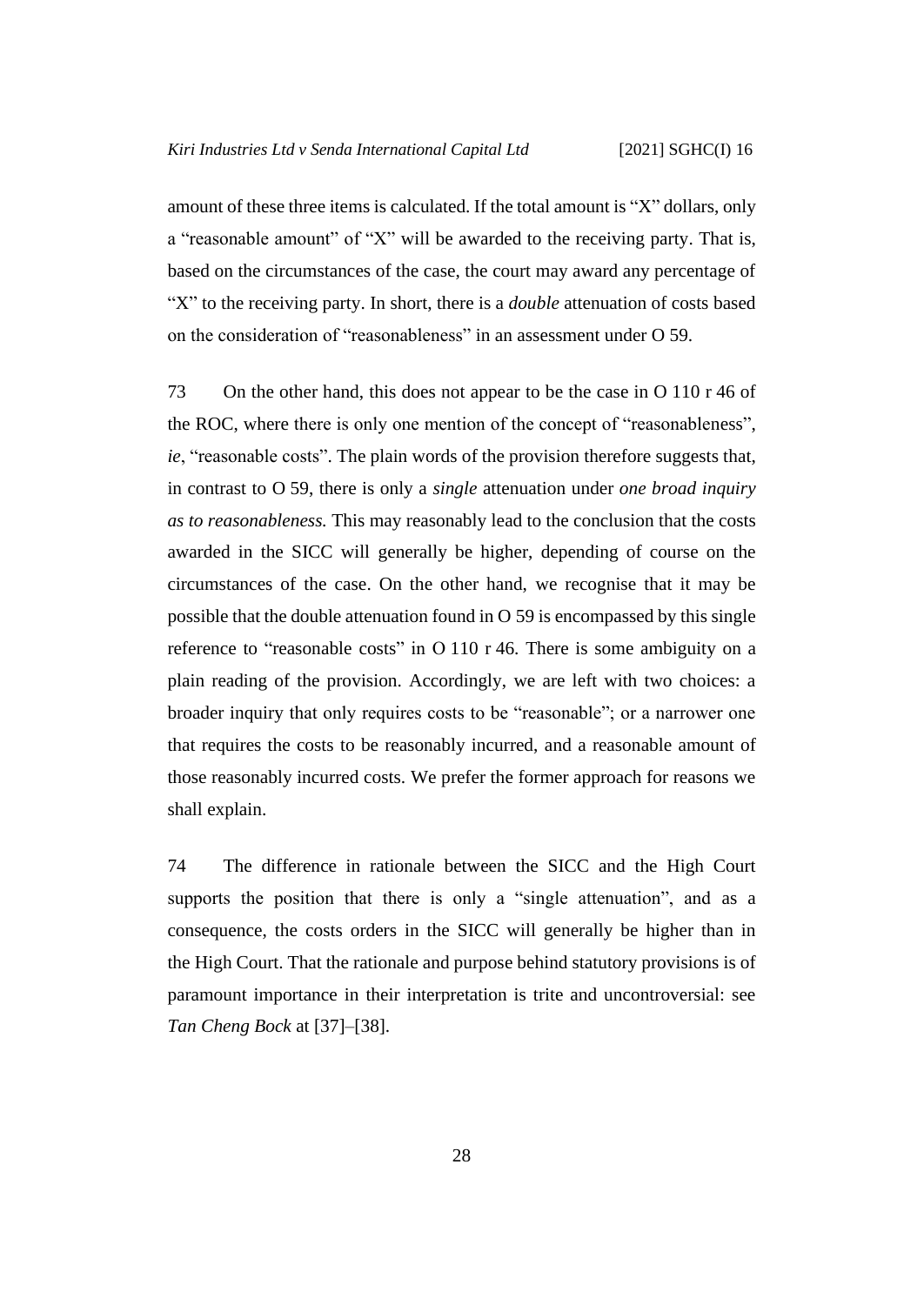amount of these three items is calculated. If the total amount is "X" dollars, only a "reasonable amount" of "X" will be awarded to the receiving party. That is, based on the circumstances of the case, the court may award any percentage of "X" to the receiving party. In short, there is a *double* attenuation of costs based on the consideration of "reasonableness" in an assessment under O 59.

73 On the other hand, this does not appear to be the case in O 110 r 46 of the ROC, where there is only one mention of the concept of "reasonableness", *ie*, "reasonable costs". The plain words of the provision therefore suggests that, in contrast to O 59, there is only a *single* attenuation under *one broad inquiry as to reasonableness.* This may reasonably lead to the conclusion that the costs awarded in the SICC will generally be higher, depending of course on the circumstances of the case. On the other hand, we recognise that it may be possible that the double attenuation found in O 59 is encompassed by this single reference to "reasonable costs" in O 110 r 46. There is some ambiguity on a plain reading of the provision. Accordingly, we are left with two choices: a broader inquiry that only requires costs to be "reasonable"; or a narrower one that requires the costs to be reasonably incurred, and a reasonable amount of those reasonably incurred costs. We prefer the former approach for reasons we shall explain.

74 The difference in rationale between the SICC and the High Court supports the position that there is only a "single attenuation", and as a consequence, the costs orders in the SICC will generally be higher than in the High Court. That the rationale and purpose behind statutory provisions is of paramount importance in their interpretation is trite and uncontroversial: see *Tan Cheng Bock* at [37]–[38].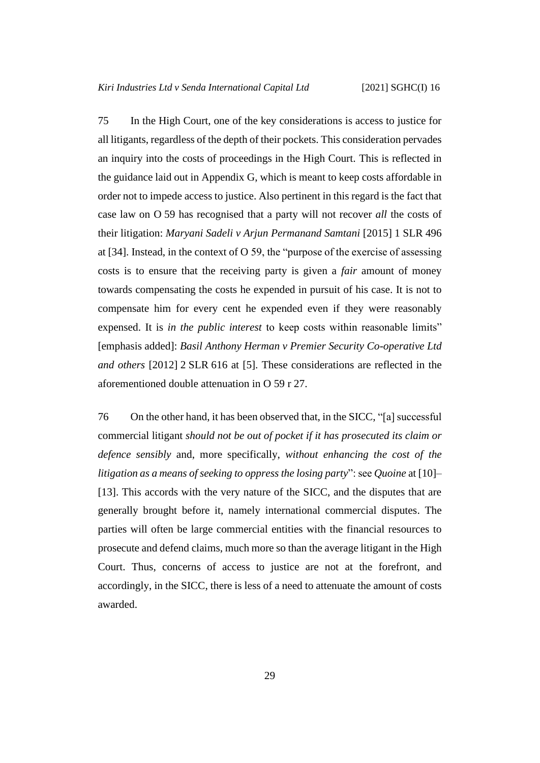75 In the High Court, one of the key considerations is access to justice for all litigants, regardless of the depth of their pockets. This consideration pervades an inquiry into the costs of proceedings in the High Court. This is reflected in the guidance laid out in Appendix G, which is meant to keep costs affordable in order not to impede access to justice. Also pertinent in this regard is the fact that case law on O 59 has recognised that a party will not recover *all* the costs of their litigation: *Maryani Sadeli v Arjun Permanand Samtani* [2015] 1 SLR 496 at [34]. Instead, in the context of O 59, the "purpose of the exercise of assessing costs is to ensure that the receiving party is given a *fair* amount of money towards compensating the costs he expended in pursuit of his case. It is not to compensate him for every cent he expended even if they were reasonably expensed. It is *in the public interest* to keep costs within reasonable limits" [emphasis added]: *Basil Anthony Herman v Premier Security Co-operative Ltd and others* [2012] 2 SLR 616 at [5]. These considerations are reflected in the aforementioned double attenuation in O 59 r 27.

76 On the other hand, it has been observed that, in the SICC, "[a] successful commercial litigant *should not be out of pocket if it has prosecuted its claim or defence sensibly* and, more specifically, *without enhancing the cost of the litigation as a means of seeking to oppress the losing party*": see *Quoine* at [10]–[13]. This accords with the very nature of the SICC, and the disputes that are generally brought before it, namely international commercial disputes. The parties will often be large commercial entities with the financial resources to prosecute and defend claims, much more so than the average litigant in the High Court. Thus, concerns of access to justice are not at the forefront, and accordingly, in the SICC, there is less of a need to attenuate the amount of costs awarded.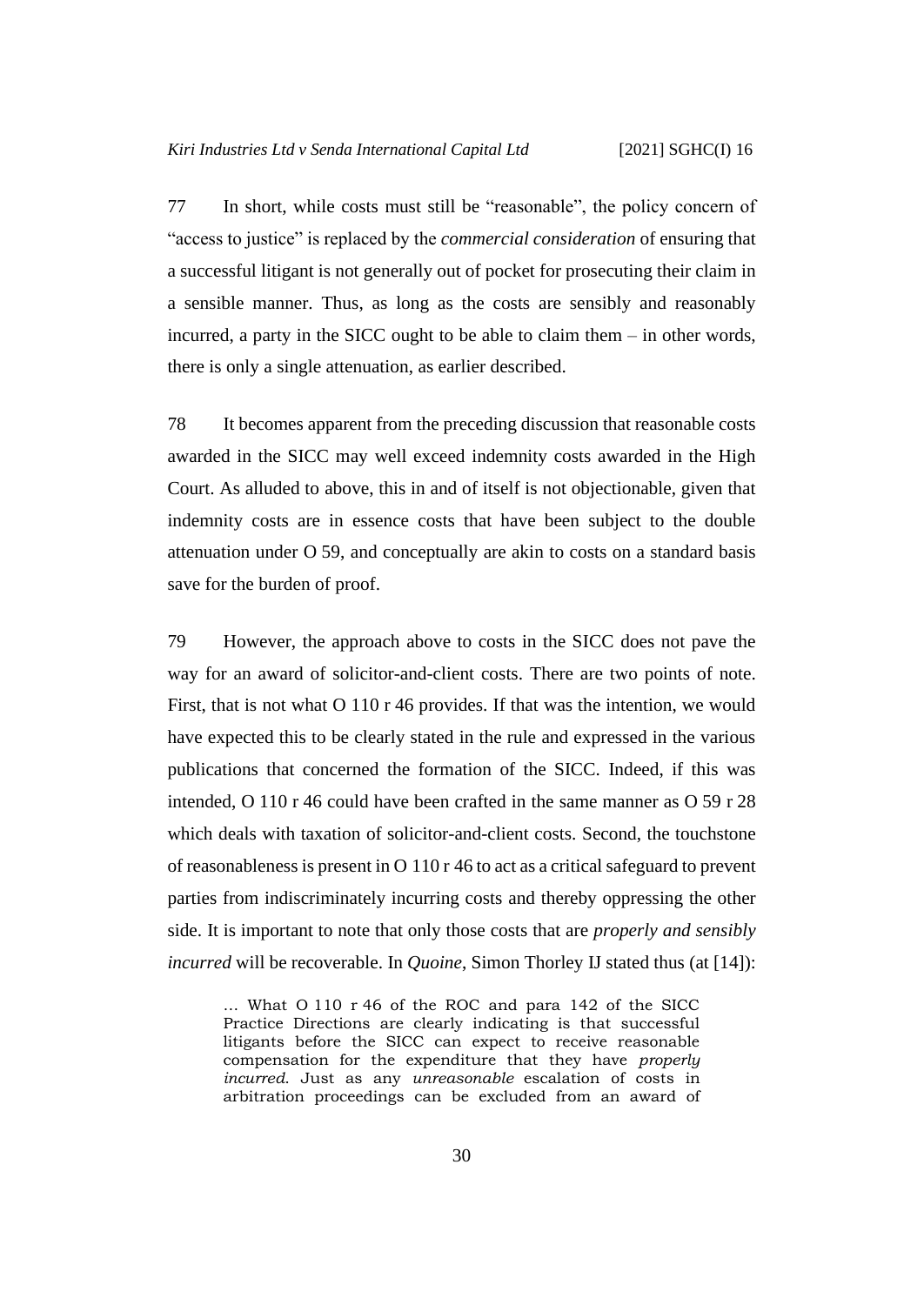77 In short, while costs must still be "reasonable", the policy concern of "access to justice" is replaced by the *commercial consideration* of ensuring that a successful litigant is not generally out of pocket for prosecuting their claim in a sensible manner. Thus, as long as the costs are sensibly and reasonably incurred, a party in the SICC ought to be able to claim them – in other words, there is only a single attenuation, as earlier described.

78 It becomes apparent from the preceding discussion that reasonable costs awarded in the SICC may well exceed indemnity costs awarded in the High Court. As alluded to above, this in and of itself is not objectionable, given that indemnity costs are in essence costs that have been subject to the double attenuation under O 59, and conceptually are akin to costs on a standard basis save for the burden of proof.

79 However, the approach above to costs in the SICC does not pave the way for an award of solicitor-and-client costs. There are two points of note. First, that is not what O 110 r 46 provides. If that was the intention, we would have expected this to be clearly stated in the rule and expressed in the various publications that concerned the formation of the SICC. Indeed, if this was intended, O 110 r 46 could have been crafted in the same manner as O 59 r 28 which deals with taxation of solicitor-and-client costs. Second, the touchstone of reasonableness is present in O 110 r 46 to act as a critical safeguard to prevent parties from indiscriminately incurring costs and thereby oppressing the other side. It is important to note that only those costs that are *properly and sensibly incurred* will be recoverable. In *Quoine*, Simon Thorley IJ stated thus (at [14]):

> … What O 110 r 46 of the ROC and para 142 of the SICC Practice Directions are clearly indicating is that successful litigants before the SICC can expect to receive reasonable compensation for the expenditure that they have *properly incurred.* Just as any *unreasonable* escalation of costs in arbitration proceedings can be excluded from an award of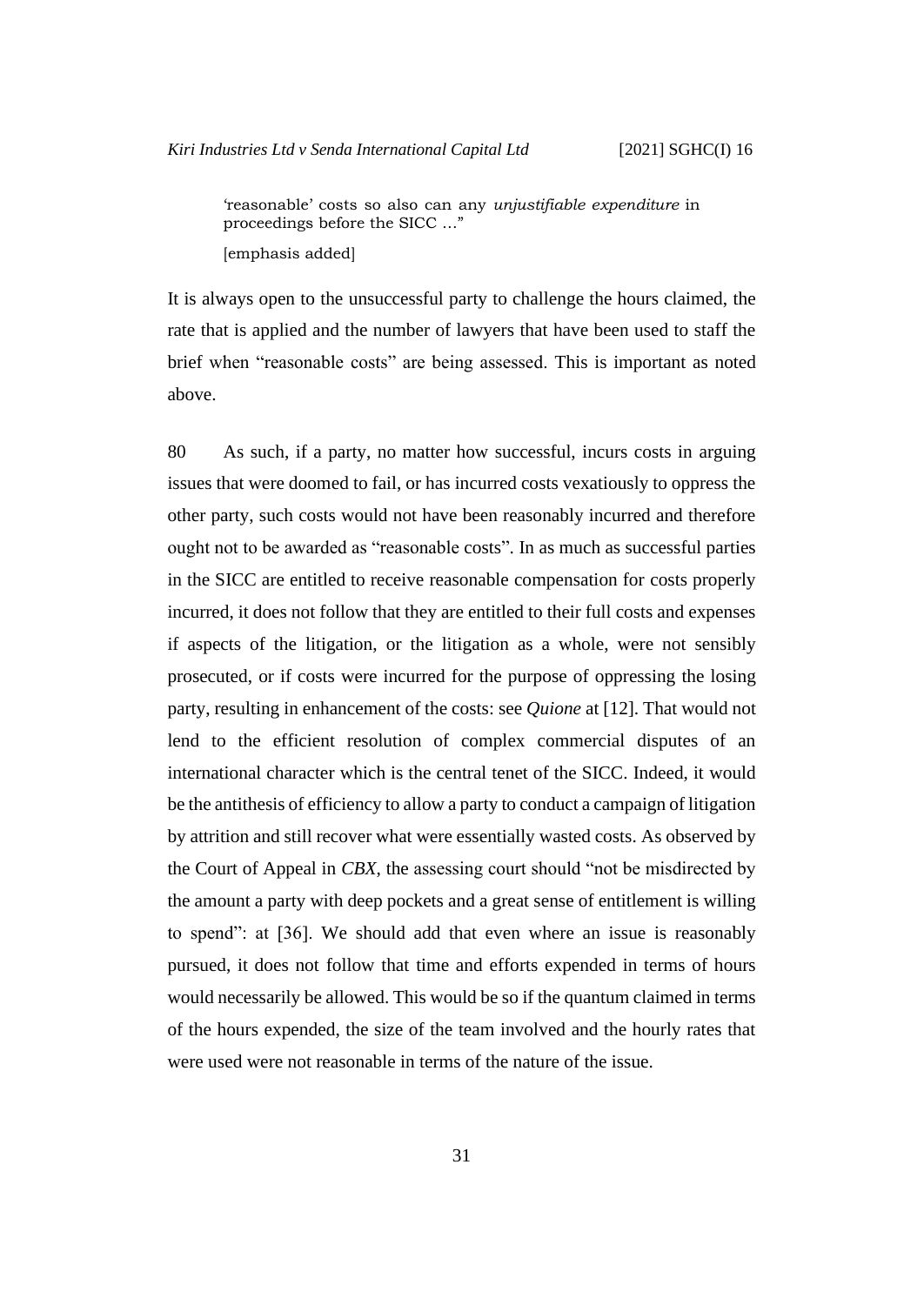> 'reasonable' costs so also can any *unjustifiable expenditure* in proceedings before the SICC …"
>
> [emphasis added]

It is always open to the unsuccessful party to challenge the hours claimed, the rate that is applied and the number of lawyers that have been used to staff the brief when "reasonable costs" are being assessed. This is important as noted above.

80 As such, if a party, no matter how successful, incurs costs in arguing issues that were doomed to fail, or has incurred costs vexatiously to oppress the other party, such costs would not have been reasonably incurred and therefore ought not to be awarded as "reasonable costs". In as much as successful parties in the SICC are entitled to receive reasonable compensation for costs properly incurred, it does not follow that they are entitled to their full costs and expenses if aspects of the litigation, or the litigation as a whole, were not sensibly prosecuted, or if costs were incurred for the purpose of oppressing the losing party, resulting in enhancement of the costs: see *Quione* at [12]. That would not lend to the efficient resolution of complex commercial disputes of an international character which is the central tenet of the SICC. Indeed, it would be the antithesis of efficiency to allow a party to conduct a campaign of litigation by attrition and still recover what were essentially wasted costs. As observed by the Court of Appeal in *CBX*, the assessing court should "not be misdirected by the amount a party with deep pockets and a great sense of entitlement is willing to spend": at [36]. We should add that even where an issue is reasonably pursued, it does not follow that time and efforts expended in terms of hours would necessarily be allowed. This would be so if the quantum claimed in terms of the hours expended, the size of the team involved and the hourly rates that were used were not reasonable in terms of the nature of the issue.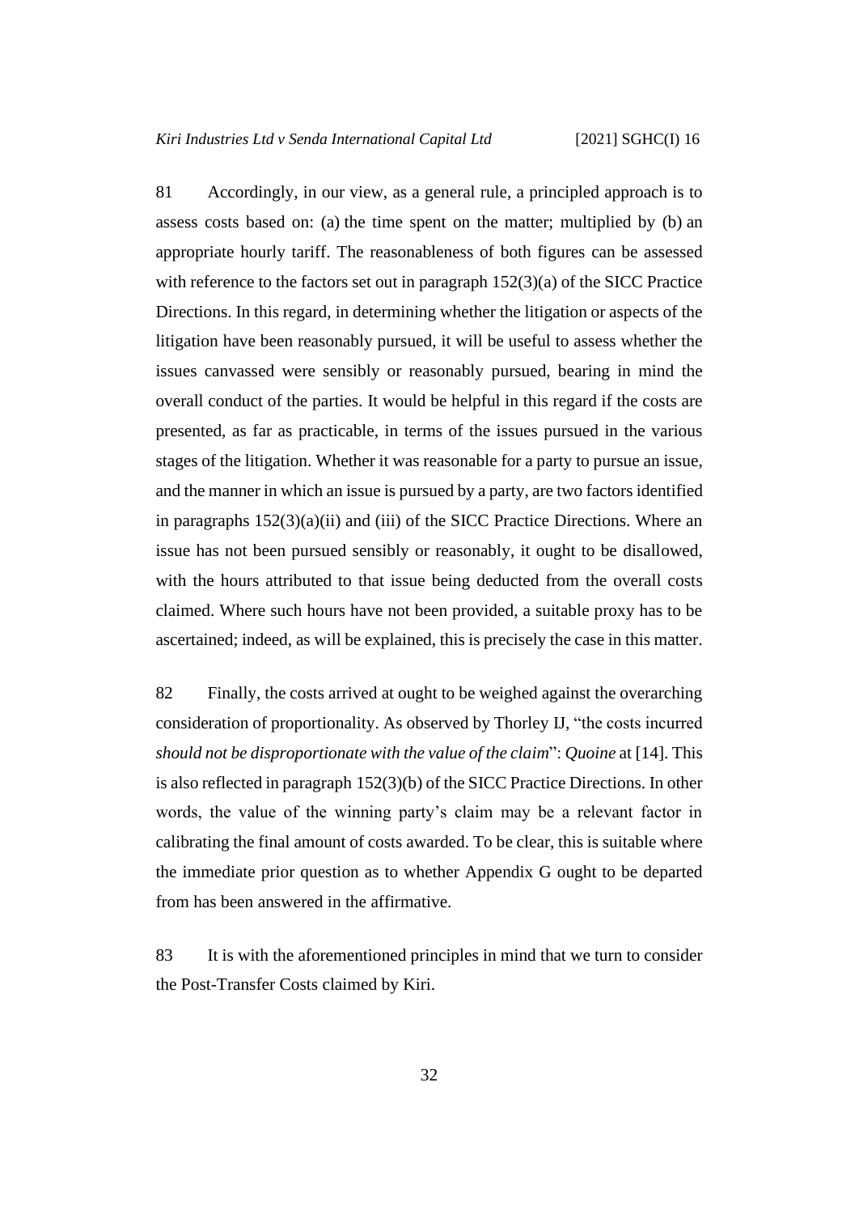81 Accordingly, in our view, as a general rule, a principled approach is to assess costs based on: (a) the time spent on the matter; multiplied by (b) an appropriate hourly tariff. The reasonableness of both figures can be assessed with reference to the factors set out in paragraph 152(3)(a) of the SICC Practice Directions. In this regard, in determining whether the litigation or aspects of the litigation have been reasonably pursued, it will be useful to assess whether the issues canvassed were sensibly or reasonably pursued, bearing in mind the overall conduct of the parties. It would be helpful in this regard if the costs are presented, as far as practicable, in terms of the issues pursued in the various stages of the litigation. Whether it was reasonable for a party to pursue an issue, and the manner in which an issue is pursued by a party, are two factors identified in paragraphs 152(3)(a)(ii) and (iii) of the SICC Practice Directions. Where an issue has not been pursued sensibly or reasonably, it ought to be disallowed, with the hours attributed to that issue being deducted from the overall costs claimed. Where such hours have not been provided, a suitable proxy has to be ascertained; indeed, as will be explained, this is precisely the case in this matter.

82 Finally, the costs arrived at ought to be weighed against the overarching consideration of proportionality. As observed by Thorley IJ, "the costs incurred *should not be disproportionate with the value of the claim*": *Quoine* at [14]. This is also reflected in paragraph 152(3)(b) of the SICC Practice Directions. In other words, the value of the winning party's claim may be a relevant factor in calibrating the final amount of costs awarded. To be clear, this is suitable where the immediate prior question as to whether Appendix G ought to be departed from has been answered in the affirmative.

83 It is with the aforementioned principles in mind that we turn to consider the Post-Transfer Costs claimed by Kiri.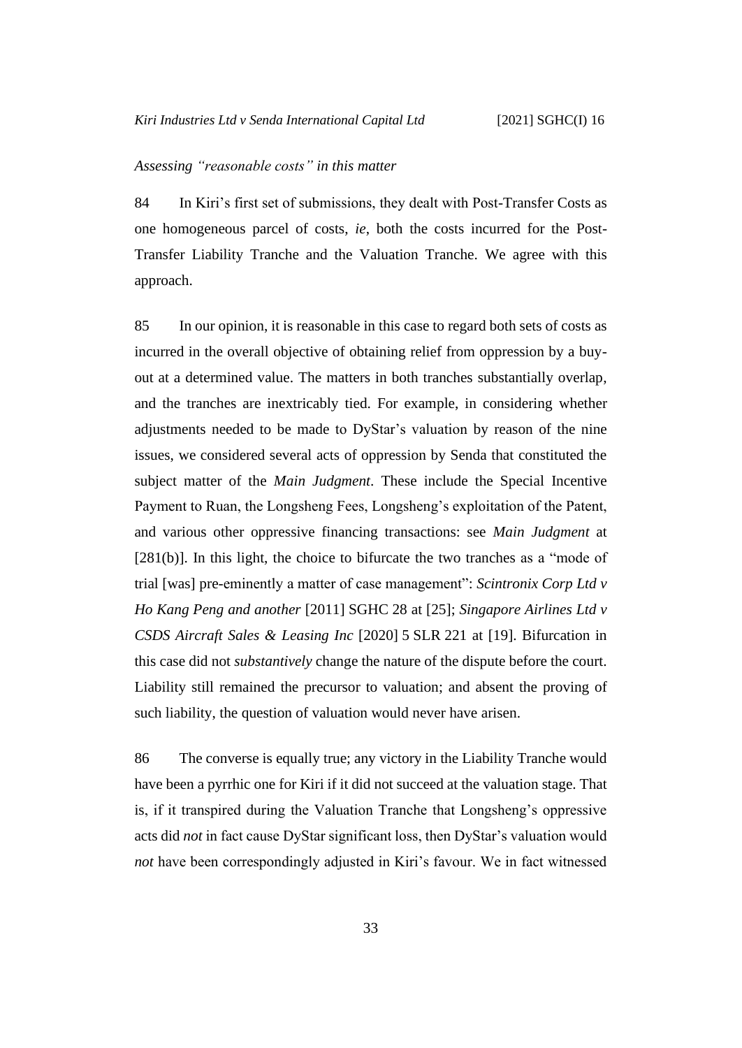*Assessing "reasonable costs" in this matter*

84 In Kiri's first set of submissions, they dealt with Post-Transfer Costs as one homogeneous parcel of costs, *ie*, both the costs incurred for the Post-Transfer Liability Tranche and the Valuation Tranche. We agree with this approach.

85 In our opinion, it is reasonable in this case to regard both sets of costs as incurred in the overall objective of obtaining relief from oppression by a buy-out at a determined value. The matters in both tranches substantially overlap, and the tranches are inextricably tied. For example, in considering whether adjustments needed to be made to DyStar's valuation by reason of the nine issues, we considered several acts of oppression by Senda that constituted the subject matter of the *Main Judgment*. These include the Special Incentive Payment to Ruan, the Longsheng Fees, Longsheng's exploitation of the Patent, and various other oppressive financing transactions: see *Main Judgment* at [281(b)]. In this light, the choice to bifurcate the two tranches as a "mode of trial [was] pre-eminently a matter of case management": *Scintronix Corp Ltd v Ho Kang Peng and another* [2011] SGHC 28 at [25]; *Singapore Airlines Ltd v CSDS Aircraft Sales & Leasing Inc* [2020] 5 SLR 221 at [19]. Bifurcation in this case did not *substantively* change the nature of the dispute before the court. Liability still remained the precursor to valuation; and absent the proving of such liability, the question of valuation would never have arisen.

86 The converse is equally true; any victory in the Liability Tranche would have been a pyrrhic one for Kiri if it did not succeed at the valuation stage. That is, if it transpired during the Valuation Tranche that Longsheng's oppressive acts did *not* in fact cause DyStar significant loss, then DyStar's valuation would *not* have been correspondingly adjusted in Kiri's favour. We in fact witnessed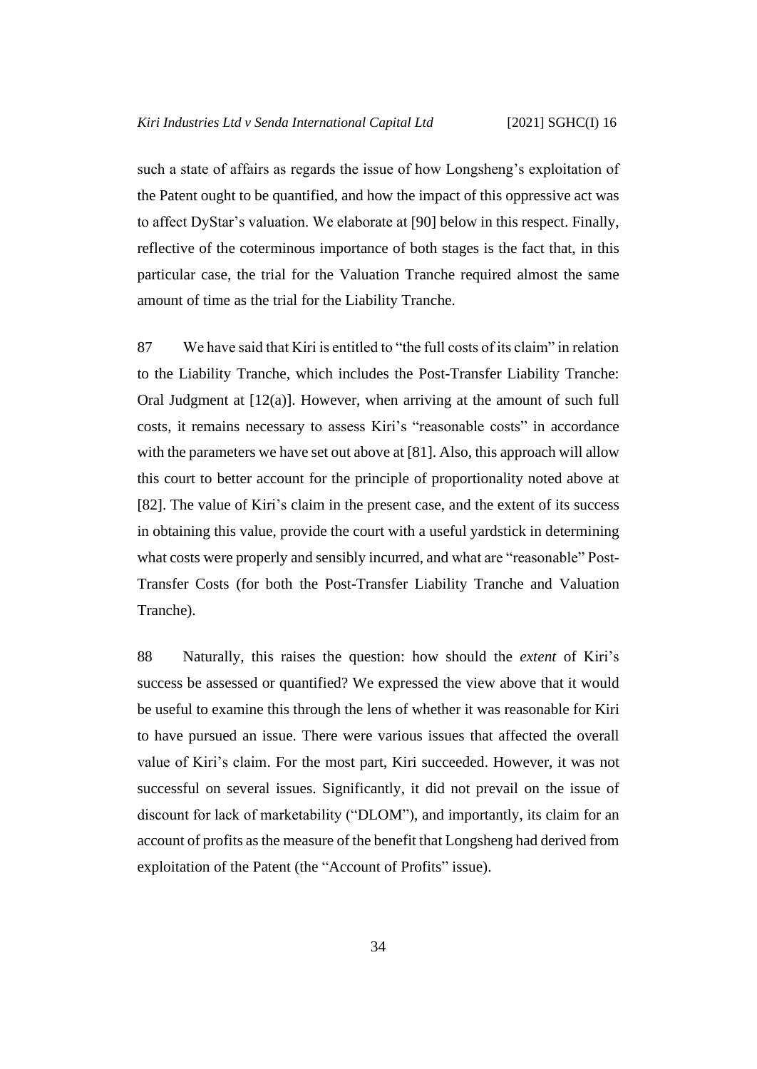such a state of affairs as regards the issue of how Longsheng's exploitation of the Patent ought to be quantified, and how the impact of this oppressive act was to affect DyStar's valuation. We elaborate at [90] below in this respect. Finally, reflective of the coterminous importance of both stages is the fact that, in this particular case, the trial for the Valuation Tranche required almost the same amount of time as the trial for the Liability Tranche.

87 We have said that Kiri is entitled to "the full costs of its claim" in relation to the Liability Tranche, which includes the Post-Transfer Liability Tranche: Oral Judgment at [12(a)]. However, when arriving at the amount of such full costs, it remains necessary to assess Kiri's "reasonable costs" in accordance with the parameters we have set out above at [81]. Also, this approach will allow this court to better account for the principle of proportionality noted above at [82]. The value of Kiri's claim in the present case, and the extent of its success in obtaining this value, provide the court with a useful yardstick in determining what costs were properly and sensibly incurred, and what are "reasonable" Post-Transfer Costs (for both the Post-Transfer Liability Tranche and Valuation Tranche).

88 Naturally, this raises the question: how should the *extent* of Kiri's success be assessed or quantified? We expressed the view above that it would be useful to examine this through the lens of whether it was reasonable for Kiri to have pursued an issue. There were various issues that affected the overall value of Kiri's claim. For the most part, Kiri succeeded. However, it was not successful on several issues. Significantly, it did not prevail on the issue of discount for lack of marketability ("DLOM"), and importantly, its claim for an account of profits as the measure of the benefit that Longsheng had derived from exploitation of the Patent (the "Account of Profits" issue).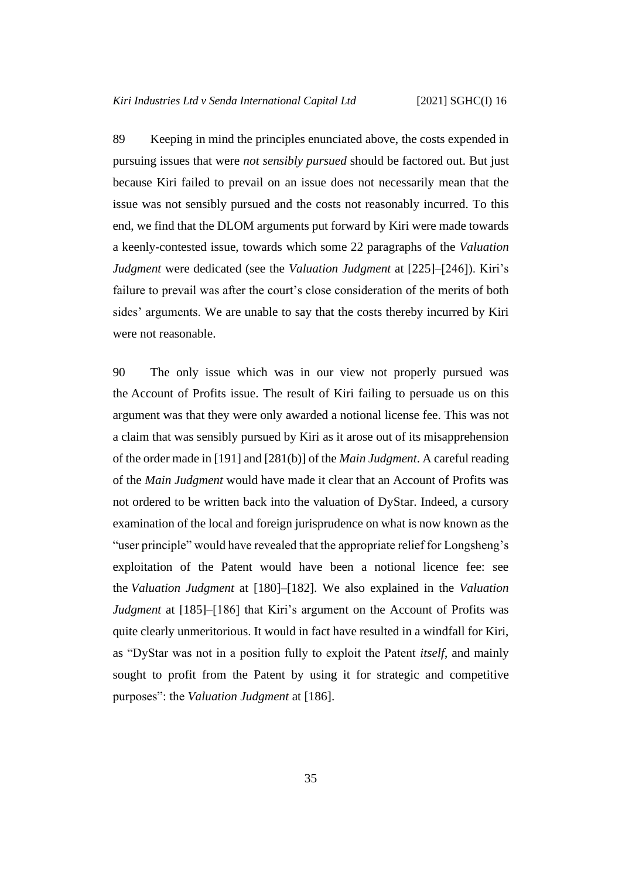89 Keeping in mind the principles enunciated above, the costs expended in pursuing issues that were *not sensibly pursued* should be factored out. But just because Kiri failed to prevail on an issue does not necessarily mean that the issue was not sensibly pursued and the costs not reasonably incurred. To this end, we find that the DLOM arguments put forward by Kiri were made towards a keenly-contested issue, towards which some 22 paragraphs of the *Valuation Judgment* were dedicated (see the *Valuation Judgment* at [225]–[246]). Kiri's failure to prevail was after the court's close consideration of the merits of both sides' arguments. We are unable to say that the costs thereby incurred by Kiri were not reasonable.

90 The only issue which was in our view not properly pursued was the Account of Profits issue. The result of Kiri failing to persuade us on this argument was that they were only awarded a notional license fee. This was not a claim that was sensibly pursued by Kiri as it arose out of its misapprehension of the order made in [191] and [281(b)] of the *Main Judgment*. A careful reading of the *Main Judgment* would have made it clear that an Account of Profits was not ordered to be written back into the valuation of DyStar. Indeed, a cursory examination of the local and foreign jurisprudence on what is now known as the "user principle" would have revealed that the appropriate relief for Longsheng's exploitation of the Patent would have been a notional licence fee: see the *Valuation Judgment* at [180]–[182]. We also explained in the *Valuation Judgment* at [185]–[186] that Kiri's argument on the Account of Profits was quite clearly unmeritorious. It would in fact have resulted in a windfall for Kiri, as "DyStar was not in a position fully to exploit the Patent *itself*, and mainly sought to profit from the Patent by using it for strategic and competitive purposes": the *Valuation Judgment* at [186].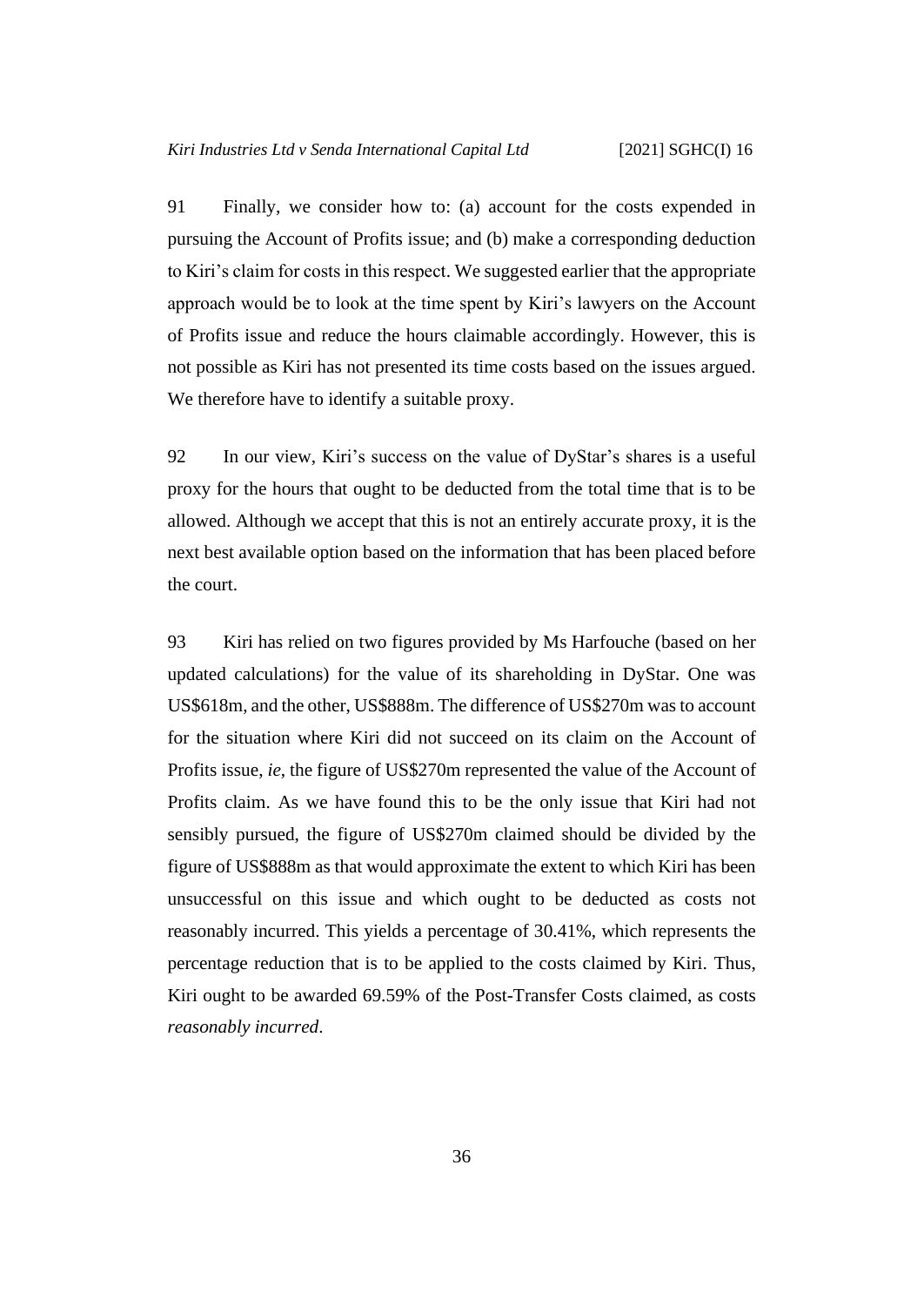91 Finally, we consider how to: (a) account for the costs expended in pursuing the Account of Profits issue; and (b) make a corresponding deduction to Kiri's claim for costs in this respect. We suggested earlier that the appropriate approach would be to look at the time spent by Kiri's lawyers on the Account of Profits issue and reduce the hours claimable accordingly. However, this is not possible as Kiri has not presented its time costs based on the issues argued. We therefore have to identify a suitable proxy.

92 In our view, Kiri's success on the value of DyStar's shares is a useful proxy for the hours that ought to be deducted from the total time that is to be allowed. Although we accept that this is not an entirely accurate proxy, it is the next best available option based on the information that has been placed before the court.

93 Kiri has relied on two figures provided by Ms Harfouche (based on her updated calculations) for the value of its shareholding in DyStar. One was US$618m, and the other, US$888m. The difference of US$270m was to account for the situation where Kiri did not succeed on its claim on the Account of Profits issue, *ie*, the figure of US$270m represented the value of the Account of Profits claim. As we have found this to be the only issue that Kiri had not sensibly pursued, the figure of US$270m claimed should be divided by the figure of US$888m as that would approximate the extent to which Kiri has been unsuccessful on this issue and which ought to be deducted as costs not reasonably incurred. This yields a percentage of 30.41%, which represents the percentage reduction that is to be applied to the costs claimed by Kiri. Thus, Kiri ought to be awarded 69.59% of the Post-Transfer Costs claimed, as costs *reasonably incurred*.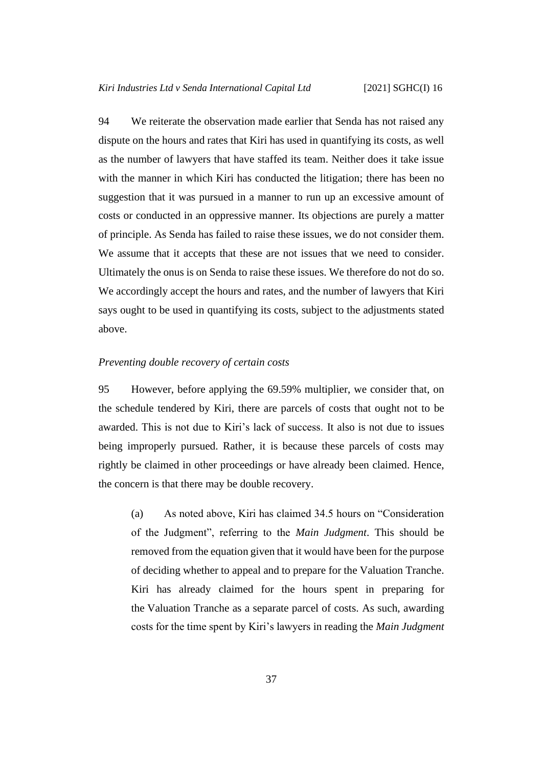94 We reiterate the observation made earlier that Senda has not raised any dispute on the hours and rates that Kiri has used in quantifying its costs, as well as the number of lawyers that have staffed its team. Neither does it take issue with the manner in which Kiri has conducted the litigation; there has been no suggestion that it was pursued in a manner to run up an excessive amount of costs or conducted in an oppressive manner. Its objections are purely a matter of principle. As Senda has failed to raise these issues, we do not consider them. We assume that it accepts that these are not issues that we need to consider. Ultimately the onus is on Senda to raise these issues. We therefore do not do so. We accordingly accept the hours and rates, and the number of lawyers that Kiri says ought to be used in quantifying its costs, subject to the adjustments stated above.

*Preventing double recovery of certain costs*

95 However, before applying the 69.59% multiplier, we consider that, on the schedule tendered by Kiri, there are parcels of costs that ought not to be awarded. This is not due to Kiri's lack of success. It also is not due to issues being improperly pursued. Rather, it is because these parcels of costs may rightly be claimed in other proceedings or have already been claimed. Hence, the concern is that there may be double recovery.

(a) As noted above, Kiri has claimed 34.5 hours on "Consideration of the Judgment", referring to the *Main Judgment*. This should be removed from the equation given that it would have been for the purpose of deciding whether to appeal and to prepare for the Valuation Tranche. Kiri has already claimed for the hours spent in preparing for the Valuation Tranche as a separate parcel of costs. As such, awarding costs for the time spent by Kiri's lawyers in reading the *Main Judgment*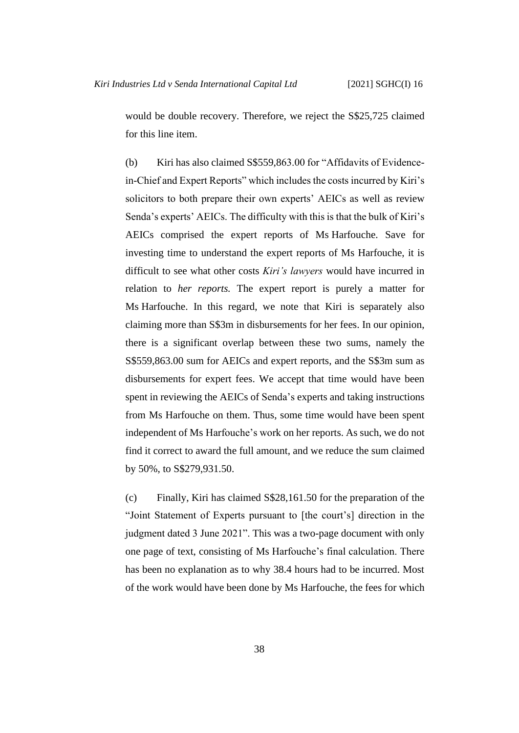would be double recovery. Therefore, we reject the S$25,725 claimed for this line item.

(b) Kiri has also claimed S$559,863.00 for "Affidavits of Evidence-in-Chief and Expert Reports" which includes the costs incurred by Kiri's solicitors to both prepare their own experts' AEICs as well as review Senda's experts' AEICs. The difficulty with this is that the bulk of Kiri's AEICs comprised the expert reports of Ms Harfouche. Save for investing time to understand the expert reports of Ms Harfouche, it is difficult to see what other costs *Kiri's lawyers* would have incurred in relation to *her reports.* The expert report is purely a matter for Ms Harfouche. In this regard, we note that Kiri is separately also claiming more than S$3m in disbursements for her fees. In our opinion, there is a significant overlap between these two sums, namely the S$559,863.00 sum for AEICs and expert reports, and the S$3m sum as disbursements for expert fees. We accept that time would have been spent in reviewing the AEICs of Senda's experts and taking instructions from Ms Harfouche on them. Thus, some time would have been spent independent of Ms Harfouche's work on her reports. As such, we do not find it correct to award the full amount, and we reduce the sum claimed by 50%, to S$279,931.50.

(c) Finally, Kiri has claimed S$28,161.50 for the preparation of the "Joint Statement of Experts pursuant to [the court's] direction in the judgment dated 3 June 2021". This was a two-page document with only one page of text, consisting of Ms Harfouche's final calculation. There has been no explanation as to why 38.4 hours had to be incurred. Most of the work would have been done by Ms Harfouche, the fees for which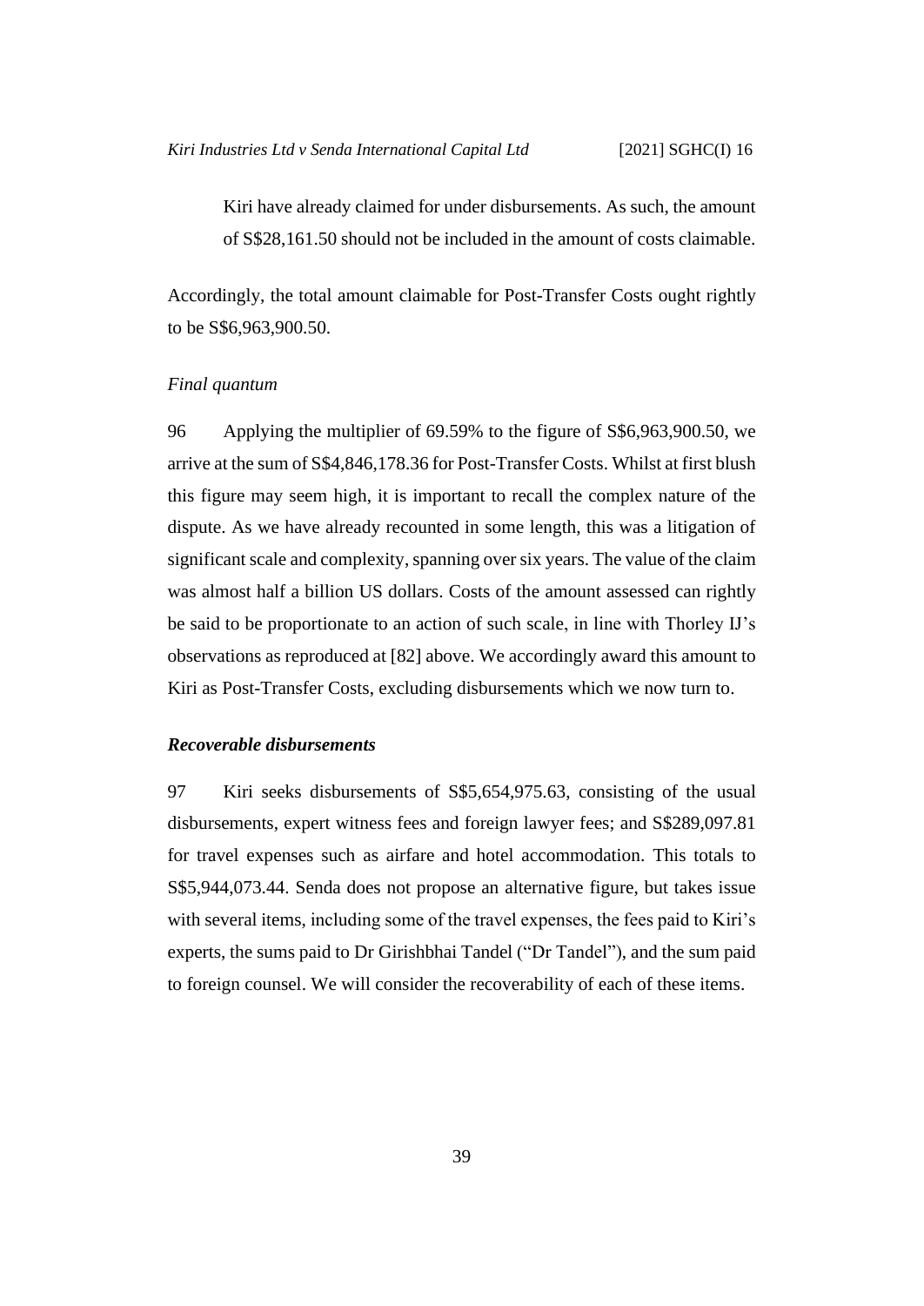Kiri have already claimed for under disbursements. As such, the amount of S$28,161.50 should not be included in the amount of costs claimable.

Accordingly, the total amount claimable for Post-Transfer Costs ought rightly to be S$6,963,900.50.

*Final quantum*

96 Applying the multiplier of 69.59% to the figure of S$6,963,900.50, we arrive at the sum of S$4,846,178.36 for Post-Transfer Costs. Whilst at first blush this figure may seem high, it is important to recall the complex nature of the dispute. As we have already recounted in some length, this was a litigation of significant scale and complexity, spanning over six years. The value of the claim was almost half a billion US dollars. Costs of the amount assessed can rightly be said to be proportionate to an action of such scale, in line with Thorley IJ's observations as reproduced at [82] above. We accordingly award this amount to Kiri as Post-Transfer Costs, excluding disbursements which we now turn to.

***Recoverable disbursements***

97 Kiri seeks disbursements of S$5,654,975.63, consisting of the usual disbursements, expert witness fees and foreign lawyer fees; and S$289,097.81 for travel expenses such as airfare and hotel accommodation. This totals to S$5,944,073.44. Senda does not propose an alternative figure, but takes issue with several items, including some of the travel expenses, the fees paid to Kiri's experts, the sums paid to Dr Girishbhai Tandel ("Dr Tandel"), and the sum paid to foreign counsel. We will consider the recoverability of each of these items.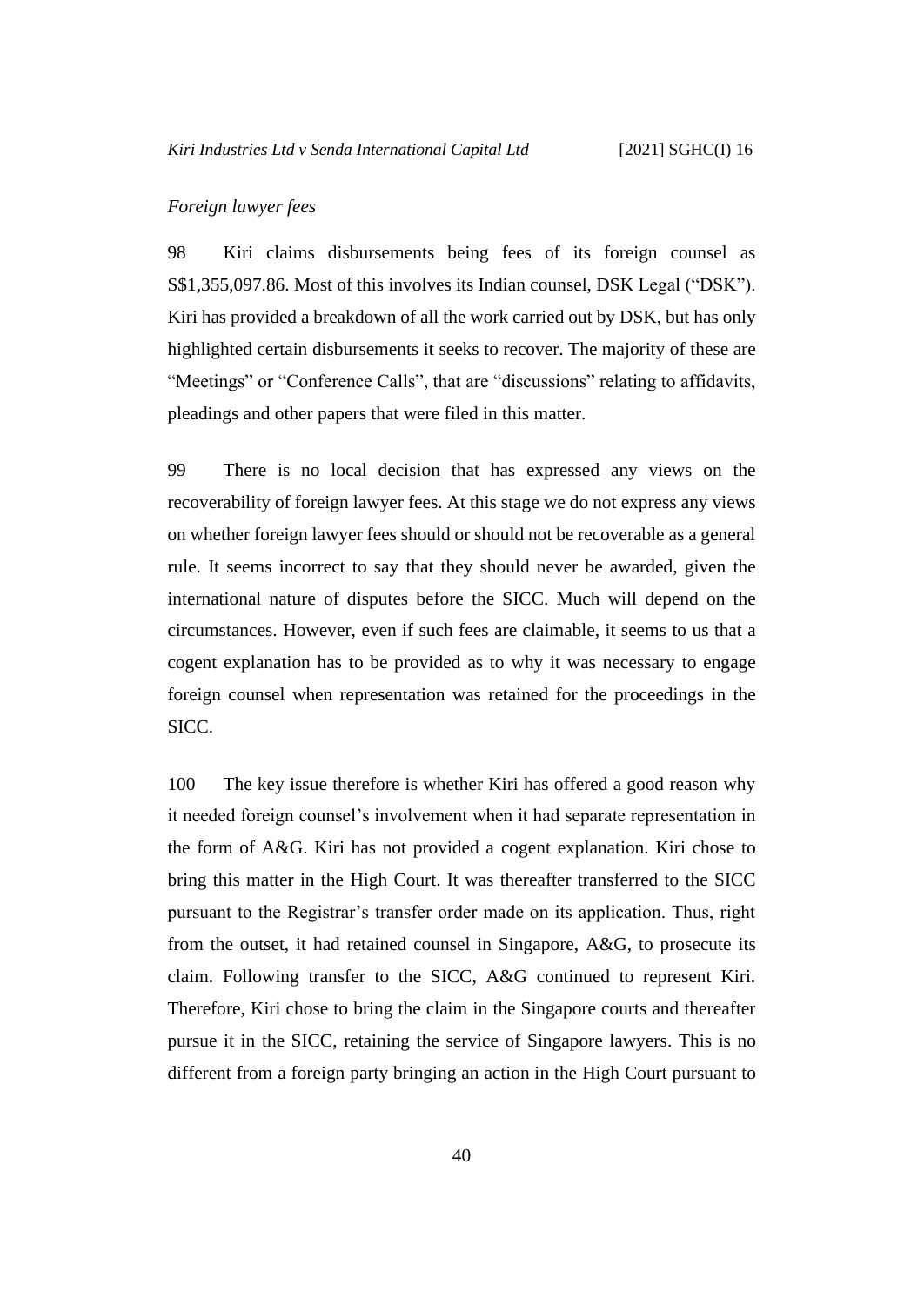*Foreign lawyer fees*

98 Kiri claims disbursements being fees of its foreign counsel as S$1,355,097.86. Most of this involves its Indian counsel, DSK Legal ("DSK"). Kiri has provided a breakdown of all the work carried out by DSK, but has only highlighted certain disbursements it seeks to recover. The majority of these are "Meetings" or "Conference Calls", that are "discussions" relating to affidavits, pleadings and other papers that were filed in this matter.

99 There is no local decision that has expressed any views on the recoverability of foreign lawyer fees. At this stage we do not express any views on whether foreign lawyer fees should or should not be recoverable as a general rule. It seems incorrect to say that they should never be awarded, given the international nature of disputes before the SICC. Much will depend on the circumstances. However, even if such fees are claimable, it seems to us that a cogent explanation has to be provided as to why it was necessary to engage foreign counsel when representation was retained for the proceedings in the SICC.

100 The key issue therefore is whether Kiri has offered a good reason why it needed foreign counsel's involvement when it had separate representation in the form of A&G. Kiri has not provided a cogent explanation. Kiri chose to bring this matter in the High Court. It was thereafter transferred to the SICC pursuant to the Registrar's transfer order made on its application. Thus, right from the outset, it had retained counsel in Singapore, A&G, to prosecute its claim. Following transfer to the SICC, A&G continued to represent Kiri. Therefore, Kiri chose to bring the claim in the Singapore courts and thereafter pursue it in the SICC, retaining the service of Singapore lawyers. This is no different from a foreign party bringing an action in the High Court pursuant to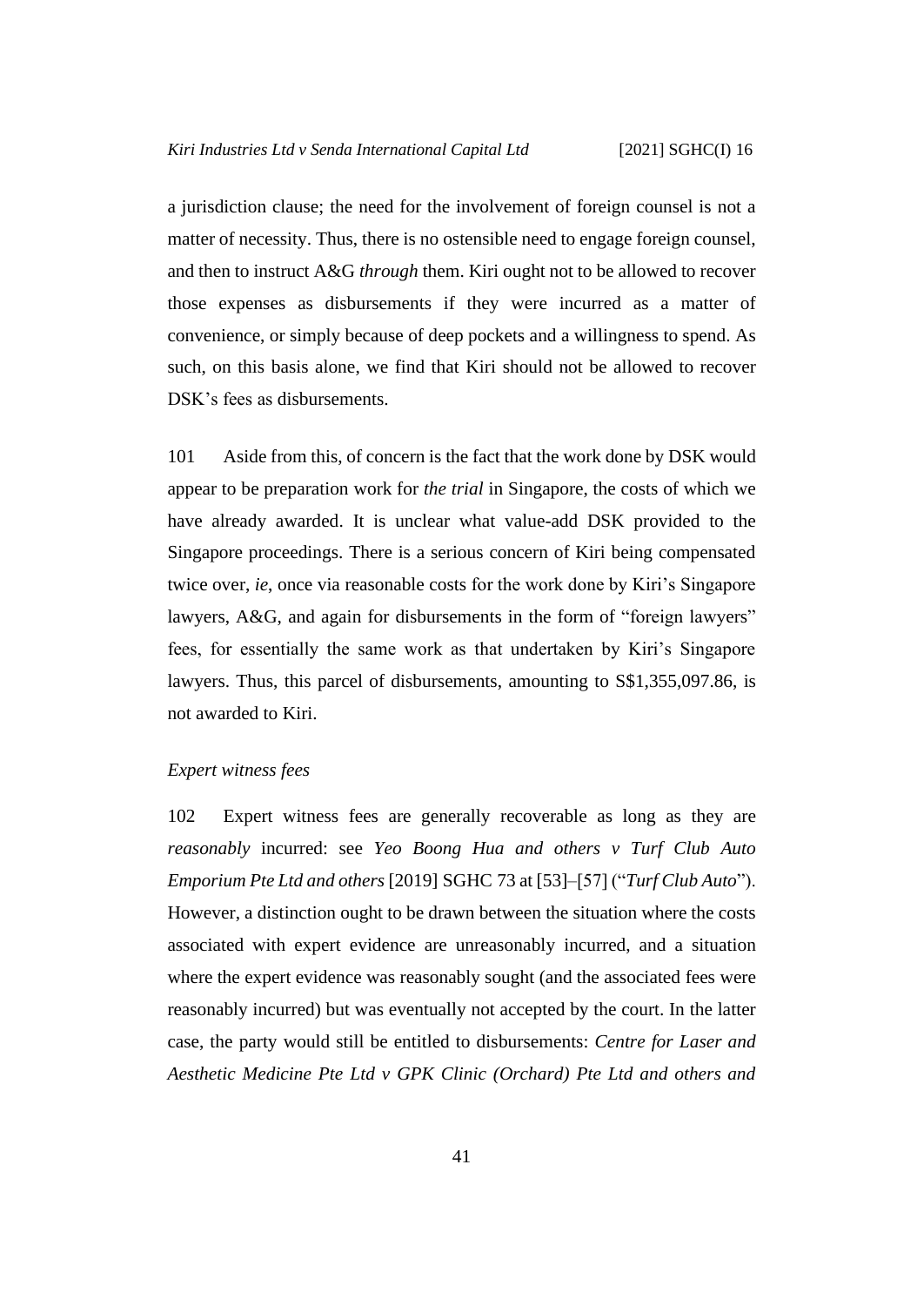a jurisdiction clause; the need for the involvement of foreign counsel is not a matter of necessity. Thus, there is no ostensible need to engage foreign counsel, and then to instruct A&G *through* them. Kiri ought not to be allowed to recover those expenses as disbursements if they were incurred as a matter of convenience, or simply because of deep pockets and a willingness to spend. As such, on this basis alone, we find that Kiri should not be allowed to recover DSK's fees as disbursements.

101 Aside from this, of concern is the fact that the work done by DSK would appear to be preparation work for *the trial* in Singapore, the costs of which we have already awarded. It is unclear what value-add DSK provided to the Singapore proceedings. There is a serious concern of Kiri being compensated twice over, *ie*, once via reasonable costs for the work done by Kiri's Singapore lawyers, A&G, and again for disbursements in the form of "foreign lawyers" fees, for essentially the same work as that undertaken by Kiri's Singapore lawyers. Thus, this parcel of disbursements, amounting to S$1,355,097.86, is not awarded to Kiri.

*Expert witness fees*

102 Expert witness fees are generally recoverable as long as they are *reasonably* incurred: see *Yeo Boong Hua and others v Turf Club Auto Emporium Pte Ltd and others* [2019] SGHC 73 at [53]–[57] ("*Turf Club Auto*"). However, a distinction ought to be drawn between the situation where the costs associated with expert evidence are unreasonably incurred, and a situation where the expert evidence was reasonably sought (and the associated fees were reasonably incurred) but was eventually not accepted by the court. In the latter case, the party would still be entitled to disbursements: *Centre for Laser and Aesthetic Medicine Pte Ltd v GPK Clinic (Orchard) Pte Ltd and others and*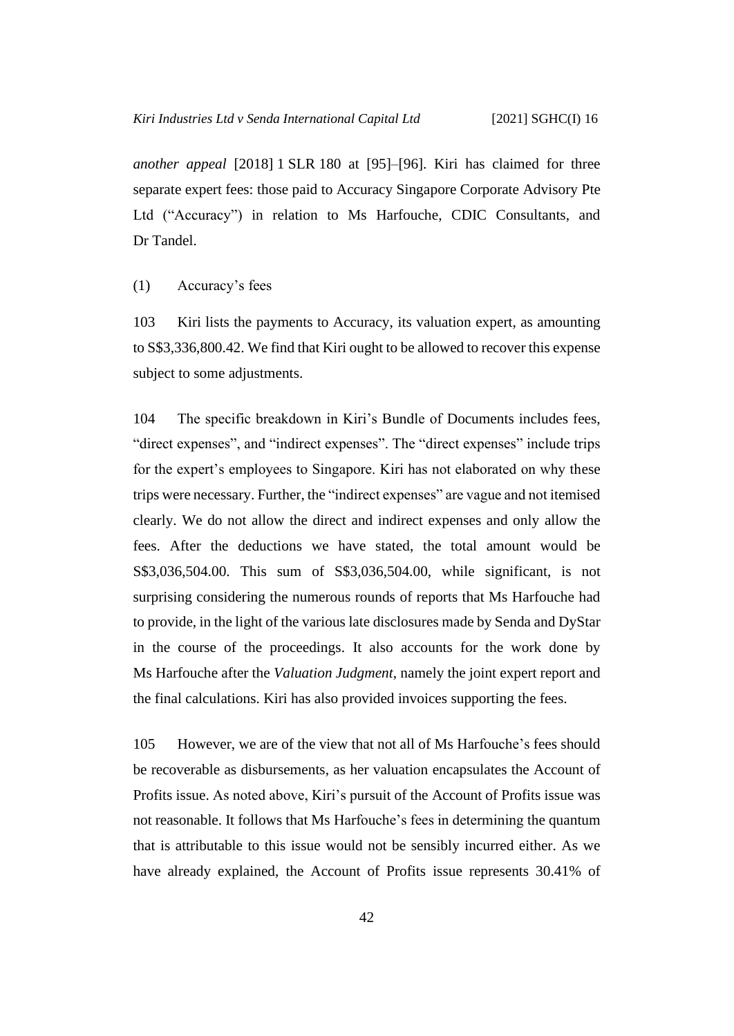*another appeal* [2018] 1 SLR 180 at [95]–[96]. Kiri has claimed for three separate expert fees: those paid to Accuracy Singapore Corporate Advisory Pte Ltd ("Accuracy") in relation to Ms Harfouche, CDIC Consultants, and Dr Tandel.

(1) Accuracy's fees

103 Kiri lists the payments to Accuracy, its valuation expert, as amounting to S$3,336,800.42. We find that Kiri ought to be allowed to recover this expense subject to some adjustments.

104 The specific breakdown in Kiri's Bundle of Documents includes fees, "direct expenses", and "indirect expenses". The "direct expenses" include trips for the expert's employees to Singapore. Kiri has not elaborated on why these trips were necessary. Further, the "indirect expenses" are vague and not itemised clearly. We do not allow the direct and indirect expenses and only allow the fees. After the deductions we have stated, the total amount would be S$3,036,504.00. This sum of S$3,036,504.00, while significant, is not surprising considering the numerous rounds of reports that Ms Harfouche had to provide, in the light of the various late disclosures made by Senda and DyStar in the course of the proceedings. It also accounts for the work done by Ms Harfouche after the *Valuation Judgment*, namely the joint expert report and the final calculations. Kiri has also provided invoices supporting the fees.

105 However, we are of the view that not all of Ms Harfouche's fees should be recoverable as disbursements, as her valuation encapsulates the Account of Profits issue. As noted above, Kiri's pursuit of the Account of Profits issue was not reasonable. It follows that Ms Harfouche's fees in determining the quantum that is attributable to this issue would not be sensibly incurred either. As we have already explained, the Account of Profits issue represents 30.41% of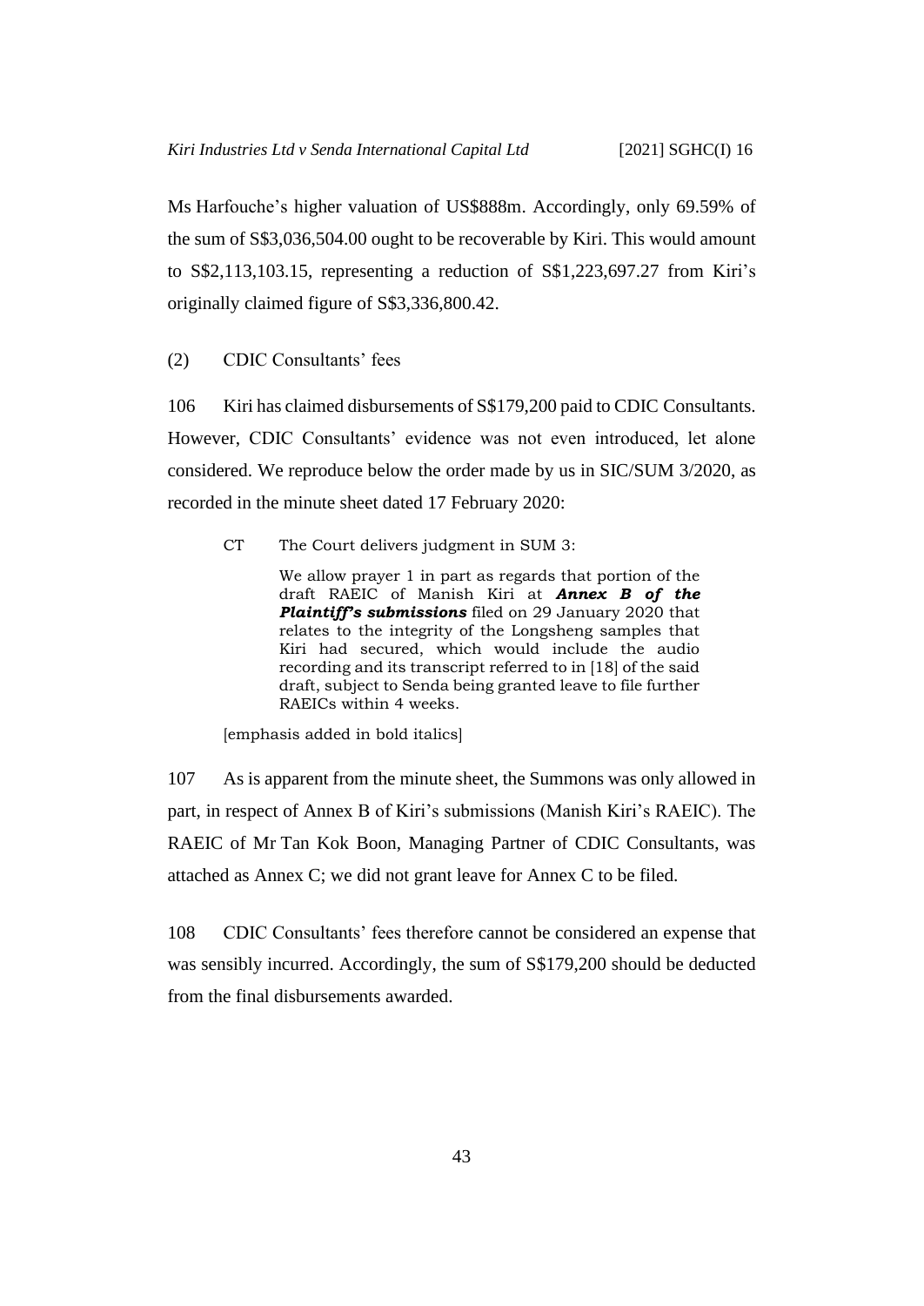Ms Harfouche's higher valuation of US$888m. Accordingly, only 69.59% of the sum of S$3,036,504.00 ought to be recoverable by Kiri. This would amount to S$2,113,103.15, representing a reduction of S$1,223,697.27 from Kiri's originally claimed figure of S$3,336,800.42.

(2) CDIC Consultants' fees

106 Kiri has claimed disbursements of S$179,200 paid to CDIC Consultants. However, CDIC Consultants' evidence was not even introduced, let alone considered. We reproduce below the order made by us in SIC/SUM 3/2020, as recorded in the minute sheet dated 17 February 2020:

> CT The Court delivers judgment in SUM 3:
>
> We allow prayer 1 in part as regards that portion of the draft RAEIC of Manish Kiri at ***Annex B of the Plaintiff's submissions*** filed on 29 January 2020 that relates to the integrity of the Longsheng samples that Kiri had secured, which would include the audio recording and its transcript referred to in [18] of the said draft, subject to Senda being granted leave to file further RAEICs within 4 weeks.
>
> [emphasis added in bold italics]

107 As is apparent from the minute sheet, the Summons was only allowed in part, in respect of Annex B of Kiri's submissions (Manish Kiri's RAEIC). The RAEIC of Mr Tan Kok Boon, Managing Partner of CDIC Consultants, was attached as Annex C; we did not grant leave for Annex C to be filed.

108 CDIC Consultants' fees therefore cannot be considered an expense that was sensibly incurred. Accordingly, the sum of S$179,200 should be deducted from the final disbursements awarded.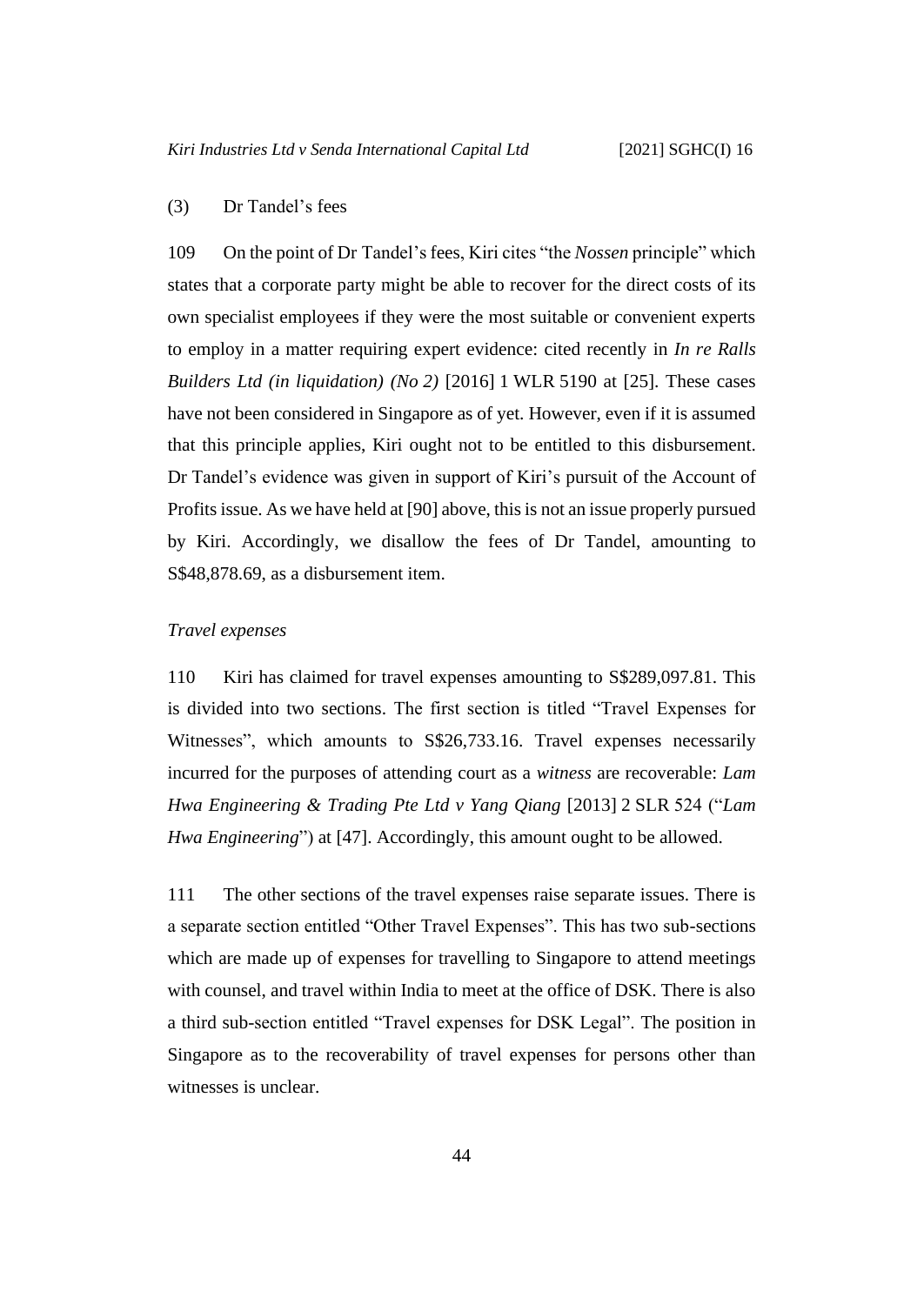(3) Dr Tandel's fees

109 On the point of Dr Tandel's fees, Kiri cites "the *Nossen* principle" which states that a corporate party might be able to recover for the direct costs of its own specialist employees if they were the most suitable or convenient experts to employ in a matter requiring expert evidence: cited recently in *In re Ralls Builders Ltd (in liquidation) (No 2)* [2016] 1 WLR 5190 at [25]. These cases have not been considered in Singapore as of yet. However, even if it is assumed that this principle applies, Kiri ought not to be entitled to this disbursement. Dr Tandel's evidence was given in support of Kiri's pursuit of the Account of Profits issue. As we have held at [90] above, this is not an issue properly pursued by Kiri. Accordingly, we disallow the fees of Dr Tandel, amounting to S$48,878.69, as a disbursement item.

*Travel expenses*

110 Kiri has claimed for travel expenses amounting to S$289,097.81. This is divided into two sections. The first section is titled "Travel Expenses for Witnesses", which amounts to S$26,733.16. Travel expenses necessarily incurred for the purposes of attending court as a *witness* are recoverable: *Lam Hwa Engineering & Trading Pte Ltd v Yang Qiang* [2013] 2 SLR 524 ("*Lam Hwa Engineering*") at [47]. Accordingly, this amount ought to be allowed.

111 The other sections of the travel expenses raise separate issues. There is a separate section entitled "Other Travel Expenses". This has two sub-sections which are made up of expenses for travelling to Singapore to attend meetings with counsel, and travel within India to meet at the office of DSK. There is also a third sub-section entitled "Travel expenses for DSK Legal". The position in Singapore as to the recoverability of travel expenses for persons other than witnesses is unclear.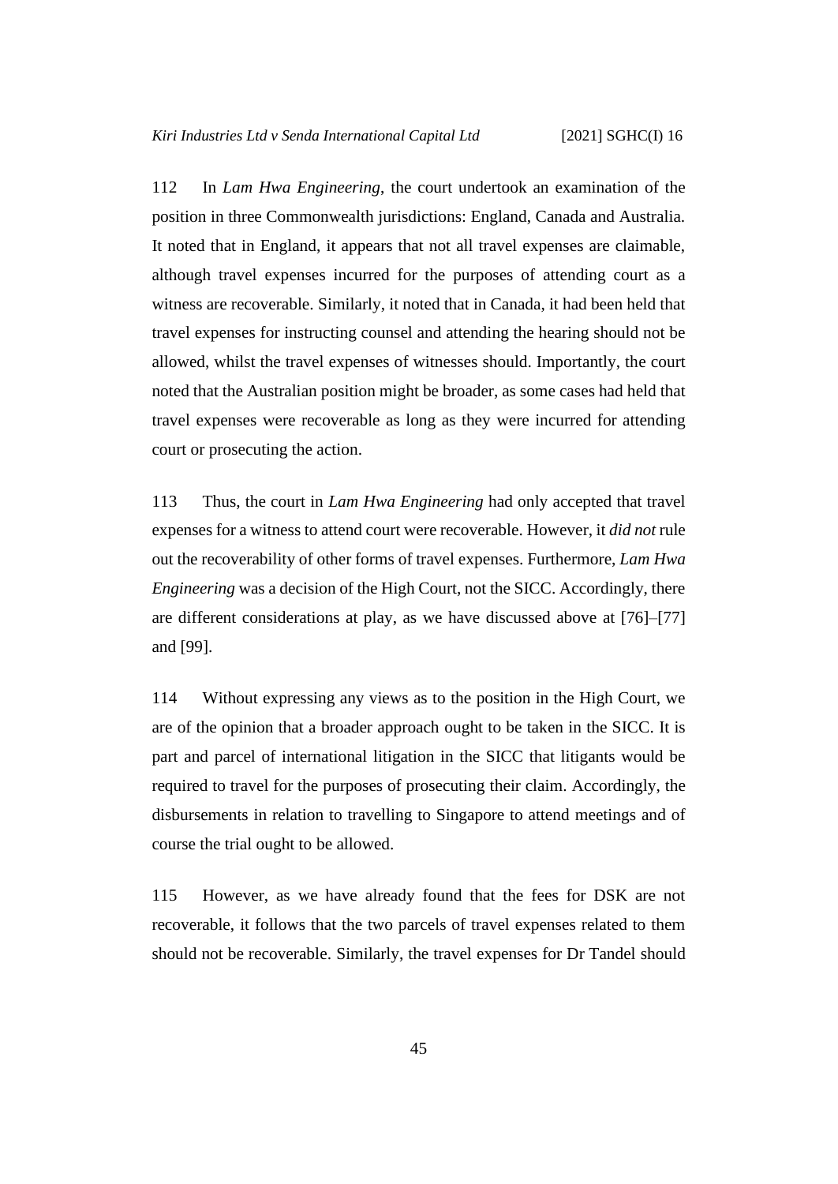112 In *Lam Hwa Engineering*, the court undertook an examination of the position in three Commonwealth jurisdictions: England, Canada and Australia. It noted that in England, it appears that not all travel expenses are claimable, although travel expenses incurred for the purposes of attending court as a witness are recoverable. Similarly, it noted that in Canada, it had been held that travel expenses for instructing counsel and attending the hearing should not be allowed, whilst the travel expenses of witnesses should. Importantly, the court noted that the Australian position might be broader, as some cases had held that travel expenses were recoverable as long as they were incurred for attending court or prosecuting the action.

113 Thus, the court in *Lam Hwa Engineering* had only accepted that travel expenses for a witness to attend court were recoverable. However, it *did not* rule out the recoverability of other forms of travel expenses. Furthermore, *Lam Hwa Engineering* was a decision of the High Court, not the SICC. Accordingly, there are different considerations at play, as we have discussed above at [76]–[77] and [99].

114 Without expressing any views as to the position in the High Court, we are of the opinion that a broader approach ought to be taken in the SICC. It is part and parcel of international litigation in the SICC that litigants would be required to travel for the purposes of prosecuting their claim. Accordingly, the disbursements in relation to travelling to Singapore to attend meetings and of course the trial ought to be allowed.

115 However, as we have already found that the fees for DSK are not recoverable, it follows that the two parcels of travel expenses related to them should not be recoverable. Similarly, the travel expenses for Dr Tandel should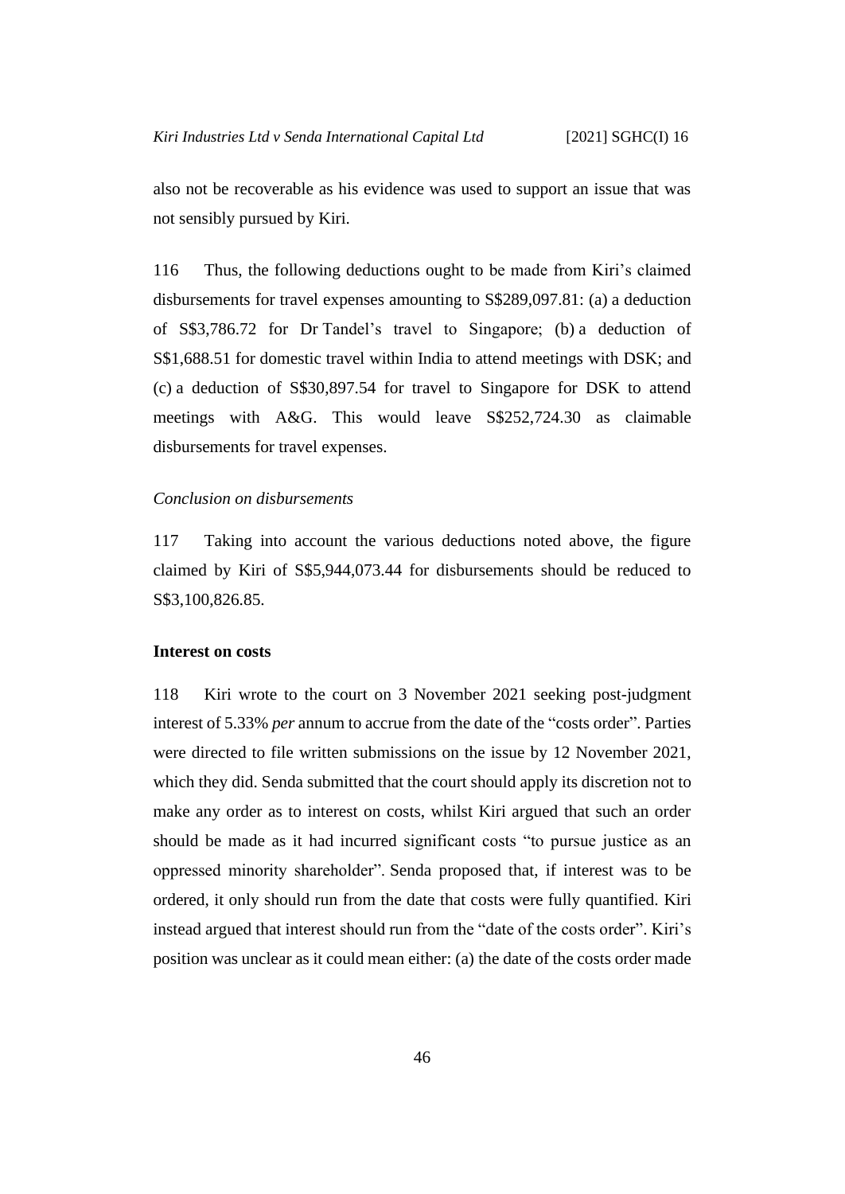also not be recoverable as his evidence was used to support an issue that was not sensibly pursued by Kiri.

116 Thus, the following deductions ought to be made from Kiri's claimed disbursements for travel expenses amounting to S$289,097.81: (a) a deduction of S$3,786.72 for Dr Tandel's travel to Singapore; (b) a deduction of S$1,688.51 for domestic travel within India to attend meetings with DSK; and (c) a deduction of S$30,897.54 for travel to Singapore for DSK to attend meetings with A&G. This would leave S$252,724.30 as claimable disbursements for travel expenses.

*Conclusion on disbursements*

117 Taking into account the various deductions noted above, the figure claimed by Kiri of S$5,944,073.44 for disbursements should be reduced to S$3,100,826.85.

**Interest on costs**

118 Kiri wrote to the court on 3 November 2021 seeking post-judgment interest of 5.33% *per* annum to accrue from the date of the "costs order". Parties were directed to file written submissions on the issue by 12 November 2021, which they did. Senda submitted that the court should apply its discretion not to make any order as to interest on costs, whilst Kiri argued that such an order should be made as it had incurred significant costs "to pursue justice as an oppressed minority shareholder". Senda proposed that, if interest was to be ordered, it only should run from the date that costs were fully quantified. Kiri instead argued that interest should run from the "date of the costs order". Kiri's position was unclear as it could mean either: (a) the date of the costs order made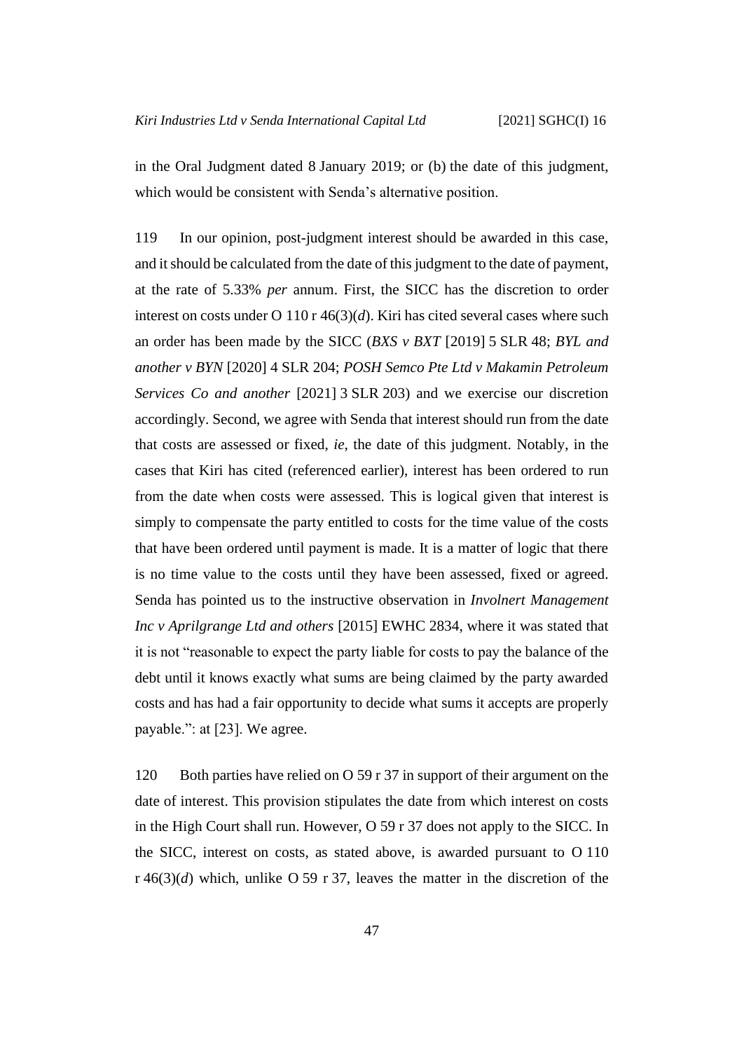in the Oral Judgment dated 8 January 2019; or (b) the date of this judgment, which would be consistent with Senda's alternative position.

119 In our opinion, post-judgment interest should be awarded in this case, and it should be calculated from the date of this judgment to the date of payment, at the rate of 5.33% *per* annum. First, the SICC has the discretion to order interest on costs under O 110 r 46(3)(*d*). Kiri has cited several cases where such an order has been made by the SICC (*BXS v BXT* [2019] 5 SLR 48; *BYL and another v BYN* [2020] 4 SLR 204; *POSH Semco Pte Ltd v Makamin Petroleum Services Co and another* [2021] 3 SLR 203) and we exercise our discretion accordingly. Second, we agree with Senda that interest should run from the date that costs are assessed or fixed, *ie*, the date of this judgment. Notably, in the cases that Kiri has cited (referenced earlier), interest has been ordered to run from the date when costs were assessed. This is logical given that interest is simply to compensate the party entitled to costs for the time value of the costs that have been ordered until payment is made. It is a matter of logic that there is no time value to the costs until they have been assessed, fixed or agreed. Senda has pointed us to the instructive observation in *Involnert Management Inc v Aprilgrange Ltd and others* [2015] EWHC 2834, where it was stated that it is not "reasonable to expect the party liable for costs to pay the balance of the debt until it knows exactly what sums are being claimed by the party awarded costs and has had a fair opportunity to decide what sums it accepts are properly payable.": at [23]. We agree.

120 Both parties have relied on O 59 r 37 in support of their argument on the date of interest. This provision stipulates the date from which interest on costs in the High Court shall run. However, O 59 r 37 does not apply to the SICC. In the SICC, interest on costs, as stated above, is awarded pursuant to O 110 r 46(3)(*d*) which, unlike O 59 r 37, leaves the matter in the discretion of the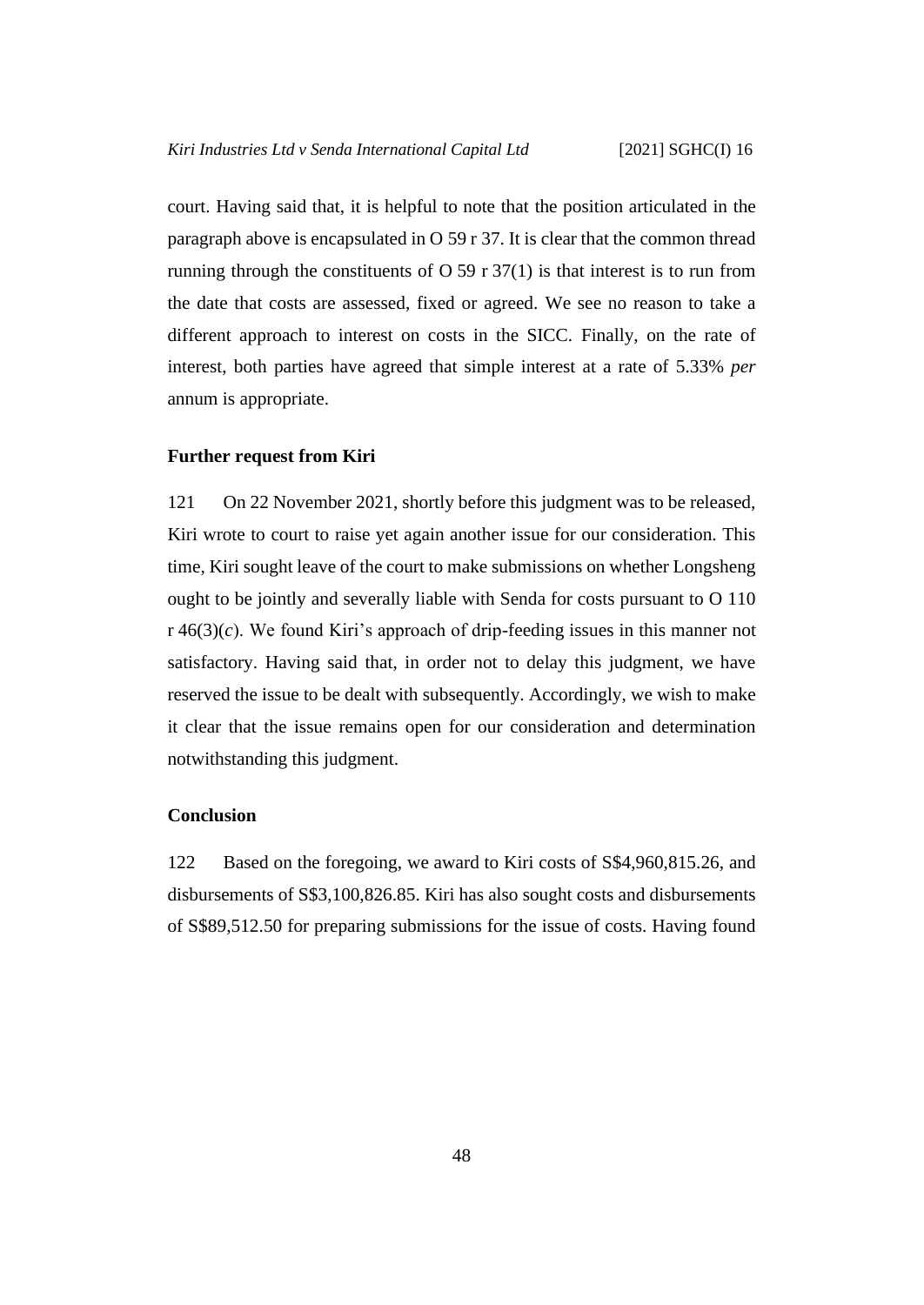court. Having said that, it is helpful to note that the position articulated in the paragraph above is encapsulated in O 59 r 37. It is clear that the common thread running through the constituents of O 59 r 37(1) is that interest is to run from the date that costs are assessed, fixed or agreed. We see no reason to take a different approach to interest on costs in the SICC. Finally, on the rate of interest, both parties have agreed that simple interest at a rate of 5.33% *per* annum is appropriate.

**Further request from Kiri**

121 On 22 November 2021, shortly before this judgment was to be released, Kiri wrote to court to raise yet again another issue for our consideration. This time, Kiri sought leave of the court to make submissions on whether Longsheng ought to be jointly and severally liable with Senda for costs pursuant to O 110 r 46(3)(*c*). We found Kiri's approach of drip-feeding issues in this manner not satisfactory. Having said that, in order not to delay this judgment, we have reserved the issue to be dealt with subsequently. Accordingly, we wish to make it clear that the issue remains open for our consideration and determination notwithstanding this judgment.

**Conclusion**

122 Based on the foregoing, we award to Kiri costs of S$4,960,815.26, and disbursements of S$3,100,826.85. Kiri has also sought costs and disbursements of S$89,512.50 for preparing submissions for the issue of costs. Having found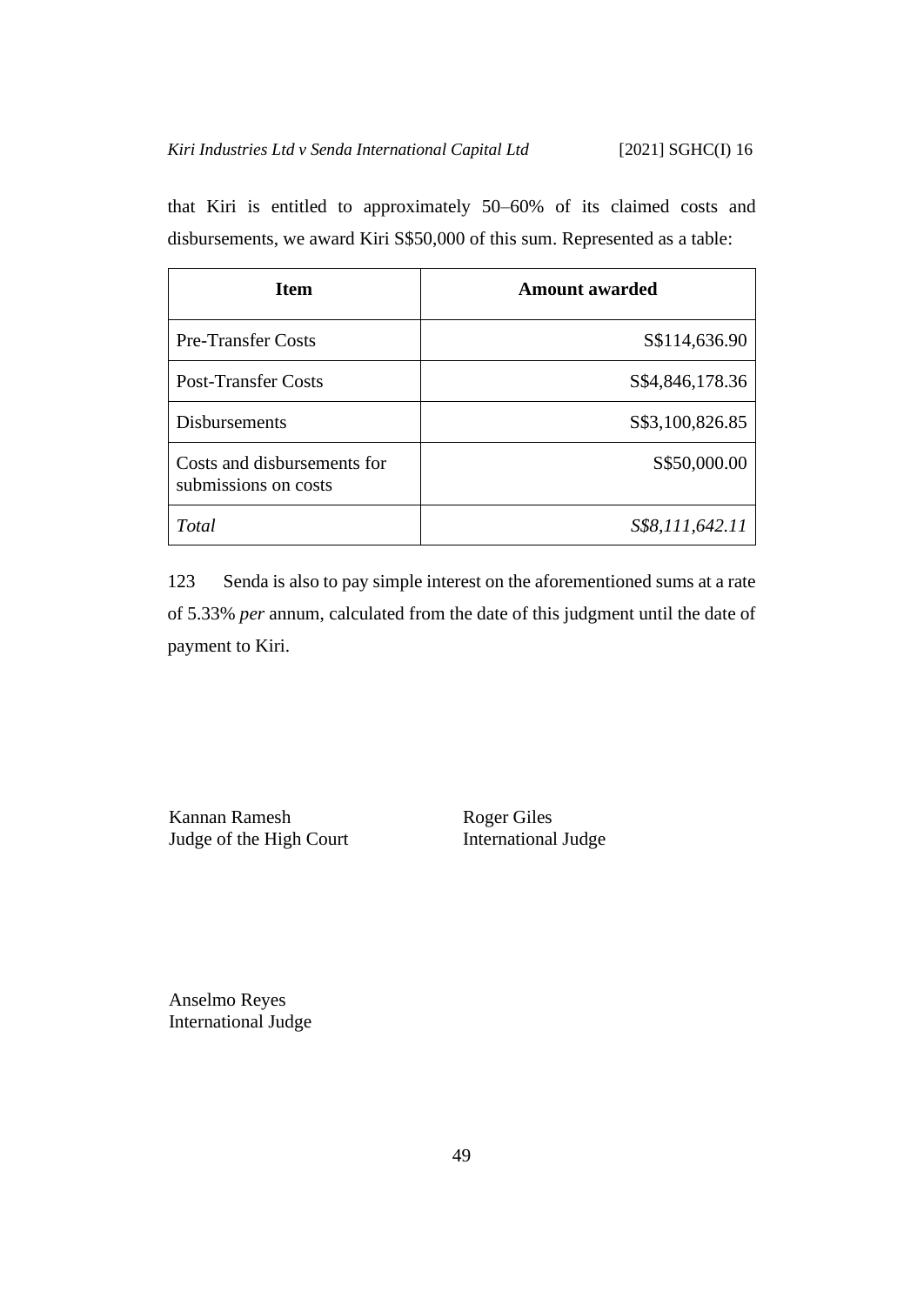that Kiri is entitled to approximately 50–60% of its claimed costs and disbursements, we award Kiri S$50,000 of this sum. Represented as a table:

| **Item** | **Amount awarded** |
|---|---:|
| Pre-Transfer Costs | S$114,636.90 |
| Post-Transfer Costs | S$4,846,178.36 |
| Disbursements | S$3,100,826.85 |
| Costs and disbursements for submissions on costs | S$50,000.00 |
| *Total* | *S$8,111,642.11* |

123 Senda is also to pay simple interest on the aforementioned sums at a rate of 5.33% *per* annum, calculated from the date of this judgment until the date of payment to Kiri.

Kannan Ramesh
Judge of the High Court

Roger Giles
International Judge

Anselmo Reyes
International Judge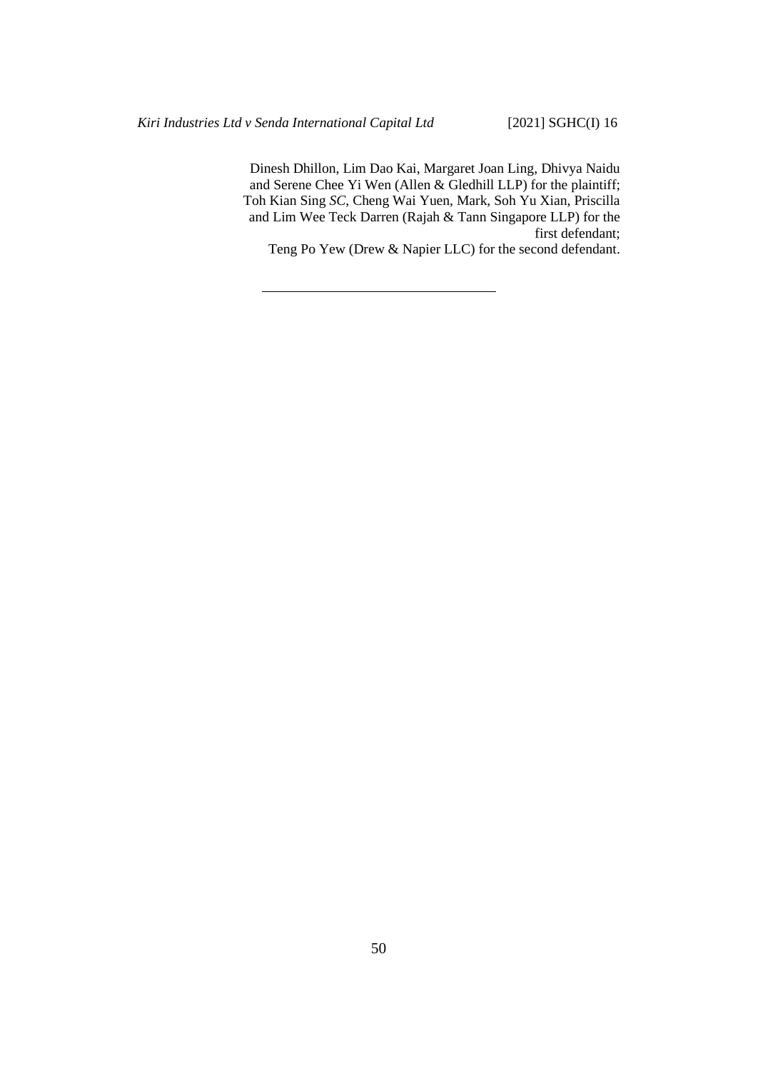Dinesh Dhillon, Lim Dao Kai, Margaret Joan Ling, Dhivya Naidu and Serene Chee Yi Wen (Allen & Gledhill LLP) for the plaintiff; Toh Kian Sing *SC*, Cheng Wai Yuen, Mark, Soh Yu Xian, Priscilla and Lim Wee Teck Darren (Rajah & Tann Singapore LLP) for the first defendant;
Teng Po Yew (Drew & Napier LLC) for the second defendant.

---